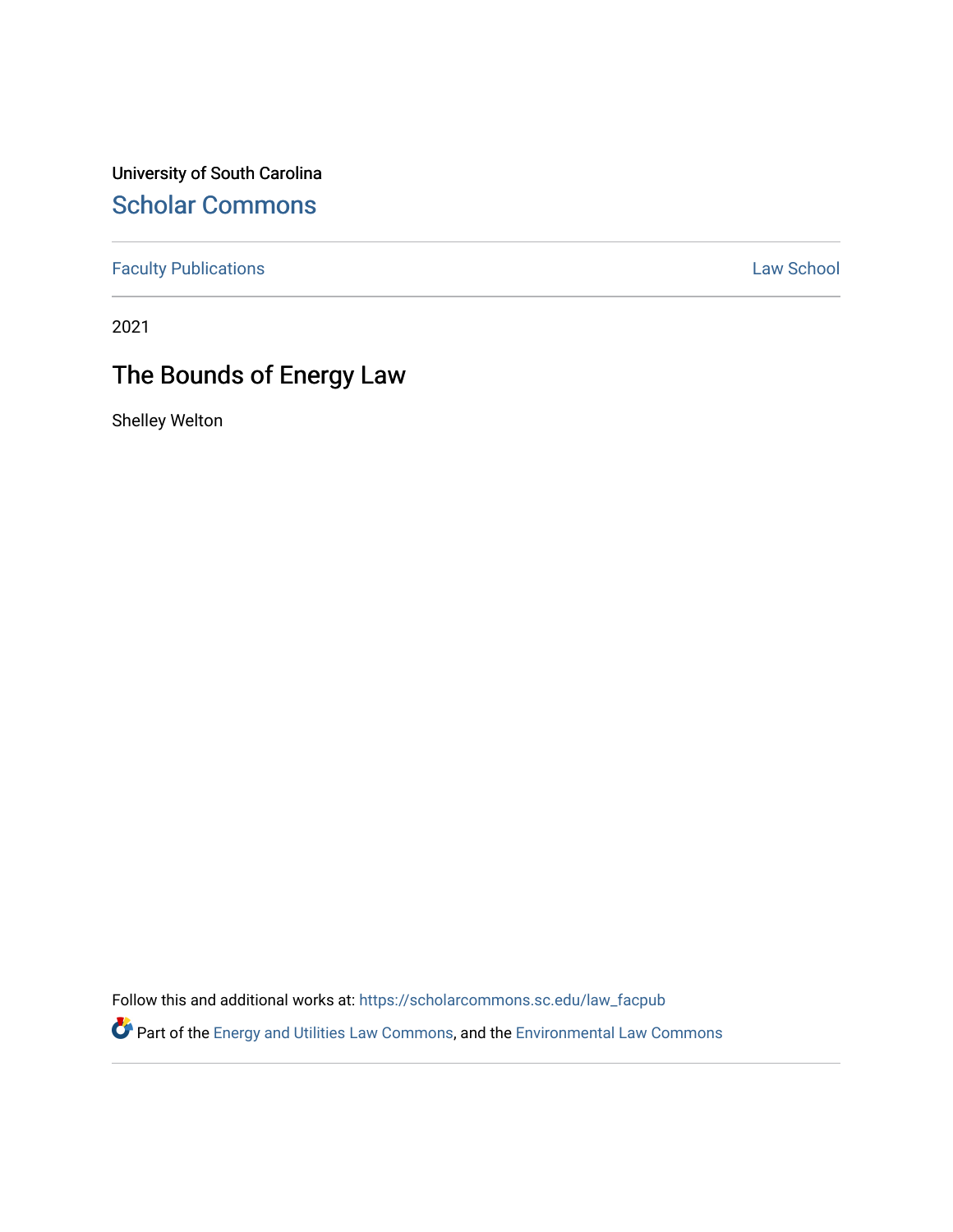University of South Carolina

Scholar Commons

Faculty Publications | Law School

2021

# The Bounds of Energy Law

Shelley Welton

Follow this and additional works at: https://scholarcommons.sc.edu/law_facpub

Part of the Energy and Utilities Law Commons, and the Environmental Law Commons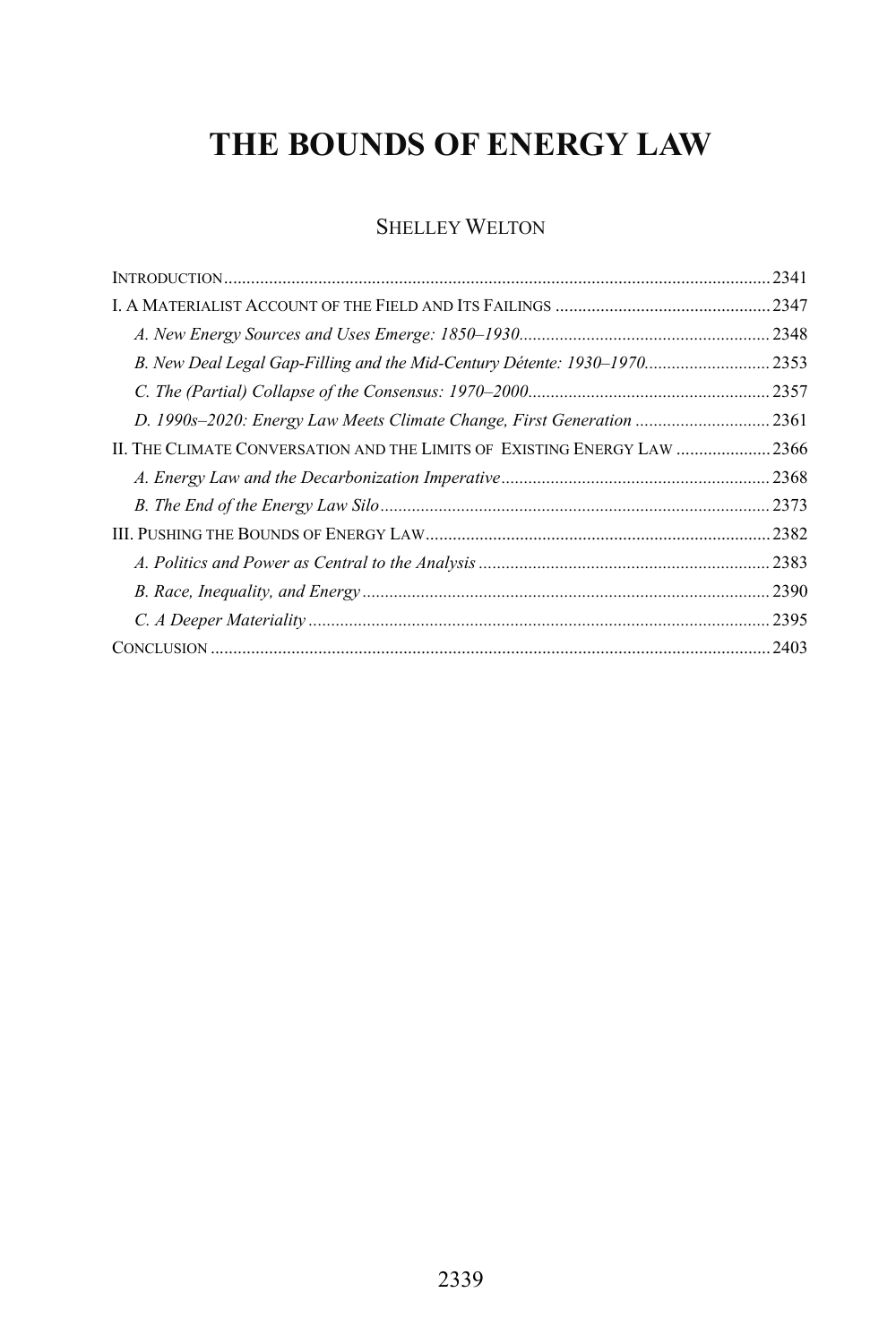# THE BOUNDS OF ENERGY LAW

SHELLEY WELTON

INTRODUCTION ........................................................................................................................ 2341

I. A MATERIALIST ACCOUNT OF THE FIELD AND ITS FAILINGS ................................................ 2347

*A. New Energy Sources and Uses Emerge: 1850–1930* ........................................................ 2348

*B. New Deal Legal Gap-Filling and the Mid-Century Détente: 1930–1970* ............................ 2353

*C. The (Partial) Collapse of the Consensus: 1970–2000* ....................................................... 2357

*D. 1990s–2020: Energy Law Meets Climate Change, First Generation* .............................. 2361

II. THE CLIMATE CONVERSATION AND THE LIMITS OF EXISTING ENERGY LAW ..................... 2366

*A. Energy Law and the Decarbonization Imperative* ............................................................ 2368

*B. The End of the Energy Law Silo* ....................................................................................... 2373

III. PUSHING THE BOUNDS OF ENERGY LAW ............................................................................ 2382

*A. Politics and Power as Central to the Analysis* ................................................................. 2383

*B. Race, Inequality, and Energy* ........................................................................................... 2390

*C. A Deeper Materiality* ....................................................................................................... 2395

CONCLUSION ........................................................................................................................... 2403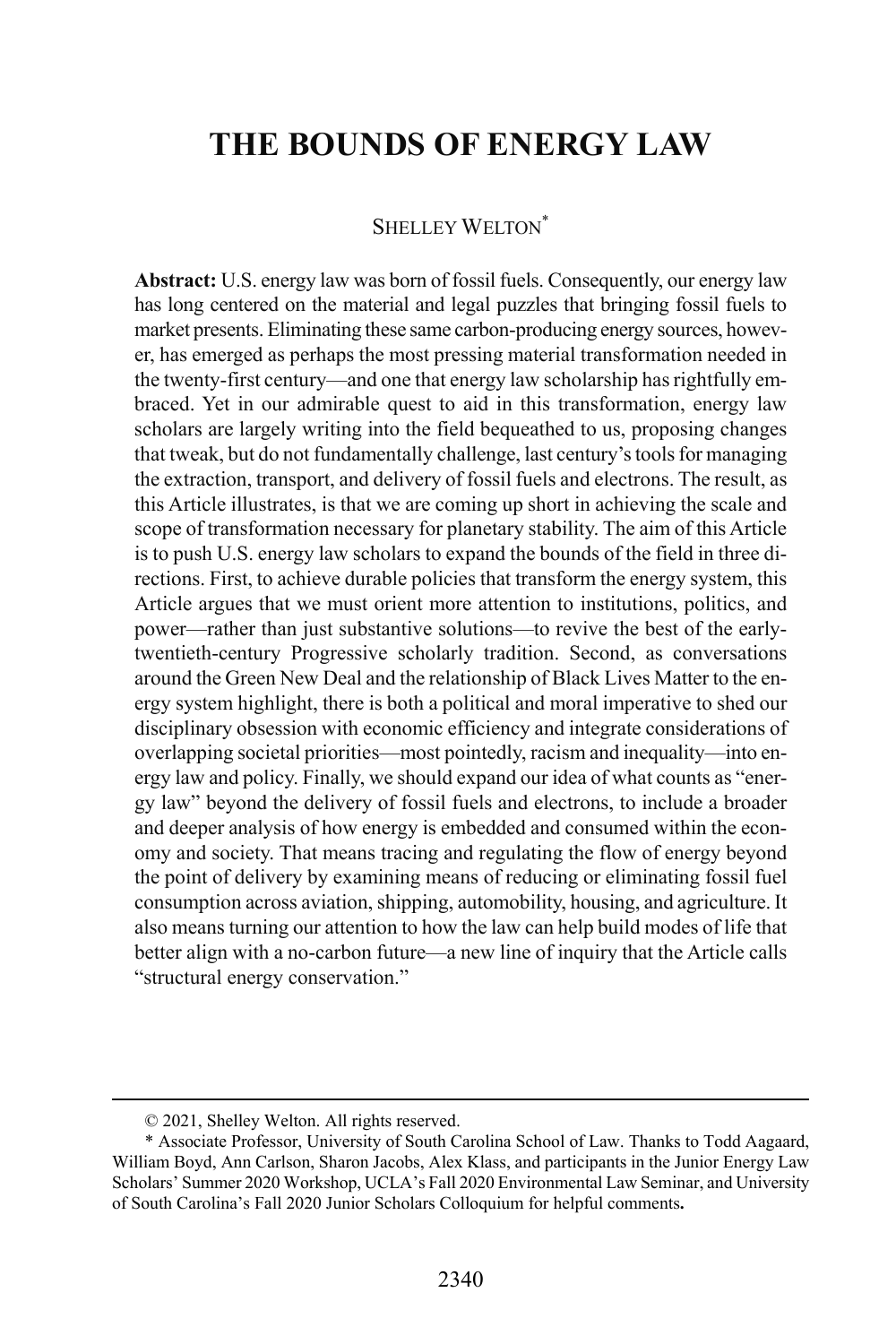# THE BOUNDS OF ENERGY LAW

SHELLEY WELTON*

**Abstract:** U.S. energy law was born of fossil fuels. Consequently, our energy law has long centered on the material and legal puzzles that bringing fossil fuels to market presents. Eliminating these same carbon-producing energy sources, however, has emerged as perhaps the most pressing material transformation needed in the twenty-first century—and one that energy law scholarship has rightfully embraced. Yet in our admirable quest to aid in this transformation, energy law scholars are largely writing into the field bequeathed to us, proposing changes that tweak, but do not fundamentally challenge, last century's tools for managing the extraction, transport, and delivery of fossil fuels and electrons. The result, as this Article illustrates, is that we are coming up short in achieving the scale and scope of transformation necessary for planetary stability. The aim of this Article is to push U.S. energy law scholars to expand the bounds of the field in three directions. First, to achieve durable policies that transform the energy system, this Article argues that we must orient more attention to institutions, politics, and power—rather than just substantive solutions—to revive the best of the early-twentieth-century Progressive scholarly tradition. Second, as conversations around the Green New Deal and the relationship of Black Lives Matter to the energy system highlight, there is both a political and moral imperative to shed our disciplinary obsession with economic efficiency and integrate considerations of overlapping societal priorities—most pointedly, racism and inequality—into energy law and policy. Finally, we should expand our idea of what counts as "energy law" beyond the delivery of fossil fuels and electrons, to include a broader and deeper analysis of how energy is embedded and consumed within the economy and society. That means tracing and regulating the flow of energy beyond the point of delivery by examining means of reducing or eliminating fossil fuel consumption across aviation, shipping, automobility, housing, and agriculture. It also means turning our attention to how the law can help build modes of life that better align with a no-carbon future—a new line of inquiry that the Article calls "structural energy conservation."

---

© 2021, Shelley Welton. All rights reserved.

\* Associate Professor, University of South Carolina School of Law. Thanks to Todd Aagaard, William Boyd, Ann Carlson, Sharon Jacobs, Alex Klass, and participants in the Junior Energy Law Scholars' Summer 2020 Workshop, UCLA's Fall 2020 Environmental Law Seminar, and University of South Carolina's Fall 2020 Junior Scholars Colloquium for helpful comments.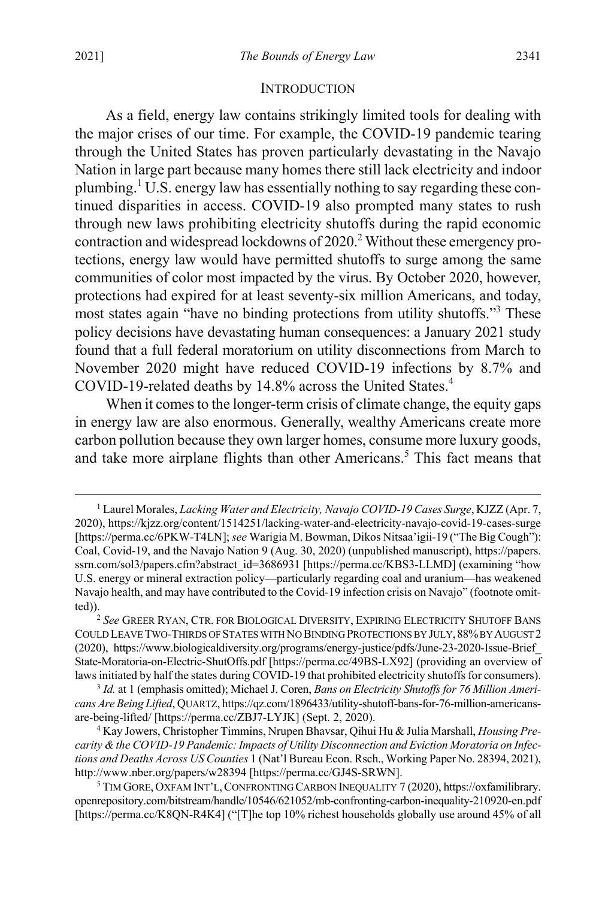## INTRODUCTION

As a field, energy law contains strikingly limited tools for dealing with the major crises of our time. For example, the COVID-19 pandemic tearing through the United States has proven particularly devastating in the Navajo Nation in large part because many homes there still lack electricity and indoor plumbing.[1] U.S. energy law has essentially nothing to say regarding these continued disparities in access. COVID-19 also prompted many states to rush through new laws prohibiting electricity shutoffs during the rapid economic contraction and widespread lockdowns of 2020.[2] Without these emergency protections, energy law would have permitted shutoffs to surge among the same communities of color most impacted by the virus. By October 2020, however, protections had expired for at least seventy-six million Americans, and today, most states again "have no binding protections from utility shutoffs."[3] These policy decisions have devastating human consequences: a January 2021 study found that a full federal moratorium on utility disconnections from March to November 2020 might have reduced COVID-19 infections by 8.7% and COVID-19-related deaths by 14.8% across the United States.[4]

When it comes to the longer-term crisis of climate change, the equity gaps in energy law are also enormous. Generally, wealthy Americans create more carbon pollution because they own larger homes, consume more luxury goods, and take more airplane flights than other Americans.[5] This fact means that

---

[1] Laurel Morales, *Lacking Water and Electricity, Navajo COVID-19 Cases Surge*, KJZZ (Apr. 7, 2020), https://kjzz.org/content/1514251/lacking-water-and-electricity-navajo-covid-19-cases-surge [https://perma.cc/6PKW-T4LN]; *see* Warigia M. Bowman, Dikos Nitsaa'igii-19 ("The Big Cough"): Coal, Covid-19, and the Navajo Nation 9 (Aug. 30, 2020) (unpublished manuscript), https://papers.ssrn.com/sol3/papers.cfm?abstract_id=3686931 [https://perma.cc/KBS3-LLMD] (examining "how U.S. energy or mineral extraction policy—particularly regarding coal and uranium—has weakened Navajo health, and may have contributed to the Covid-19 infection crisis on Navajo" (footnote omitted)).

[2] *See* GREER RYAN, CTR. FOR BIOLOGICAL DIVERSITY, EXPIRING ELECTRICITY SHUTOFF BANS COULD LEAVE TWO-THIRDS OF STATES WITH NO BINDING PROTECTIONS BY JULY, 88% BY AUGUST 2 (2020), https://www.biologicaldiversity.org/programs/energy-justice/pdfs/June-23-2020-Issue-Brief_State-Moratoria-on-Electric-ShutOffs.pdf [https://perma.cc/49BS-LX92] (providing an overview of laws initiated by half the states during COVID-19 that prohibited electricity shutoffs for consumers).

[3] *Id.* at 1 (emphasis omitted); Michael J. Coren, *Bans on Electricity Shutoffs for 76 Million Americans Are Being Lifted*, QUARTZ, https://qz.com/1896433/utility-shutoff-bans-for-76-million-americans-are-being-lifted/ [https://perma.cc/ZBJ7-LYJK] (Sept. 2, 2020).

[4] Kay Jowers, Christopher Timmins, Nrupen Bhavsar, Qihui Hu & Julia Marshall, *Housing Precarity & the COVID-19 Pandemic: Impacts of Utility Disconnection and Eviction Moratoria on Infections and Deaths Across US Counties* 1 (Nat'l Bureau Econ. Rsch., Working Paper No. 28394, 2021), http://www.nber.org/papers/w28394 [https://perma.cc/GJ4S-SRWN].

[5] TIM GORE, OXFAM INT'L, CONFRONTING CARBON INEQUALITY 7 (2020), https://oxfamilibrary.openrepository.com/bitstream/handle/10546/621052/mb-confronting-carbon-inequality-210920-en.pdf [https://perma.cc/K8QN-R4K4] ("[T]he top 10% richest households globally use around 45% of all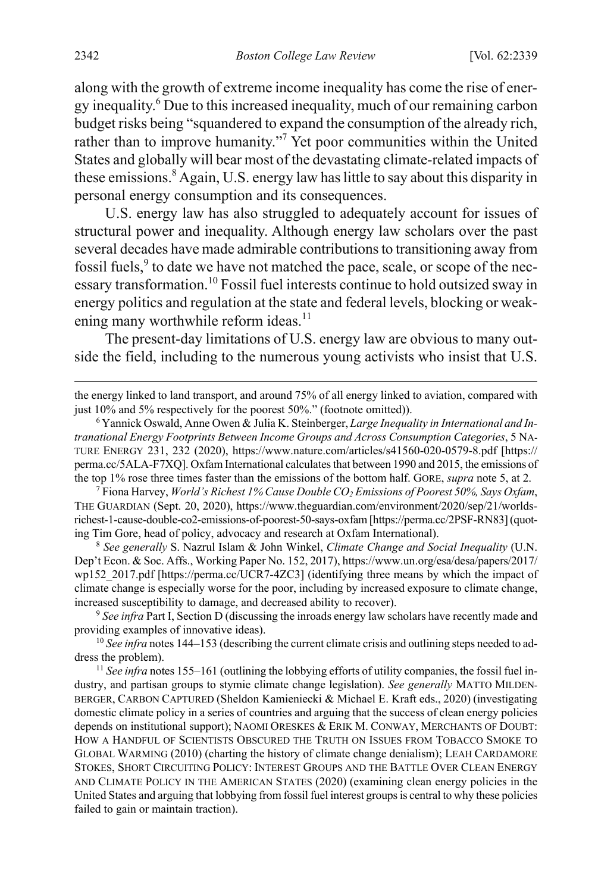along with the growth of extreme income inequality has come the rise of energy inequality.[6] Due to this increased inequality, much of our remaining carbon budget risks being "squandered to expand the consumption of the already rich, rather than to improve humanity."[7] Yet poor communities within the United States and globally will bear most of the devastating climate-related impacts of these emissions.[8] Again, U.S. energy law has little to say about this disparity in personal energy consumption and its consequences.

U.S. energy law has also struggled to adequately account for issues of structural power and inequality. Although energy law scholars over the past several decades have made admirable contributions to transitioning away from fossil fuels,[9] to date we have not matched the pace, scale, or scope of the necessary transformation.[10] Fossil fuel interests continue to hold outsized sway in energy politics and regulation at the state and federal levels, blocking or weakening many worthwhile reform ideas.[11]

The present-day limitations of U.S. energy law are obvious to many outside the field, including to the numerous young activists who insist that U.S.

---

the energy linked to land transport, and around 75% of all energy linked to aviation, compared with just 10% and 5% respectively for the poorest 50%." (footnote omitted)).

[6] Yannick Oswald, Anne Owen & Julia K. Steinberger, *Large Inequality in International and Intranational Energy Footprints Between Income Groups and Across Consumption Categories*, 5 NATURE ENERGY 231, 232 (2020), https://www.nature.com/articles/s41560-020-0579-8.pdf [https://perma.cc/5ALA-F7XQ]. Oxfam International calculates that between 1990 and 2015, the emissions of the top 1% rose three times faster than the emissions of the bottom half. GORE, *supra* note 5, at 2.

[7] Fiona Harvey, *World's Richest 1% Cause Double $CO_2$ Emissions of Poorest 50%, Says Oxfam*, THE GUARDIAN (Sept. 20, 2020), https://www.theguardian.com/environment/2020/sep/21/worlds-richest-1-cause-double-co2-emissions-of-poorest-50-says-oxfam [https://perma.cc/2PSF-RN83] (quoting Tim Gore, head of policy, advocacy and research at Oxfam International).

[8] *See generally* S. Nazrul Islam & John Winkel, *Climate Change and Social Inequality* (U.N. Dep't Econ. & Soc. Affs., Working Paper No. 152, 2017), https://www.un.org/esa/desa/papers/2017/wp152_2017.pdf [https://perma.cc/UCR7-4ZC3] (identifying three means by which the impact of climate change is especially worse for the poor, including by increased exposure to climate change, increased susceptibility to damage, and decreased ability to recover).

[9] *See infra* Part I, Section D (discussing the inroads energy law scholars have recently made and providing examples of innovative ideas).

[10] *See infra* notes 144–153 (describing the current climate crisis and outlining steps needed to address the problem).

[11] *See infra* notes 155–161 (outlining the lobbying efforts of utility companies, the fossil fuel industry, and partisan groups to stymie climate change legislation). *See generally* MATTO MILDENBERGER, CARBON CAPTURED (Sheldon Kamieniecki & Michael E. Kraft eds., 2020) (investigating domestic climate policy in a series of countries and arguing that the success of clean energy policies depends on institutional support); NAOMI ORESKES & ERIK M. CONWAY, MERCHANTS OF DOUBT: HOW A HANDFUL OF SCIENTISTS OBSCURED THE TRUTH ON ISSUES FROM TOBACCO SMOKE TO GLOBAL WARMING (2010) (charting the history of climate change denialism); LEAH CARDAMORE STOKES, SHORT CIRCUITING POLICY: INTEREST GROUPS AND THE BATTLE OVER CLEAN ENERGY AND CLIMATE POLICY IN THE AMERICAN STATES (2020) (examining clean energy policies in the United States and arguing that lobbying from fossil fuel interest groups is central to why these policies failed to gain or maintain traction).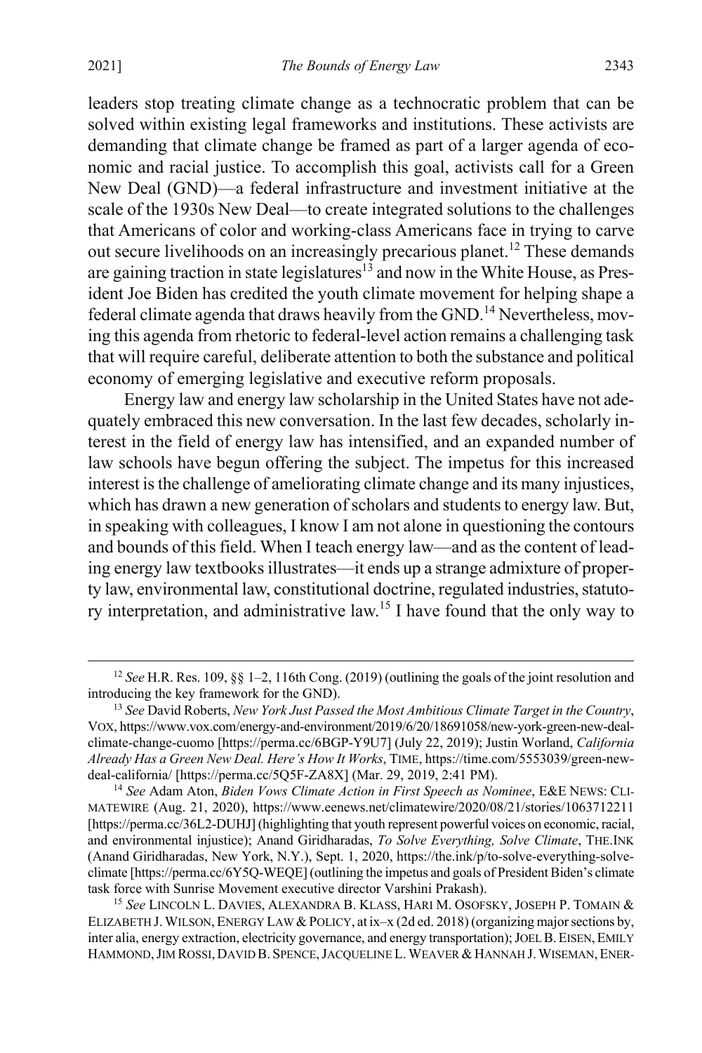leaders stop treating climate change as a technocratic problem that can be solved within existing legal frameworks and institutions. These activists are demanding that climate change be framed as part of a larger agenda of economic and racial justice. To accomplish this goal, activists call for a Green New Deal (GND)—a federal infrastructure and investment initiative at the scale of the 1930s New Deal—to create integrated solutions to the challenges that Americans of color and working-class Americans face in trying to carve out secure livelihoods on an increasingly precarious planet.[12] These demands are gaining traction in state legislatures[13] and now in the White House, as President Joe Biden has credited the youth climate movement for helping shape a federal climate agenda that draws heavily from the GND.[14] Nevertheless, moving this agenda from rhetoric to federal-level action remains a challenging task that will require careful, deliberate attention to both the substance and political economy of emerging legislative and executive reform proposals.

Energy law and energy law scholarship in the United States have not adequately embraced this new conversation. In the last few decades, scholarly interest in the field of energy law has intensified, and an expanded number of law schools have begun offering the subject. The impetus for this increased interest is the challenge of ameliorating climate change and its many injustices, which has drawn a new generation of scholars and students to energy law. But, in speaking with colleagues, I know I am not alone in questioning the contours and bounds of this field. When I teach energy law—and as the content of leading energy law textbooks illustrates—it ends up a strange admixture of property law, environmental law, constitutional doctrine, regulated industries, statutory interpretation, and administrative law.[15] I have found that the only way to

---

[12] *See* H.R. Res. 109, §§ 1–2, 116th Cong. (2019) (outlining the goals of the joint resolution and introducing the key framework for the GND).

[13] *See* David Roberts, *New York Just Passed the Most Ambitious Climate Target in the Country*, VOX, https://www.vox.com/energy-and-environment/2019/6/20/18691058/new-york-green-new-deal-climate-change-cuomo [https://perma.cc/6BGP-Y9U7] (July 22, 2019); Justin Worland, *California Already Has a Green New Deal. Here's How It Works*, TIME, https://time.com/5553039/green-new-deal-california/ [https://perma.cc/5Q5F-ZA8X] (Mar. 29, 2019, 2:41 PM).

[14] *See* Adam Aton, *Biden Vows Climate Action in First Speech as Nominee*, E&E NEWS: CLIMATEWIRE (Aug. 21, 2020), https://www.eenews.net/climatewire/2020/08/21/stories/1063712211 [https://perma.cc/36L2-DUHJ] (highlighting that youth represent powerful voices on economic, racial, and environmental injustice); Anand Giridharadas, *To Solve Everything, Solve Climate*, THE.INK (Anand Giridharadas, New York, N.Y.), Sept. 1, 2020, https://the.ink/p/to-solve-everything-solve-climate [https://perma.cc/6Y5Q-WEQE] (outlining the impetus and goals of President Biden's climate task force with Sunrise Movement executive director Varshini Prakash).

[15] *See* LINCOLN L. DAVIES, ALEXANDRA B. KLASS, HARI M. OSOFSKY, JOSEPH P. TOMAIN & ELIZABETH J. WILSON, ENERGY LAW & POLICY, at ix–x (2d ed. 2018) (organizing major sections by, inter alia, energy extraction, electricity governance, and energy transportation); JOEL B. EISEN, EMILY HAMMOND, JIM ROSSI, DAVID B. SPENCE, JACQUELINE L. WEAVER & HANNAH J. WISEMAN, ENER-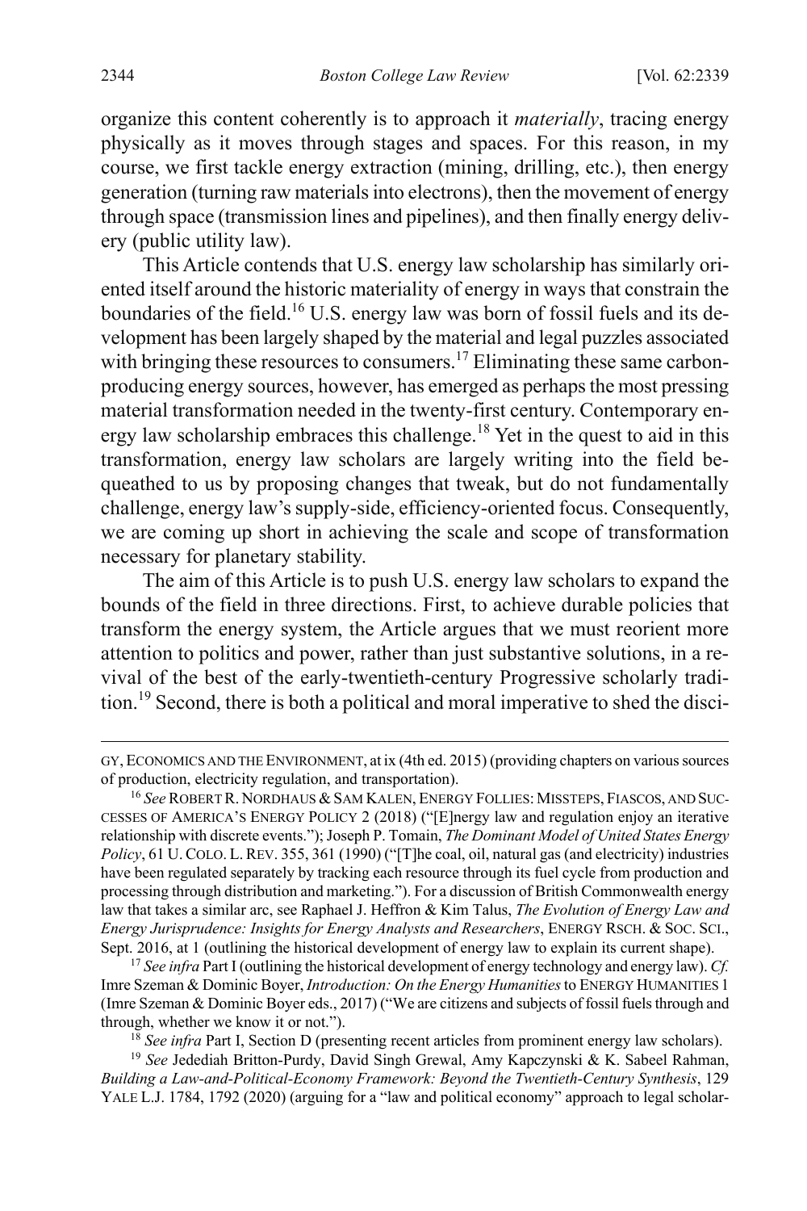organize this content coherently is to approach it *materially*, tracing energy physically as it moves through stages and spaces. For this reason, in my course, we first tackle energy extraction (mining, drilling, etc.), then energy generation (turning raw materials into electrons), then the movement of energy through space (transmission lines and pipelines), and then finally energy delivery (public utility law).

This Article contends that U.S. energy law scholarship has similarly oriented itself around the historic materiality of energy in ways that constrain the boundaries of the field.[16] U.S. energy law was born of fossil fuels and its development has been largely shaped by the material and legal puzzles associated with bringing these resources to consumers.[17] Eliminating these same carbon-producing energy sources, however, has emerged as perhaps the most pressing material transformation needed in the twenty-first century. Contemporary energy law scholarship embraces this challenge.[18] Yet in the quest to aid in this transformation, energy law scholars are largely writing into the field bequeathed to us by proposing changes that tweak, but do not fundamentally challenge, energy law's supply-side, efficiency-oriented focus. Consequently, we are coming up short in achieving the scale and scope of transformation necessary for planetary stability.

The aim of this Article is to push U.S. energy law scholars to expand the bounds of the field in three directions. First, to achieve durable policies that transform the energy system, the Article argues that we must reorient more attention to politics and power, rather than just substantive solutions, in a revival of the best of the early-twentieth-century Progressive scholarly tradition.[19] Second, there is both a political and moral imperative to shed the disci-

---

GY, ECONOMICS AND THE ENVIRONMENT, at ix (4th ed. 2015) (providing chapters on various sources of production, electricity regulation, and transportation).

[16] *See* ROBERT R. NORDHAUS & SAM KALEN, ENERGY FOLLIES: MISSTEPS, FIASCOS, AND SUCCESSES OF AMERICA'S ENERGY POLICY 2 (2018) ("[E]nergy law and regulation enjoy an iterative relationship with discrete events."); Joseph P. Tomain, *The Dominant Model of United States Energy Policy*, 61 U. COLO. L. REV. 355, 361 (1990) ("[T]he coal, oil, natural gas (and electricity) industries have been regulated separately by tracking each resource through its fuel cycle from production and processing through distribution and marketing."). For a discussion of British Commonwealth energy law that takes a similar arc, see Raphael J. Heffron & Kim Talus, *The Evolution of Energy Law and Energy Jurisprudence: Insights for Energy Analysts and Researchers*, ENERGY RSCH. & SOC. SCI., Sept. 2016, at 1 (outlining the historical development of energy law to explain its current shape).

[17] *See infra* Part I (outlining the historical development of energy technology and energy law). *Cf.* Imre Szeman & Dominic Boyer, *Introduction: On the Energy Humanities* to ENERGY HUMANITIES 1 (Imre Szeman & Dominic Boyer eds., 2017) ("We are citizens and subjects of fossil fuels through and through, whether we know it or not.").

[18] *See infra* Part I, Section D (presenting recent articles from prominent energy law scholars).

[19] *See* Jedediah Britton-Purdy, David Singh Grewal, Amy Kapczynski & K. Sabeel Rahman, *Building a Law-and-Political-Economy Framework: Beyond the Twentieth-Century Synthesis*, 129 YALE L.J. 1784, 1792 (2020) (arguing for a "law and political economy" approach to legal scholar-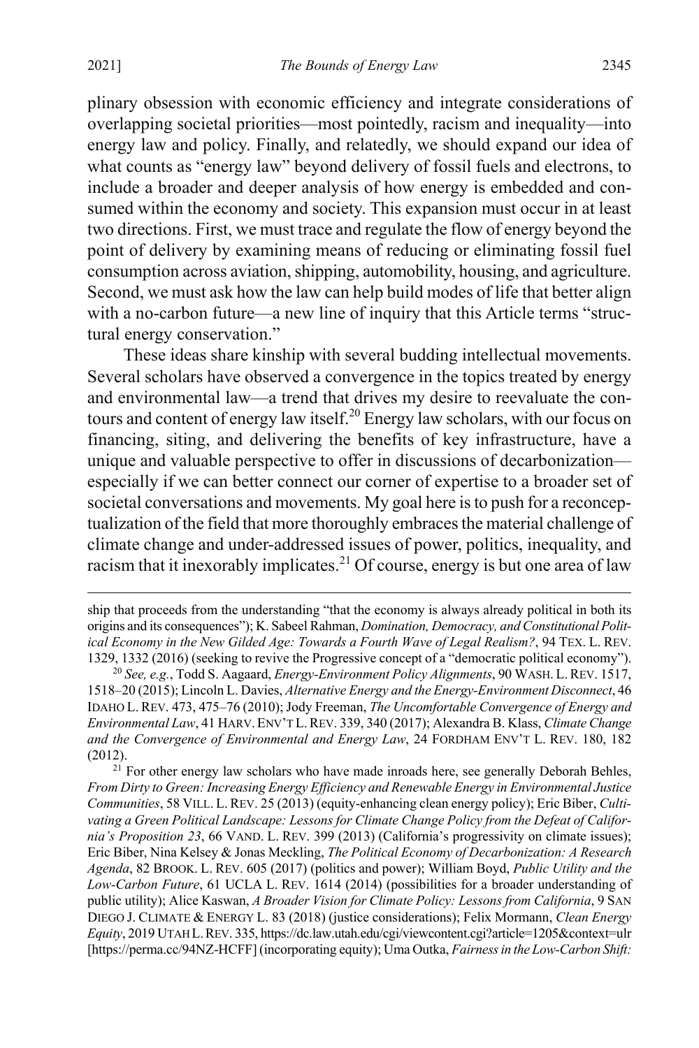plinary obsession with economic efficiency and integrate considerations of overlapping societal priorities—most pointedly, racism and inequality—into energy law and policy. Finally, and relatedly, we should expand our idea of what counts as "energy law" beyond delivery of fossil fuels and electrons, to include a broader and deeper analysis of how energy is embedded and consumed within the economy and society. This expansion must occur in at least two directions. First, we must trace and regulate the flow of energy beyond the point of delivery by examining means of reducing or eliminating fossil fuel consumption across aviation, shipping, automobility, housing, and agriculture. Second, we must ask how the law can help build modes of life that better align with a no-carbon future—a new line of inquiry that this Article terms "structural energy conservation."

These ideas share kinship with several budding intellectual movements. Several scholars have observed a convergence in the topics treated by energy and environmental law—a trend that drives my desire to reevaluate the contours and content of energy law itself.[20] Energy law scholars, with our focus on financing, siting, and delivering the benefits of key infrastructure, have a unique and valuable perspective to offer in discussions of decarbonization—especially if we can better connect our corner of expertise to a broader set of societal conversations and movements. My goal here is to push for a reconceptualization of the field that more thoroughly embraces the material challenge of climate change and under-addressed issues of power, politics, inequality, and racism that it inexorably implicates.[21] Of course, energy is but one area of law

ship that proceeds from the understanding "that the economy is always already political in both its origins and its consequences"); K. Sabeel Rahman, *Domination, Democracy, and Constitutional Political Economy in the New Gilded Age: Towards a Fourth Wave of Legal Realism?*, 94 TEX. L. REV. 1329, 1332 (2016) (seeking to revive the Progressive concept of a "democratic political economy").

[20] *See, e.g.*, Todd S. Aagaard, *Energy-Environment Policy Alignments*, 90 WASH. L. REV. 1517, 1518–20 (2015); Lincoln L. Davies, *Alternative Energy and the Energy-Environment Disconnect*, 46 IDAHO L. REV. 473, 475–76 (2010); Jody Freeman, *The Uncomfortable Convergence of Energy and Environmental Law*, 41 HARV. ENV'T L. REV. 339, 340 (2017); Alexandra B. Klass, *Climate Change and the Convergence of Environmental and Energy Law*, 24 FORDHAM ENV'T L. REV. 180, 182 (2012).

[21] For other energy law scholars who have made inroads here, see generally Deborah Behles, *From Dirty to Green: Increasing Energy Efficiency and Renewable Energy in Environmental Justice Communities*, 58 VILL. L. REV. 25 (2013) (equity-enhancing clean energy policy); Eric Biber, *Cultivating a Green Political Landscape: Lessons for Climate Change Policy from the Defeat of California's Proposition 23*, 66 VAND. L. REV. 399 (2013) (California's progressivity on climate issues); Eric Biber, Nina Kelsey & Jonas Meckling, *The Political Economy of Decarbonization: A Research Agenda*, 82 BROOK. L. REV. 605 (2017) (politics and power); William Boyd, *Public Utility and the Low-Carbon Future*, 61 UCLA L. REV. 1614 (2014) (possibilities for a broader understanding of public utility); Alice Kaswan, *A Broader Vision for Climate Policy: Lessons from California*, 9 SAN DIEGO J. CLIMATE & ENERGY L. 83 (2018) (justice considerations); Felix Mormann, *Clean Energy Equity*, 2019 UTAH L. REV. 335, https://dc.law.utah.edu/cgi/viewcontent.cgi?article=1205&context=ulr [https://perma.cc/94NZ-HCFF] (incorporating equity); Uma Outka, *Fairness in the Low-Carbon Shift:*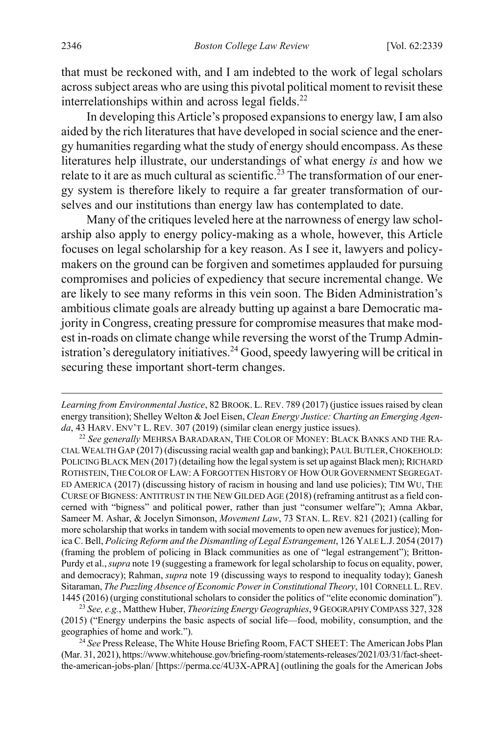that must be reckoned with, and I am indebted to the work of legal scholars across subject areas who are using this pivotal political moment to revisit these interrelationships within and across legal fields.[22]

In developing this Article's proposed expansions to energy law, I am also aided by the rich literatures that have developed in social science and the energy humanities regarding what the study of energy should encompass. As these literatures help illustrate, our understandings of what energy *is* and how we relate to it are as much cultural as scientific.[23] The transformation of our energy system is therefore likely to require a far greater transformation of ourselves and our institutions than energy law has contemplated to date.

Many of the critiques leveled here at the narrowness of energy law scholarship also apply to energy policy-making as a whole, however, this Article focuses on legal scholarship for a key reason. As I see it, lawyers and policymakers on the ground can be forgiven and sometimes applauded for pursuing compromises and policies of expediency that secure incremental change. We are likely to see many reforms in this vein soon. The Biden Administration's ambitious climate goals are already butting up against a bare Democratic majority in Congress, creating pressure for compromise measures that make modest in-roads on climate change while reversing the worst of the Trump Administration's deregulatory initiatives.[24] Good, speedy lawyering will be critical in securing these important short-term changes.

---

*Learning from Environmental Justice*, 82 BROOK. L. REV. 789 (2017) (justice issues raised by clean energy transition); Shelley Welton & Joel Eisen, *Clean Energy Justice: Charting an Emerging Agenda*, 43 HARV. ENV'T L. REV. 307 (2019) (similar clean energy justice issues).

[22] *See generally* MEHRSA BARADARAN, THE COLOR OF MONEY: BLACK BANKS AND THE RACIAL WEALTH GAP (2017) (discussing racial wealth gap and banking); PAUL BUTLER, CHOKEHOLD: POLICING BLACK MEN (2017) (detailing how the legal system is set up against Black men); RICHARD ROTHSTEIN, THE COLOR OF LAW: A FORGOTTEN HISTORY OF HOW OUR GOVERNMENT SEGREGATED AMERICA (2017) (discussing history of racism in housing and land use policies); TIM WU, THE CURSE OF BIGNESS: ANTITRUST IN THE NEW GILDED AGE (2018) (reframing antitrust as a field concerned with "bigness" and political power, rather than just "consumer welfare"); Amna Akbar, Sameer M. Ashar, & Jocelyn Simonson, *Movement Law*, 73 STAN. L. REV. 821 (2021) (calling for more scholarship that works in tandem with social movements to open new avenues for justice); Monica C. Bell, *Policing Reform and the Dismantling of Legal Estrangement*, 126 YALE L.J. 2054 (2017) (framing the problem of policing in Black communities as one of "legal estrangement"); Britton-Purdy et al., *supra* note 19 (suggesting a framework for legal scholarship to focus on equality, power, and democracy); Rahman, *supra* note 19 (discussing ways to respond to inequality today); Ganesh Sitaraman, *The Puzzling Absence of Economic Power in Constitutional Theory*, 101 CORNELL L. REV. 1445 (2016) (urging constitutional scholars to consider the politics of "elite economic domination").

[23] *See, e.g.*, Matthew Huber, *Theorizing Energy Geographies*, 9 GEOGRAPHY COMPASS 327, 328 (2015) ("Energy underpins the basic aspects of social life—food, mobility, consumption, and the geographies of home and work.").

[24] *See* Press Release, The White House Briefing Room, FACT SHEET: The American Jobs Plan (Mar. 31, 2021), https://www.whitehouse.gov/briefing-room/statements-releases/2021/03/31/fact-sheet-the-american-jobs-plan/ [https://perma.cc/4U3X-APRA] (outlining the goals for the American Jobs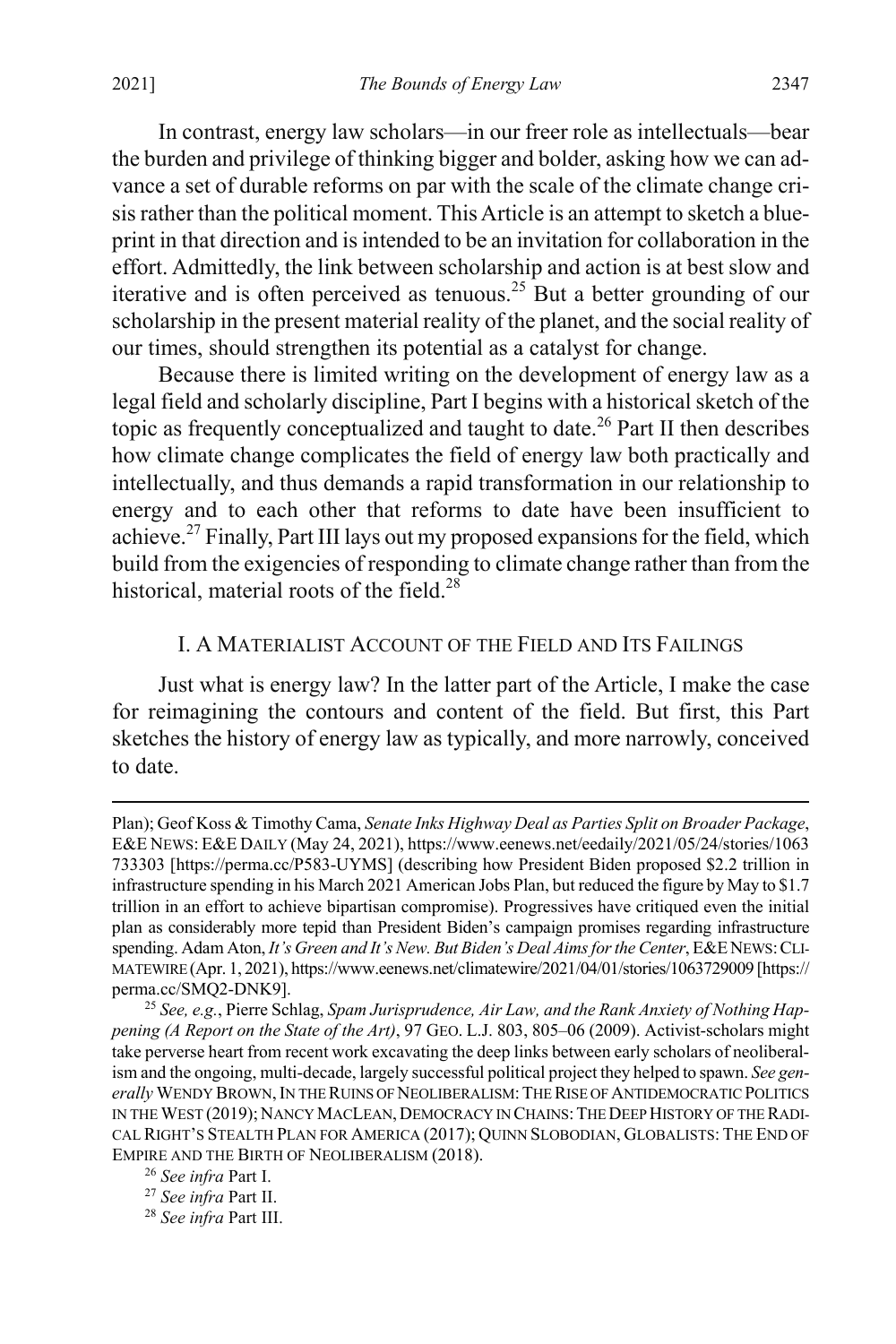In contrast, energy law scholars—in our freer role as intellectuals—bear the burden and privilege of thinking bigger and bolder, asking how we can advance a set of durable reforms on par with the scale of the climate change crisis rather than the political moment. This Article is an attempt to sketch a blueprint in that direction and is intended to be an invitation for collaboration in the effort. Admittedly, the link between scholarship and action is at best slow and iterative and is often perceived as tenuous.[25] But a better grounding of our scholarship in the present material reality of the planet, and the social reality of our times, should strengthen its potential as a catalyst for change.

Because there is limited writing on the development of energy law as a legal field and scholarly discipline, Part I begins with a historical sketch of the topic as frequently conceptualized and taught to date.[26] Part II then describes how climate change complicates the field of energy law both practically and intellectually, and thus demands a rapid transformation in our relationship to energy and to each other that reforms to date have been insufficient to achieve.[27] Finally, Part III lays out my proposed expansions for the field, which build from the exigencies of responding to climate change rather than from the historical, material roots of the field.[28]

## I. A MATERIALIST ACCOUNT OF THE FIELD AND ITS FAILINGS

Just what is energy law? In the latter part of the Article, I make the case for reimagining the contours and content of the field. But first, this Part sketches the history of energy law as typically, and more narrowly, conceived to date.

---

Plan); Geof Koss & Timothy Cama, *Senate Inks Highway Deal as Parties Split on Broader Package*, E&E NEWS: E&E DAILY (May 24, 2021), https://www.eenews.net/eedaily/2021/05/24/stories/1063733303 [https://perma.cc/P583-UYMS] (describing how President Biden proposed $2.2 trillion in infrastructure spending in his March 2021 American Jobs Plan, but reduced the figure by May to $1.7 trillion in an effort to achieve bipartisan compromise). Progressives have critiqued even the initial plan as considerably more tepid than President Biden's campaign promises regarding infrastructure spending. Adam Aton, *It's Green and It's New. But Biden's Deal Aims for the Center*, E&E NEWS: CLIMATEWIRE (Apr. 1, 2021), https://www.eenews.net/climatewire/2021/04/01/stories/1063729009 [https://perma.cc/SMQ2-DNK9].

[25] *See, e.g.*, Pierre Schlag, *Spam Jurisprudence, Air Law, and the Rank Anxiety of Nothing Happening (A Report on the State of the Art)*, 97 GEO. L.J. 803, 805–06 (2009). Activist-scholars might take perverse heart from recent work excavating the deep links between early scholars of neoliberalism and the ongoing, multi-decade, largely successful political project they helped to spawn. *See generally* WENDY BROWN, IN THE RUINS OF NEOLIBERALISM: THE RISE OF ANTIDEMOCRATIC POLITICS IN THE WEST (2019); NANCY MACLEAN, DEMOCRACY IN CHAINS: THE DEEP HISTORY OF THE RADICAL RIGHT'S STEALTH PLAN FOR AMERICA (2017); QUINN SLOBODIAN, GLOBALISTS: THE END OF EMPIRE AND THE BIRTH OF NEOLIBERALISM (2018).

[26] *See infra* Part I.

[27] *See infra* Part II.

[28] *See infra* Part III.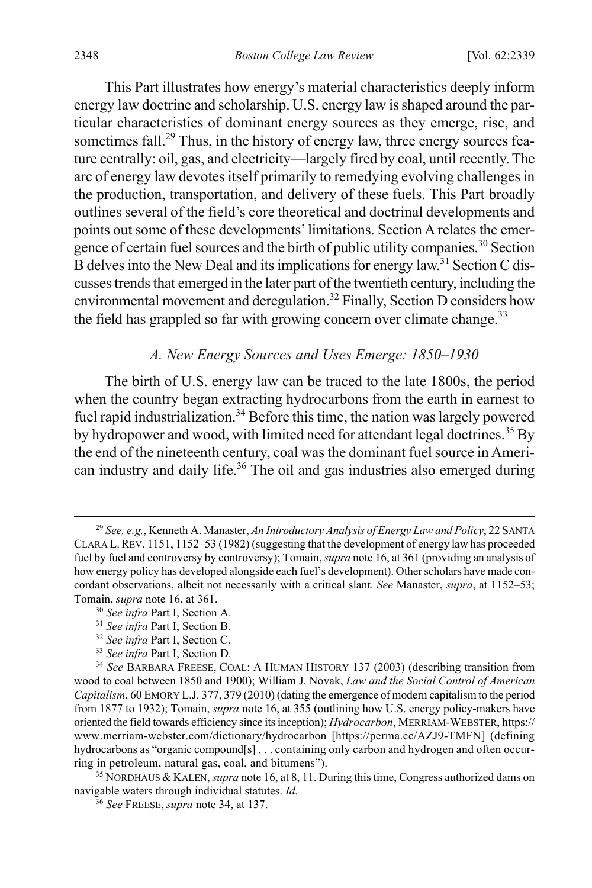This Part illustrates how energy's material characteristics deeply inform energy law doctrine and scholarship. U.S. energy law is shaped around the particular characteristics of dominant energy sources as they emerge, rise, and sometimes fall.[29] Thus, in the history of energy law, three energy sources feature centrally: oil, gas, and electricity—largely fired by coal, until recently. The arc of energy law devotes itself primarily to remedying evolving challenges in the production, transportation, and delivery of these fuels. This Part broadly outlines several of the field's core theoretical and doctrinal developments and points out some of these developments' limitations. Section A relates the emergence of certain fuel sources and the birth of public utility companies.[30] Section B delves into the New Deal and its implications for energy law.[31] Section C discusses trends that emerged in the later part of the twentieth century, including the environmental movement and deregulation.[32] Finally, Section D considers how the field has grappled so far with growing concern over climate change.[33]

### *A. New Energy Sources and Uses Emerge: 1850–1930*

The birth of U.S. energy law can be traced to the late 1800s, the period when the country began extracting hydrocarbons from the earth in earnest to fuel rapid industrialization.[34] Before this time, the nation was largely powered by hydropower and wood, with limited need for attendant legal doctrines.[35] By the end of the nineteenth century, coal was the dominant fuel source in American industry and daily life.[36] The oil and gas industries also emerged during

---

[29] *See, e.g.*, Kenneth A. Manaster, *An Introductory Analysis of Energy Law and Policy*, 22 SANTA CLARA L. REV. 1151, 1152–53 (1982) (suggesting that the development of energy law has proceeded fuel by fuel and controversy by controversy); Tomain, *supra* note 16, at 361 (providing an analysis of how energy policy has developed alongside each fuel's development). Other scholars have made concordant observations, albeit not necessarily with a critical slant. *See* Manaster, *supra*, at 1152–53; Tomain, *supra* note 16, at 361.

[30] *See infra* Part I, Section A.

[31] *See infra* Part I, Section B.

[32] *See infra* Part I, Section C.

[33] *See infra* Part I, Section D.

[34] *See* BARBARA FREESE, COAL: A HUMAN HISTORY 137 (2003) (describing transition from wood to coal between 1850 and 1900); William J. Novak, *Law and the Social Control of American Capitalism*, 60 EMORY L.J. 377, 379 (2010) (dating the emergence of modern capitalism to the period from 1877 to 1932); Tomain, *supra* note 16, at 355 (outlining how U.S. energy policy-makers have oriented the field towards efficiency since its inception); *Hydrocarbon*, MERRIAM-WEBSTER, https://www.merriam-webster.com/dictionary/hydrocarbon [https://perma.cc/AZJ9-TMFN] (defining hydrocarbons as "organic compound[s] . . . containing only carbon and hydrogen and often occurring in petroleum, natural gas, coal, and bitumens").

[35] NORDHAUS & KALEN, *supra* note 16, at 8, 11. During this time, Congress authorized dams on navigable waters through individual statutes. *Id.*

[36] *See* FREESE, *supra* note 34, at 137.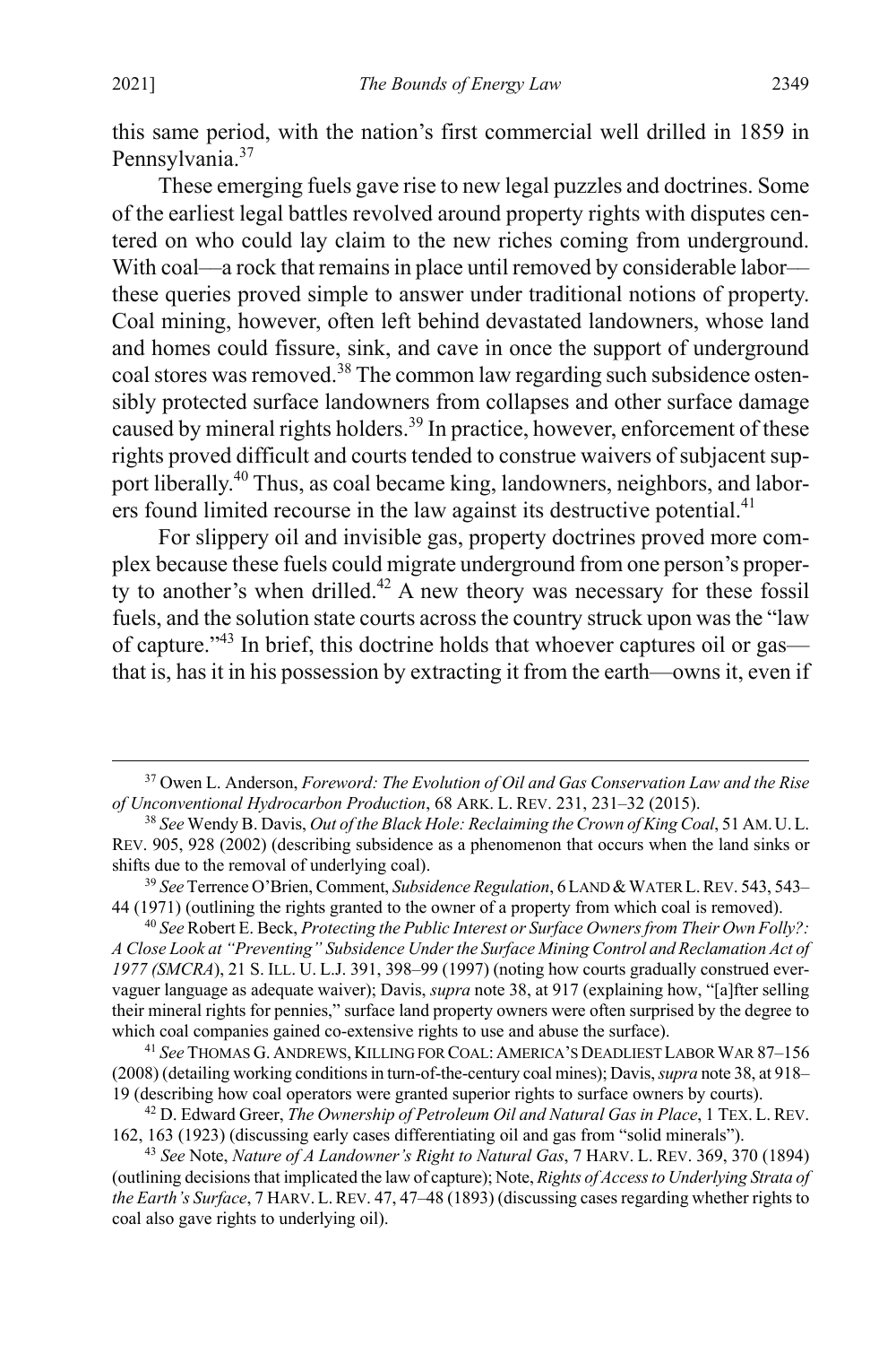this same period, with the nation's first commercial well drilled in 1859 in Pennsylvania.[37]

These emerging fuels gave rise to new legal puzzles and doctrines. Some of the earliest legal battles revolved around property rights with disputes centered on who could lay claim to the new riches coming from underground. With coal—a rock that remains in place until removed by considerable labor—these queries proved simple to answer under traditional notions of property. Coal mining, however, often left behind devastated landowners, whose land and homes could fissure, sink, and cave in once the support of underground coal stores was removed.[38] The common law regarding such subsidence ostensibly protected surface landowners from collapses and other surface damage caused by mineral rights holders.[39] In practice, however, enforcement of these rights proved difficult and courts tended to construe waivers of subjacent support liberally.[40] Thus, as coal became king, landowners, neighbors, and laborers found limited recourse in the law against its destructive potential.[41]

For slippery oil and invisible gas, property doctrines proved more complex because these fuels could migrate underground from one person's property to another's when drilled.[42] A new theory was necessary for these fossil fuels, and the solution state courts across the country struck upon was the "law of capture."[43] In brief, this doctrine holds that whoever captures oil or gas—that is, has it in his possession by extracting it from the earth—owns it, even if

---

[37] Owen L. Anderson, *Foreword: The Evolution of Oil and Gas Conservation Law and the Rise of Unconventional Hydrocarbon Production*, 68 ARK. L. REV. 231, 231–32 (2015).

[38] *See* Wendy B. Davis, *Out of the Black Hole: Reclaiming the Crown of King Coal*, 51 AM. U. L. REV. 905, 928 (2002) (describing subsidence as a phenomenon that occurs when the land sinks or shifts due to the removal of underlying coal).

[39] *See* Terrence O'Brien, Comment, *Subsidence Regulation*, 6 LAND & WATER L. REV. 543, 543–44 (1971) (outlining the rights granted to the owner of a property from which coal is removed).

[40] *See* Robert E. Beck, *Protecting the Public Interest or Surface Owners from Their Own Folly?: A Close Look at "Preventing" Subsidence Under the Surface Mining Control and Reclamation Act of 1977 (SMCRA)*, 21 S. ILL. U. L.J. 391, 398–99 (1997) (noting how courts gradually construed ever-vaguer language as adequate waiver); Davis, *supra* note 38, at 917 (explaining how, "[a]fter selling their mineral rights for pennies," surface land property owners were often surprised by the degree to which coal companies gained co-extensive rights to use and abuse the surface).

[41] *See* THOMAS G. ANDREWS, KILLING FOR COAL: AMERICA'S DEADLIEST LABOR WAR 87–156 (2008) (detailing working conditions in turn-of-the-century coal mines); Davis, *supra* note 38, at 918–19 (describing how coal operators were granted superior rights to surface owners by courts).

[42] D. Edward Greer, *The Ownership of Petroleum Oil and Natural Gas in Place*, 1 TEX. L. REV. 162, 163 (1923) (discussing early cases differentiating oil and gas from "solid minerals").

[43] *See* Note, *Nature of A Landowner's Right to Natural Gas*, 7 HARV. L. REV. 369, 370 (1894) (outlining decisions that implicated the law of capture); Note, *Rights of Access to Underlying Strata of the Earth's Surface*, 7 HARV. L. REV. 47, 47–48 (1893) (discussing cases regarding whether rights to coal also gave rights to underlying oil).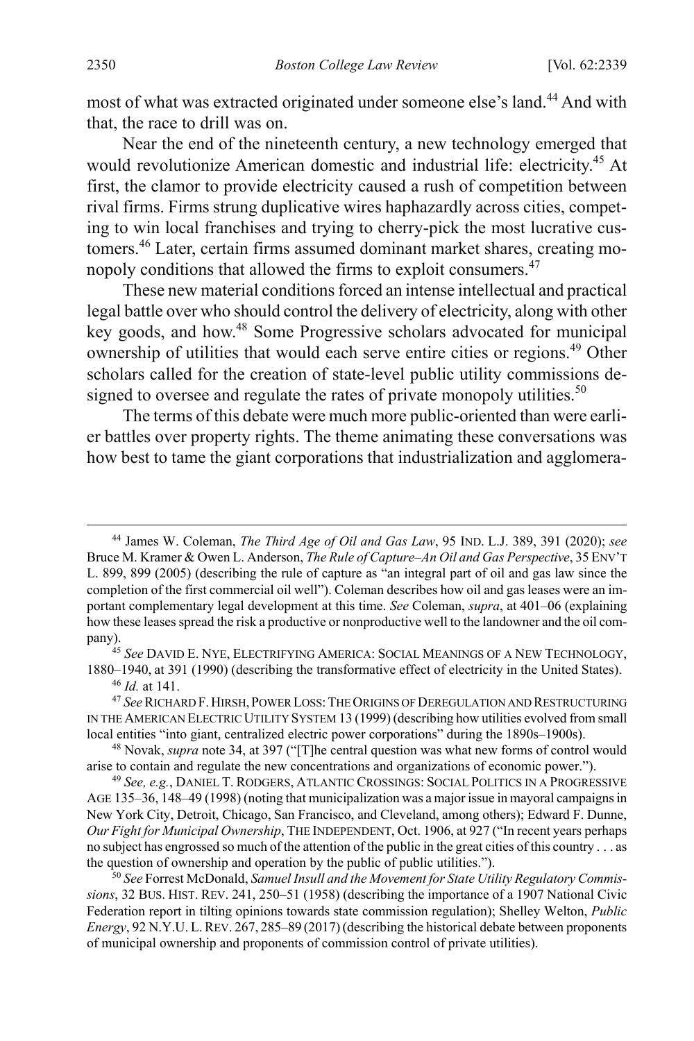most of what was extracted originated under someone else's land.[44] And with that, the race to drill was on.

Near the end of the nineteenth century, a new technology emerged that would revolutionize American domestic and industrial life: electricity.[45] At first, the clamor to provide electricity caused a rush of competition between rival firms. Firms strung duplicative wires haphazardly across cities, competing to win local franchises and trying to cherry-pick the most lucrative customers.[46] Later, certain firms assumed dominant market shares, creating monopoly conditions that allowed the firms to exploit consumers.[47]

These new material conditions forced an intense intellectual and practical legal battle over who should control the delivery of electricity, along with other key goods, and how.[48] Some Progressive scholars advocated for municipal ownership of utilities that would each serve entire cities or regions.[49] Other scholars called for the creation of state-level public utility commissions designed to oversee and regulate the rates of private monopoly utilities.[50]

The terms of this debate were much more public-oriented than were earlier battles over property rights. The theme animating these conversations was how best to tame the giant corporations that industrialization and agglomera-

---

[44] James W. Coleman, *The Third Age of Oil and Gas Law*, 95 IND. L.J. 389, 391 (2020); *see* Bruce M. Kramer & Owen L. Anderson, *The Rule of Capture–An Oil and Gas Perspective*, 35 ENV'T L. 899, 899 (2005) (describing the rule of capture as "an integral part of oil and gas law since the completion of the first commercial oil well"). Coleman describes how oil and gas leases were an important complementary legal development at this time. *See* Coleman, *supra*, at 401–06 (explaining how these leases spread the risk a productive or nonproductive well to the landowner and the oil company).

[45] *See* DAVID E. NYE, ELECTRIFYING AMERICA: SOCIAL MEANINGS OF A NEW TECHNOLOGY, 1880–1940, at 391 (1990) (describing the transformative effect of electricity in the United States).

[46] *Id.* at 141.

[47] *See* RICHARD F. HIRSH, POWER LOSS: THE ORIGINS OF DEREGULATION AND RESTRUCTURING IN THE AMERICAN ELECTRIC UTILITY SYSTEM 13 (1999) (describing how utilities evolved from small local entities "into giant, centralized electric power corporations" during the 1890s–1900s).

[48] Novak, *supra* note 34, at 397 ("[T]he central question was what new forms of control would arise to contain and regulate the new concentrations and organizations of economic power.").

[49] *See, e.g.*, DANIEL T. RODGERS, ATLANTIC CROSSINGS: SOCIAL POLITICS IN A PROGRESSIVE AGE 135–36, 148–49 (1998) (noting that municipalization was a major issue in mayoral campaigns in New York City, Detroit, Chicago, San Francisco, and Cleveland, among others); Edward F. Dunne, *Our Fight for Municipal Ownership*, THE INDEPENDENT, Oct. 1906, at 927 ("In recent years perhaps no subject has engrossed so much of the attention of the public in the great cities of this country . . . as the question of ownership and operation by the public of public utilities.").

[50] *See* Forrest McDonald, *Samuel Insull and the Movement for State Utility Regulatory Commissions*, 32 BUS. HIST. REV. 241, 250–51 (1958) (describing the importance of a 1907 National Civic Federation report in tilting opinions towards state commission regulation); Shelley Welton, *Public Energy*, 92 N.Y.U. L. REV. 267, 285–89 (2017) (describing the historical debate between proponents of municipal ownership and proponents of commission control of private utilities).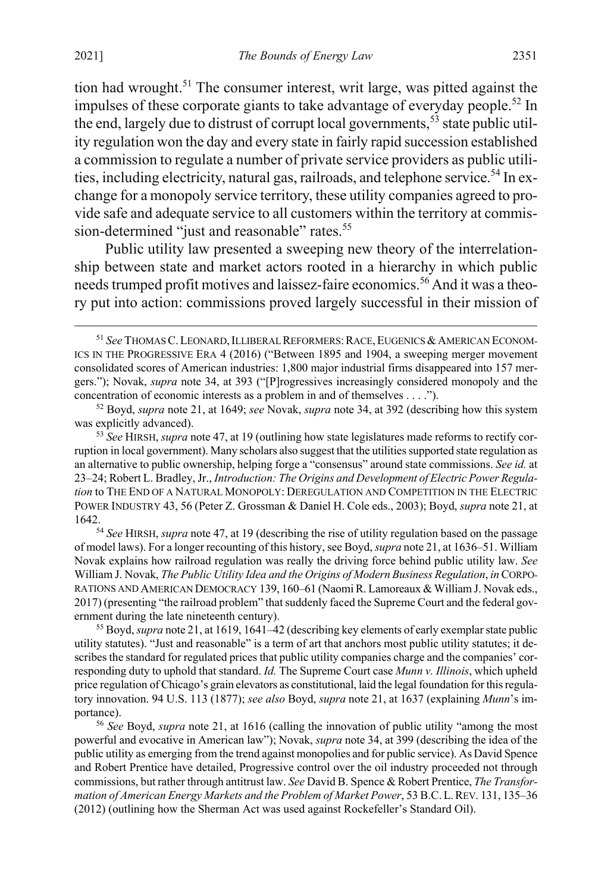tion had wrought.[51] The consumer interest, writ large, was pitted against the impulses of these corporate giants to take advantage of everyday people.[52] In the end, largely due to distrust of corrupt local governments,[53] state public utility regulation won the day and every state in fairly rapid succession established a commission to regulate a number of private service providers as public utilities, including electricity, natural gas, railroads, and telephone service.[54] In exchange for a monopoly service territory, these utility companies agreed to provide safe and adequate service to all customers within the territory at commission-determined "just and reasonable" rates.[55]

Public utility law presented a sweeping new theory of the interrelationship between state and market actors rooted in a hierarchy in which public needs trumped profit motives and laissez-faire economics.[56] And it was a theory put into action: commissions proved largely successful in their mission of

[51] *See* THOMAS C. LEONARD, ILLIBERAL REFORMERS: RACE, EUGENICS & AMERICAN ECONOMICS IN THE PROGRESSIVE ERA 4 (2016) ("Between 1895 and 1904, a sweeping merger movement consolidated scores of American industries: 1,800 major industrial firms disappeared into 157 mergers."); Novak, *supra* note 34, at 393 ("[P]rogressives increasingly considered monopoly and the concentration of economic interests as a problem in and of themselves . . . .").

[52] Boyd, *supra* note 21, at 1649; *see* Novak, *supra* note 34, at 392 (describing how this system was explicitly advanced).

[53] *See* HIRSH, *supra* note 47, at 19 (outlining how state legislatures made reforms to rectify corruption in local government). Many scholars also suggest that the utilities supported state regulation as an alternative to public ownership, helping forge a "consensus" around state commissions. *See id.* at 23–24; Robert L. Bradley, Jr., *Introduction: The Origins and Development of Electric Power Regulation* to THE END OF A NATURAL MONOPOLY: DEREGULATION AND COMPETITION IN THE ELECTRIC POWER INDUSTRY 43, 56 (Peter Z. Grossman & Daniel H. Cole eds., 2003); Boyd, *supra* note 21, at 1642.

[54] *See* HIRSH, *supra* note 47, at 19 (describing the rise of utility regulation based on the passage of model laws). For a longer recounting of this history, see Boyd, *supra* note 21, at 1636–51. William Novak explains how railroad regulation was really the driving force behind public utility law. *See* William J. Novak, *The Public Utility Idea and the Origins of Modern Business Regulation*, *in* CORPORATIONS AND AMERICAN DEMOCRACY 139, 160–61 (Naomi R. Lamoreaux & William J. Novak eds., 2017) (presenting "the railroad problem" that suddenly faced the Supreme Court and the federal government during the late nineteenth century).

[55] Boyd, *supra* note 21, at 1619, 1641–42 (describing key elements of early exemplar state public utility statutes). "Just and reasonable" is a term of art that anchors most public utility statutes; it describes the standard for regulated prices that public utility companies charge and the companies' corresponding duty to uphold that standard. *Id.* The Supreme Court case *Munn v. Illinois*, which upheld price regulation of Chicago's grain elevators as constitutional, laid the legal foundation for this regulatory innovation. 94 U.S. 113 (1877); *see also* Boyd, *supra* note 21, at 1637 (explaining *Munn*'s importance).

[56] *See* Boyd, *supra* note 21, at 1616 (calling the innovation of public utility "among the most powerful and evocative in American law"); Novak, *supra* note 34, at 399 (describing the idea of the public utility as emerging from the trend against monopolies and for public service). As David Spence and Robert Prentice have detailed, Progressive control over the oil industry proceeded not through commissions, but rather through antitrust law. *See* David B. Spence & Robert Prentice, *The Transformation of American Energy Markets and the Problem of Market Power*, 53 B.C. L. REV. 131, 135–36 (2012) (outlining how the Sherman Act was used against Rockefeller's Standard Oil).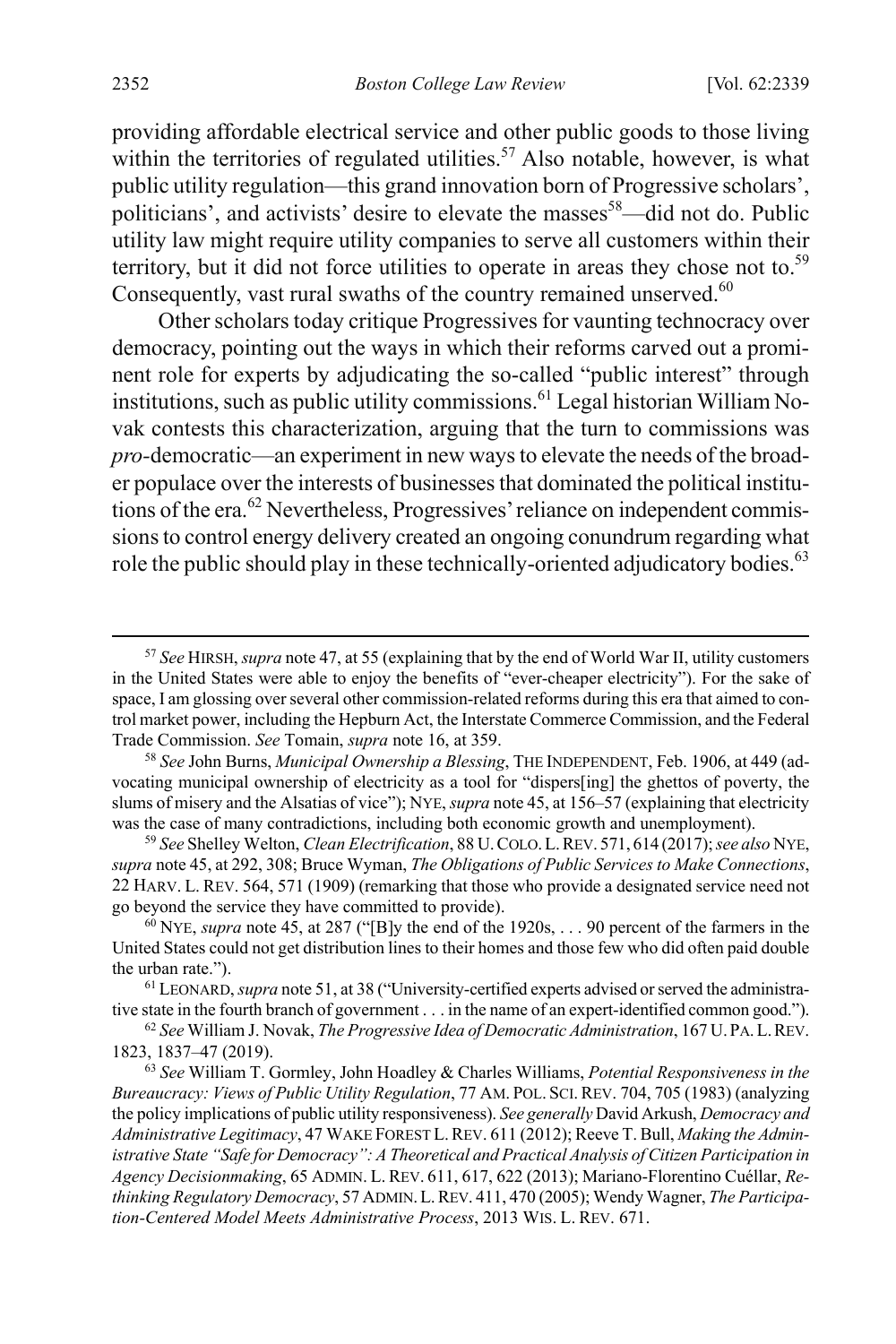providing affordable electrical service and other public goods to those living within the territories of regulated utilities.[57] Also notable, however, is what public utility regulation—this grand innovation born of Progressive scholars', politicians', and activists' desire to elevate the masses[58]—did not do. Public utility law might require utility companies to serve all customers within their territory, but it did not force utilities to operate in areas they chose not to.[59] Consequently, vast rural swaths of the country remained unserved.[60]

Other scholars today critique Progressives for vaunting technocracy over democracy, pointing out the ways in which their reforms carved out a prominent role for experts by adjudicating the so-called "public interest" through institutions, such as public utility commissions.[61] Legal historian William Novak contests this characterization, arguing that the turn to commissions was *pro*-democratic—an experiment in new ways to elevate the needs of the broader populace over the interests of businesses that dominated the political institutions of the era.[62] Nevertheless, Progressives' reliance on independent commissions to control energy delivery created an ongoing conundrum regarding what role the public should play in these technically-oriented adjudicatory bodies.[63]

---

[57] *See* HIRSH, *supra* note 47, at 55 (explaining that by the end of World War II, utility customers in the United States were able to enjoy the benefits of "ever-cheaper electricity"). For the sake of space, I am glossing over several other commission-related reforms during this era that aimed to control market power, including the Hepburn Act, the Interstate Commerce Commission, and the Federal Trade Commission. *See* Tomain, *supra* note 16, at 359.

[58] *See* John Burns, *Municipal Ownership a Blessing*, THE INDEPENDENT, Feb. 1906, at 449 (advocating municipal ownership of electricity as a tool for "dispers[ing] the ghettos of poverty, the slums of misery and the Alsatias of vice"); NYE, *supra* note 45, at 156–57 (explaining that electricity was the case of many contradictions, including both economic growth and unemployment).

[59] *See* Shelley Welton, *Clean Electrification*, 88 U. COLO. L. REV. 571, 614 (2017); *see also* NYE, *supra* note 45, at 292, 308; Bruce Wyman, *The Obligations of Public Services to Make Connections*, 22 HARV. L. REV. 564, 571 (1909) (remarking that those who provide a designated service need not go beyond the service they have committed to provide).

[60] NYE, *supra* note 45, at 287 ("[B]y the end of the 1920s, . . . 90 percent of the farmers in the United States could not get distribution lines to their homes and those few who did often paid double the urban rate.").

[61] LEONARD, *supra* note 51, at 38 ("University-certified experts advised or served the administrative state in the fourth branch of government . . . in the name of an expert-identified common good.").

[62] *See* William J. Novak, *The Progressive Idea of Democratic Administration*, 167 U. PA. L. REV. 1823, 1837–47 (2019).

[63] *See* William T. Gormley, John Hoadley & Charles Williams, *Potential Responsiveness in the Bureaucracy: Views of Public Utility Regulation*, 77 AM. POL. SCI. REV. 704, 705 (1983) (analyzing the policy implications of public utility responsiveness). *See generally* David Arkush, *Democracy and Administrative Legitimacy*, 47 WAKE FOREST L. REV. 611 (2012); Reeve T. Bull, *Making the Administrative State "Safe for Democracy": A Theoretical and Practical Analysis of Citizen Participation in Agency Decisionmaking*, 65 ADMIN. L. REV. 611, 617, 622 (2013); Mariano-Florentino Cuéllar, *Rethinking Regulatory Democracy*, 57 ADMIN. L. REV. 411, 470 (2005); Wendy Wagner, *The Participation-Centered Model Meets Administrative Process*, 2013 WIS. L. REV. 671.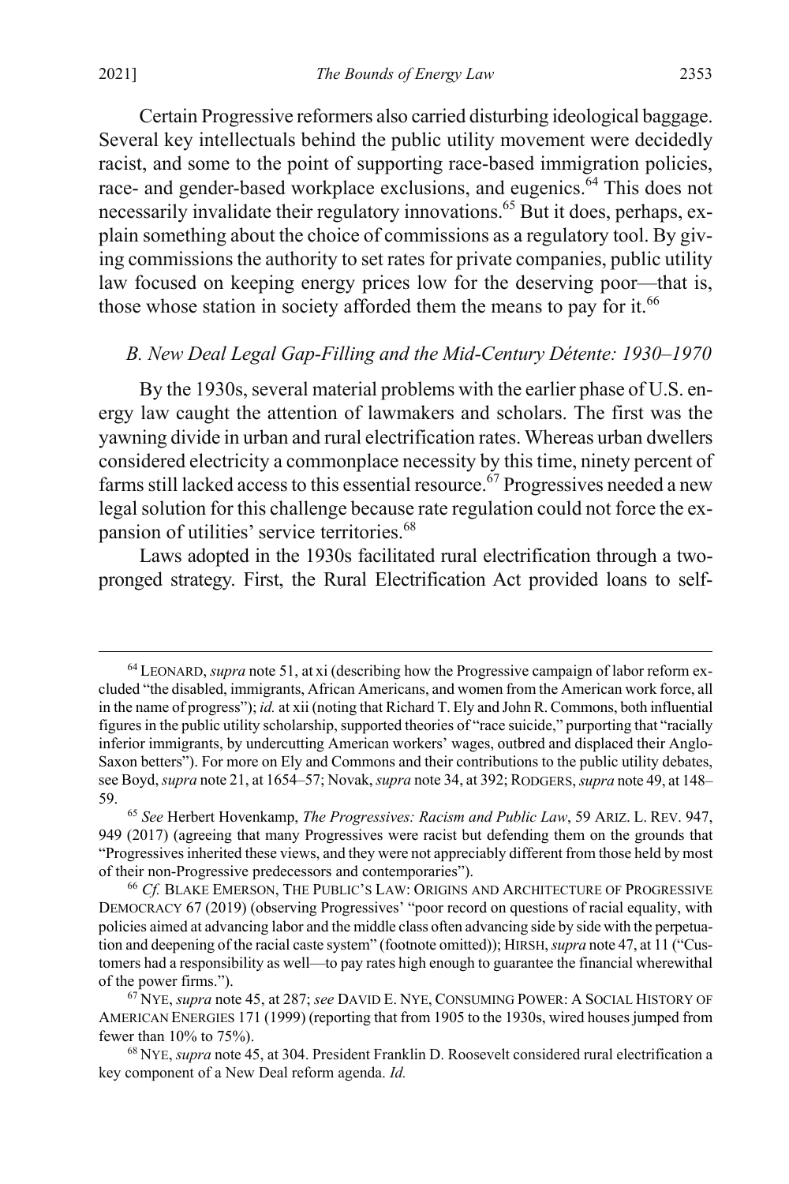Certain Progressive reformers also carried disturbing ideological baggage. Several key intellectuals behind the public utility movement were decidedly racist, and some to the point of supporting race-based immigration policies, race- and gender-based workplace exclusions, and eugenics.[64] This does not necessarily invalidate their regulatory innovations.[65] But it does, perhaps, explain something about the choice of commissions as a regulatory tool. By giving commissions the authority to set rates for private companies, public utility law focused on keeping energy prices low for the deserving poor—that is, those whose station in society afforded them the means to pay for it.[66]

### *B. New Deal Legal Gap-Filling and the Mid-Century Détente: 1930–1970*

By the 1930s, several material problems with the earlier phase of U.S. energy law caught the attention of lawmakers and scholars. The first was the yawning divide in urban and rural electrification rates. Whereas urban dwellers considered electricity a commonplace necessity by this time, ninety percent of farms still lacked access to this essential resource.[67] Progressives needed a new legal solution for this challenge because rate regulation could not force the expansion of utilities' service territories.[68]

Laws adopted in the 1930s facilitated rural electrification through a two-pronged strategy. First, the Rural Electrification Act provided loans to self-

---

[64] LEONARD, *supra* note 51, at xi (describing how the Progressive campaign of labor reform excluded "the disabled, immigrants, African Americans, and women from the American work force, all in the name of progress"); *id.* at xii (noting that Richard T. Ely and John R. Commons, both influential figures in the public utility scholarship, supported theories of "race suicide," purporting that "racially inferior immigrants, by undercutting American workers' wages, outbred and displaced their Anglo-Saxon betters"). For more on Ely and Commons and their contributions to the public utility debates, see Boyd, *supra* note 21, at 1654–57; Novak, *supra* note 34, at 392; RODGERS, *supra* note 49, at 148–59.

[65] *See* Herbert Hovenkamp, *The Progressives: Racism and Public Law*, 59 ARIZ. L. REV. 947, 949 (2017) (agreeing that many Progressives were racist but defending them on the grounds that "Progressives inherited these views, and they were not appreciably different from those held by most of their non-Progressive predecessors and contemporaries").

[66] *Cf.* BLAKE EMERSON, THE PUBLIC'S LAW: ORIGINS AND ARCHITECTURE OF PROGRESSIVE DEMOCRACY 67 (2019) (observing Progressives' "poor record on questions of racial equality, with policies aimed at advancing labor and the middle class often advancing side by side with the perpetuation and deepening of the racial caste system" (footnote omitted)); HIRSH, *supra* note 47, at 11 ("Customers had a responsibility as well—to pay rates high enough to guarantee the financial wherewithal of the power firms.").

[67] NYE, *supra* note 45, at 287; *see* DAVID E. NYE, CONSUMING POWER: A SOCIAL HISTORY OF AMERICAN ENERGIES 171 (1999) (reporting that from 1905 to the 1930s, wired houses jumped from fewer than 10% to 75%).

[68] NYE, *supra* note 45, at 304. President Franklin D. Roosevelt considered rural electrification a key component of a New Deal reform agenda. *Id.*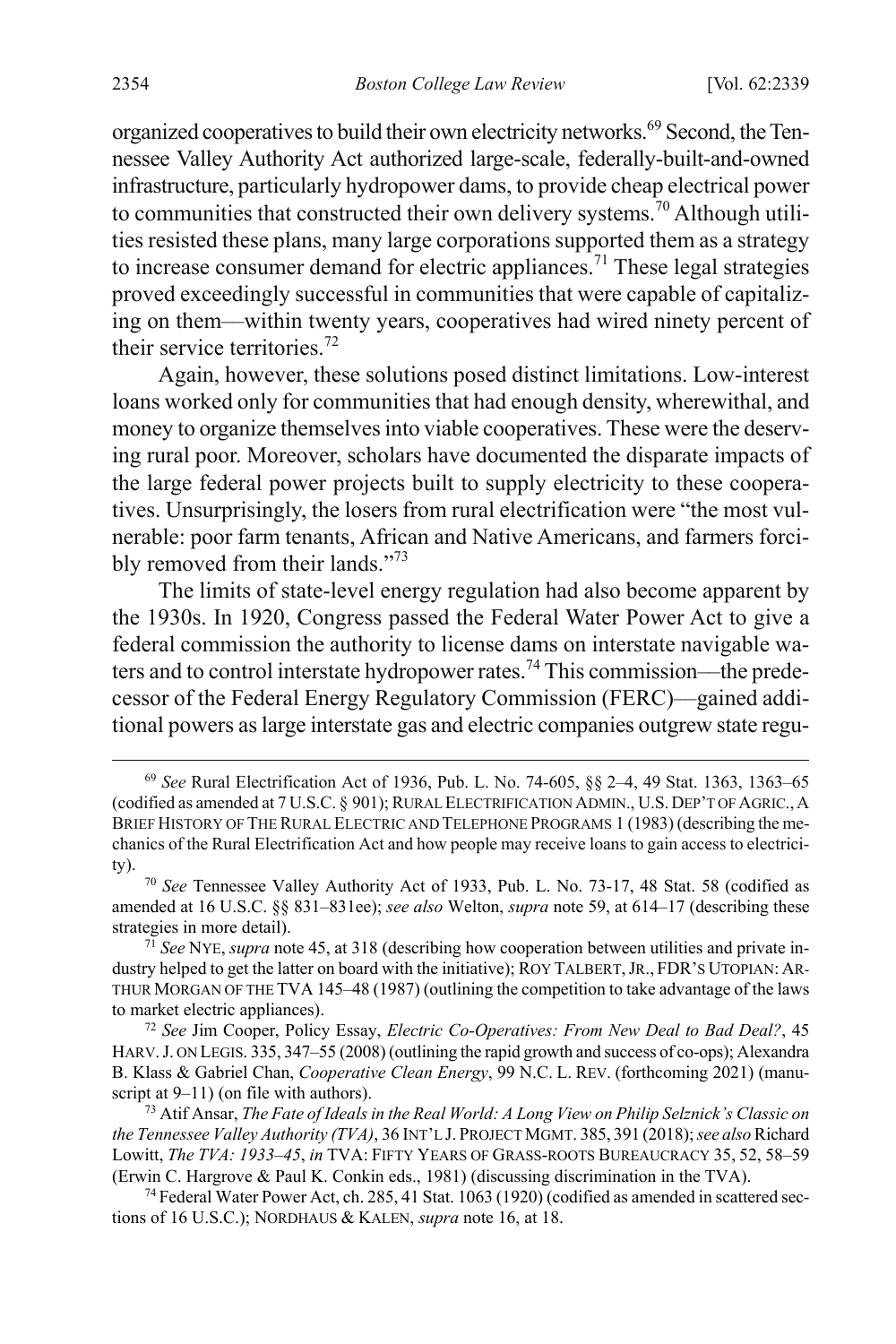organized cooperatives to build their own electricity networks.[69] Second, the Tennessee Valley Authority Act authorized large-scale, federally-built-and-owned infrastructure, particularly hydropower dams, to provide cheap electrical power to communities that constructed their own delivery systems.[70] Although utilities resisted these plans, many large corporations supported them as a strategy to increase consumer demand for electric appliances.[71] These legal strategies proved exceedingly successful in communities that were capable of capitalizing on them—within twenty years, cooperatives had wired ninety percent of their service territories.[72]

Again, however, these solutions posed distinct limitations. Low-interest loans worked only for communities that had enough density, wherewithal, and money to organize themselves into viable cooperatives. These were the deserving rural poor. Moreover, scholars have documented the disparate impacts of the large federal power projects built to supply electricity to these cooperatives. Unsurprisingly, the losers from rural electrification were "the most vulnerable: poor farm tenants, African and Native Americans, and farmers forcibly removed from their lands."[73]

The limits of state-level energy regulation had also become apparent by the 1930s. In 1920, Congress passed the Federal Water Power Act to give a federal commission the authority to license dams on interstate navigable waters and to control interstate hydropower rates.[74] This commission—the predecessor of the Federal Energy Regulatory Commission (FERC)—gained additional powers as large interstate gas and electric companies outgrew state regu-

[69] *See* Rural Electrification Act of 1936, Pub. L. No. 74-605, §§ 2–4, 49 Stat. 1363, 1363–65 (codified as amended at 7 U.S.C. § 901); RURAL ELECTRIFICATION ADMIN., U.S. DEP'T OF AGRIC., A BRIEF HISTORY OF THE RURAL ELECTRIC AND TELEPHONE PROGRAMS 1 (1983) (describing the mechanics of the Rural Electrification Act and how people may receive loans to gain access to electricity).

[70] *See* Tennessee Valley Authority Act of 1933, Pub. L. No. 73-17, 48 Stat. 58 (codified as amended at 16 U.S.C. §§ 831–831ee); *see also* Welton, *supra* note 59, at 614–17 (describing these strategies in more detail).

[71] *See* NYE, *supra* note 45, at 318 (describing how cooperation between utilities and private industry helped to get the latter on board with the initiative); ROY TALBERT, JR., FDR'S UTOPIAN: ARTHUR MORGAN OF THE TVA 145–48 (1987) (outlining the competition to take advantage of the laws to market electric appliances).

[72] *See* Jim Cooper, Policy Essay, *Electric Co-Operatives: From New Deal to Bad Deal?*, 45 HARV. J. ON LEGIS. 335, 347–55 (2008) (outlining the rapid growth and success of co-ops); Alexandra B. Klass & Gabriel Chan, *Cooperative Clean Energy*, 99 N.C. L. REV. (forthcoming 2021) (manuscript at 9–11) (on file with authors).

[73] Atif Ansar, *The Fate of Ideals in the Real World: A Long View on Philip Selznick's Classic on the Tennessee Valley Authority (TVA)*, 36 INT'L J. PROJECT MGMT. 385, 391 (2018); *see also* Richard Lowitt, *The TVA: 1933–45*, *in* TVA: FIFTY YEARS OF GRASS-ROOTS BUREAUCRACY 35, 52, 58–59 (Erwin C. Hargrove & Paul K. Conkin eds., 1981) (discussing discrimination in the TVA).

[74] Federal Water Power Act, ch. 285, 41 Stat. 1063 (1920) (codified as amended in scattered sections of 16 U.S.C.); NORDHAUS & KALEN, *supra* note 16, at 18.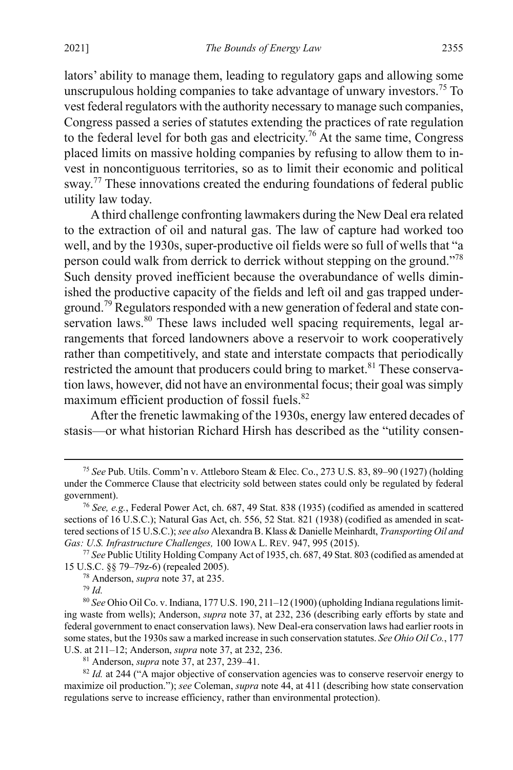lators' ability to manage them, leading to regulatory gaps and allowing some unscrupulous holding companies to take advantage of unwary investors.[75] To vest federal regulators with the authority necessary to manage such companies, Congress passed a series of statutes extending the practices of rate regulation to the federal level for both gas and electricity.[76] At the same time, Congress placed limits on massive holding companies by refusing to allow them to invest in noncontiguous territories, so as to limit their economic and political sway.[77] These innovations created the enduring foundations of federal public utility law today.

A third challenge confronting lawmakers during the New Deal era related to the extraction of oil and natural gas. The law of capture had worked too well, and by the 1930s, super-productive oil fields were so full of wells that "a person could walk from derrick to derrick without stepping on the ground."[78] Such density proved inefficient because the overabundance of wells diminished the productive capacity of the fields and left oil and gas trapped underground.[79] Regulators responded with a new generation of federal and state conservation laws.[80] These laws included well spacing requirements, legal arrangements that forced landowners above a reservoir to work cooperatively rather than competitively, and state and interstate compacts that periodically restricted the amount that producers could bring to market.[81] These conservation laws, however, did not have an environmental focus; their goal was simply maximum efficient production of fossil fuels.[82]

After the frenetic lawmaking of the 1930s, energy law entered decades of stasis—or what historian Richard Hirsh has described as the "utility consen-

---

[75] *See* Pub. Utils. Comm'n v. Attleboro Steam & Elec. Co., 273 U.S. 83, 89–90 (1927) (holding under the Commerce Clause that electricity sold between states could only be regulated by federal government).

[76] *See, e.g.*, Federal Power Act, ch. 687, 49 Stat. 838 (1935) (codified as amended in scattered sections of 16 U.S.C.); Natural Gas Act, ch. 556, 52 Stat. 821 (1938) (codified as amended in scattered sections of 15 U.S.C.); *see also* Alexandra B. Klass & Danielle Meinhardt, *Transporting Oil and Gas: U.S. Infrastructure Challenges,* 100 IOWA L. REV. 947, 995 (2015).

[77] *See* Public Utility Holding Company Act of 1935, ch. 687, 49 Stat. 803 (codified as amended at 15 U.S.C. §§ 79–79z-6) (repealed 2005).

[78] Anderson, *supra* note 37, at 235.

[79] *Id.*

[80] *See* Ohio Oil Co. v. Indiana, 177 U.S. 190, 211–12 (1900) (upholding Indiana regulations limiting waste from wells); Anderson, *supra* note 37, at 232, 236 (describing early efforts by state and federal government to enact conservation laws). New Deal-era conservation laws had earlier roots in some states, but the 1930s saw a marked increase in such conservation statutes. *See Ohio Oil Co.*, 177 U.S. at 211–12; Anderson, *supra* note 37, at 232, 236.

[81] Anderson, *supra* note 37, at 237, 239–41.

[82] *Id.* at 244 ("A major objective of conservation agencies was to conserve reservoir energy to maximize oil production."); *see* Coleman, *supra* note 44, at 411 (describing how state conservation regulations serve to increase efficiency, rather than environmental protection).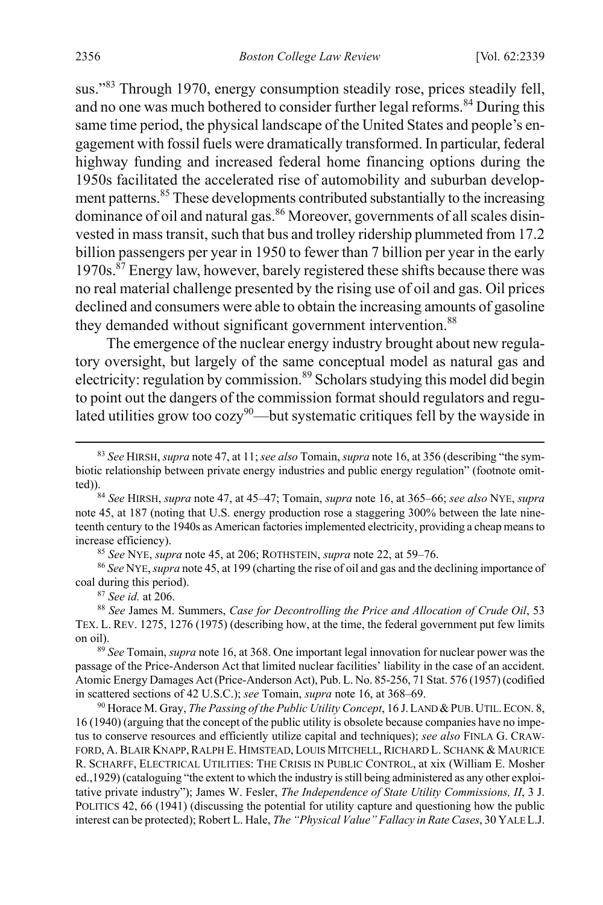sus."[83] Through 1970, energy consumption steadily rose, prices steadily fell, and no one was much bothered to consider further legal reforms.[84] During this same time period, the physical landscape of the United States and people's engagement with fossil fuels were dramatically transformed. In particular, federal highway funding and increased federal home financing options during the 1950s facilitated the accelerated rise of automobility and suburban development patterns.[85] These developments contributed substantially to the increasing dominance of oil and natural gas.[86] Moreover, governments of all scales disinvested in mass transit, such that bus and trolley ridership plummeted from 17.2 billion passengers per year in 1950 to fewer than 7 billion per year in the early 1970s.[87] Energy law, however, barely registered these shifts because there was no real material challenge presented by the rising use of oil and gas. Oil prices declined and consumers were able to obtain the increasing amounts of gasoline they demanded without significant government intervention.[88]

The emergence of the nuclear energy industry brought about new regulatory oversight, but largely of the same conceptual model as natural gas and electricity: regulation by commission.[89] Scholars studying this model did begin to point out the dangers of the commission format should regulators and regulated utilities grow too cozy[90]—but systematic critiques fell by the wayside in

[83] *See* HIRSH, *supra* note 47, at 11; *see also* Tomain, *supra* note 16, at 356 (describing "the symbiotic relationship between private energy industries and public energy regulation" (footnote omitted)).

[84] *See* HIRSH, *supra* note 47, at 45–47; Tomain, *supra* note 16, at 365–66; *see also* NYE, *supra* note 45, at 187 (noting that U.S. energy production rose a staggering 300% between the late nineteenth century to the 1940s as American factories implemented electricity, providing a cheap means to increase efficiency).

[85] *See* NYE, *supra* note 45, at 206; ROTHSTEIN, *supra* note 22, at 59–76.

[86] *See* NYE, *supra* note 45, at 199 (charting the rise of oil and gas and the declining importance of coal during this period).

[87] *See id.* at 206.

[88] *See* James M. Summers, *Case for Decontrolling the Price and Allocation of Crude Oil*, 53 TEX. L. REV. 1275, 1276 (1975) (describing how, at the time, the federal government put few limits on oil).

[89] *See* Tomain, *supra* note 16, at 368. One important legal innovation for nuclear power was the passage of the Price-Anderson Act that limited nuclear facilities' liability in the case of an accident. Atomic Energy Damages Act (Price-Anderson Act), Pub. L. No. 85-256, 71 Stat. 576 (1957) (codified in scattered sections of 42 U.S.C.); *see* Tomain, *supra* note 16, at 368–69.

[90] Horace M. Gray, *The Passing of the Public Utility Concept*, 16 J. LAND & PUB. UTIL. ECON. 8, 16 (1940) (arguing that the concept of the public utility is obsolete because companies have no impetus to conserve resources and efficiently utilize capital and techniques); *see also* FINLA G. CRAWFORD, A. BLAIR KNAPP, RALPH E. HIMSTEAD, LOUIS MITCHELL, RICHARD L. SCHANK & MAURICE R. SCHARFF, ELECTRICAL UTILITIES: THE CRISIS IN PUBLIC CONTROL, at xix (William E. Mosher ed.,1929) (cataloguing "the extent to which the industry is still being administered as any other exploitative private industry"); James W. Fesler, *The Independence of State Utility Commissions, II*, 3 J. POLITICS 42, 66 (1941) (discussing the potential for utility capture and questioning how the public interest can be protected); Robert L. Hale, *The "Physical Value" Fallacy in Rate Cases*, 30 YALE L.J.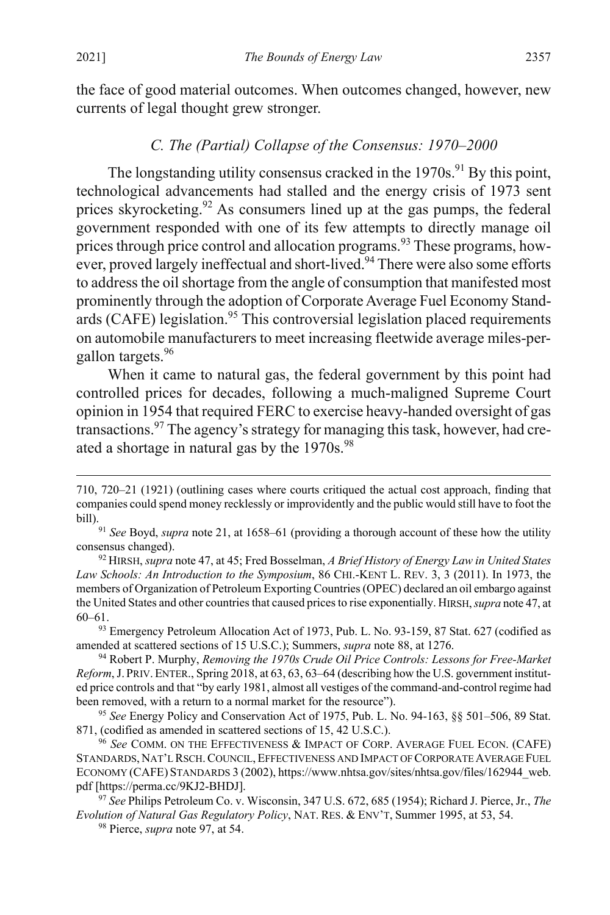the face of good material outcomes. When outcomes changed, however, new currents of legal thought grew stronger.

### *C. The (Partial) Collapse of the Consensus: 1970–2000*

The longstanding utility consensus cracked in the 1970s.[91] By this point, technological advancements had stalled and the energy crisis of 1973 sent prices skyrocketing.[92] As consumers lined up at the gas pumps, the federal government responded with one of its few attempts to directly manage oil prices through price control and allocation programs.[93] These programs, however, proved largely ineffectual and short-lived.[94] There were also some efforts to address the oil shortage from the angle of consumption that manifested most prominently through the adoption of Corporate Average Fuel Economy Standards (CAFE) legislation.[95] This controversial legislation placed requirements on automobile manufacturers to meet increasing fleetwide average miles-per-gallon targets.[96]

When it came to natural gas, the federal government by this point had controlled prices for decades, following a much-maligned Supreme Court opinion in 1954 that required FERC to exercise heavy-handed oversight of gas transactions.[97] The agency's strategy for managing this task, however, had created a shortage in natural gas by the 1970s.[98]

---

710, 720–21 (1921) (outlining cases where courts critiqued the actual cost approach, finding that companies could spend money recklessly or improvidently and the public would still have to foot the bill).

[91] *See* Boyd, *supra* note 21, at 1658–61 (providing a thorough account of these how the utility consensus changed).

[92] HIRSH, *supra* note 47, at 45; Fred Bosselman, *A Brief History of Energy Law in United States Law Schools: An Introduction to the Symposium*, 86 CHI.-KENT L. REV. 3, 3 (2011). In 1973, the members of Organization of Petroleum Exporting Countries (OPEC) declared an oil embargo against the United States and other countries that caused prices to rise exponentially. HIRSH, *supra* note 47, at 60–61.

[93] Emergency Petroleum Allocation Act of 1973, Pub. L. No. 93-159, 87 Stat. 627 (codified as amended at scattered sections of 15 U.S.C.); Summers, *supra* note 88, at 1276.

[94] Robert P. Murphy, *Removing the 1970s Crude Oil Price Controls: Lessons for Free-Market Reform*, J. PRIV. ENTER., Spring 2018, at 63, 63, 63–64 (describing how the U.S. government instituted price controls and that "by early 1981, almost all vestiges of the command-and-control regime had been removed, with a return to a normal market for the resource").

[95] *See* Energy Policy and Conservation Act of 1975, Pub. L. No. 94-163, §§ 501–506, 89 Stat. 871, (codified as amended in scattered sections of 15, 42 U.S.C.).

[96] *See* COMM. ON THE EFFECTIVENESS & IMPACT OF CORP. AVERAGE FUEL ECON. (CAFE) STANDARDS, NAT'L RSCH. COUNCIL, EFFECTIVENESS AND IMPACT OF CORPORATE AVERAGE FUEL ECONOMY (CAFE) STANDARDS 3 (2002), https://www.nhtsa.gov/sites/nhtsa.gov/files/162944_web.pdf [https://perma.cc/9KJ2-BHDJ].

[97] *See* Philips Petroleum Co. v. Wisconsin, 347 U.S. 672, 685 (1954); Richard J. Pierce, Jr., *The Evolution of Natural Gas Regulatory Policy*, NAT. RES. & ENV'T, Summer 1995, at 53, 54.

[98] Pierce, *supra* note 97, at 54.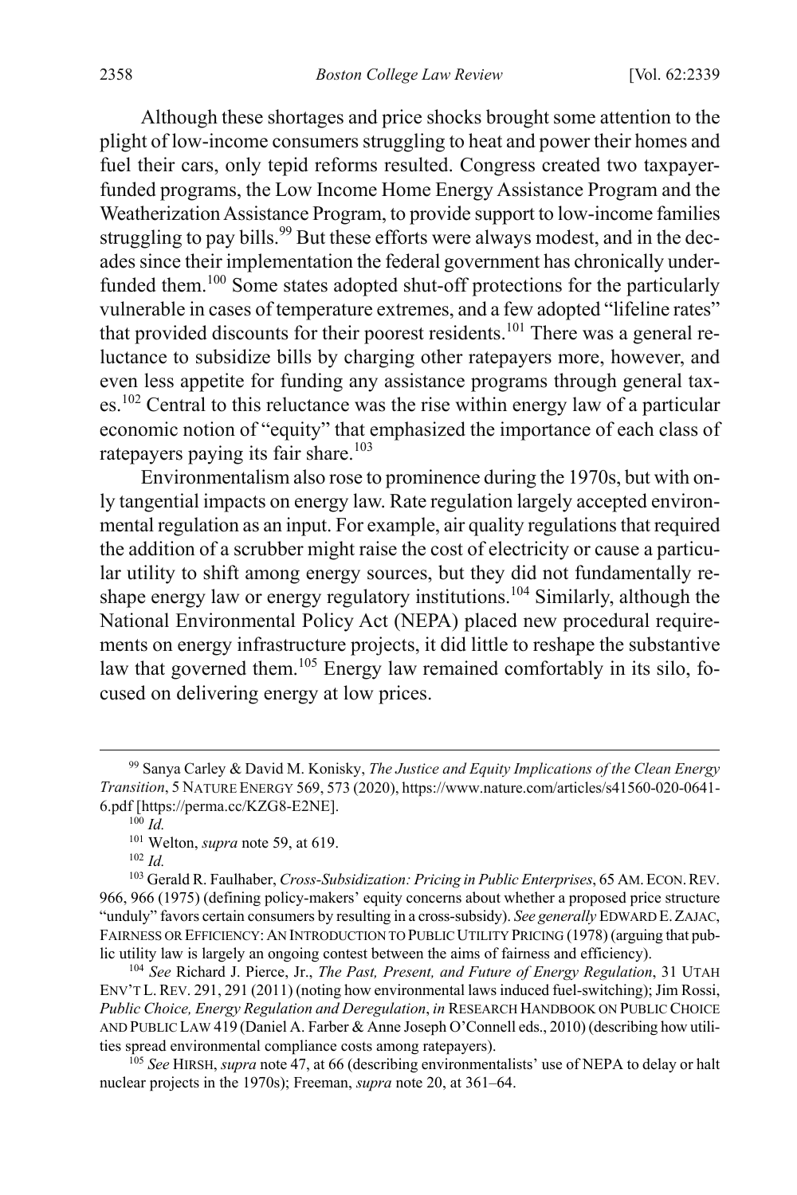Although these shortages and price shocks brought some attention to the plight of low-income consumers struggling to heat and power their homes and fuel their cars, only tepid reforms resulted. Congress created two taxpayer-funded programs, the Low Income Home Energy Assistance Program and the Weatherization Assistance Program, to provide support to low-income families struggling to pay bills.[99] But these efforts were always modest, and in the decades since their implementation the federal government has chronically underfunded them.[100] Some states adopted shut-off protections for the particularly vulnerable in cases of temperature extremes, and a few adopted "lifeline rates" that provided discounts for their poorest residents.[101] There was a general reluctance to subsidize bills by charging other ratepayers more, however, and even less appetite for funding any assistance programs through general taxes.[102] Central to this reluctance was the rise within energy law of a particular economic notion of "equity" that emphasized the importance of each class of ratepayers paying its fair share.[103]

Environmentalism also rose to prominence during the 1970s, but with only tangential impacts on energy law. Rate regulation largely accepted environmental regulation as an input. For example, air quality regulations that required the addition of a scrubber might raise the cost of electricity or cause a particular utility to shift among energy sources, but they did not fundamentally reshape energy law or energy regulatory institutions.[104] Similarly, although the National Environmental Policy Act (NEPA) placed new procedural requirements on energy infrastructure projects, it did little to reshape the substantive law that governed them.[105] Energy law remained comfortably in its silo, focused on delivering energy at low prices.

---

[99] Sanya Carley & David M. Konisky, *The Justice and Equity Implications of the Clean Energy Transition*, 5 NATURE ENERGY 569, 573 (2020), https://www.nature.com/articles/s41560-020-0641-6.pdf [https://perma.cc/KZG8-E2NE].

[100] *Id.*

[101] Welton, *supra* note 59, at 619.

[102] *Id.*

[103] Gerald R. Faulhaber, *Cross-Subsidization: Pricing in Public Enterprises*, 65 AM. ECON. REV. 966, 966 (1975) (defining policy-makers' equity concerns about whether a proposed price structure "unduly" favors certain consumers by resulting in a cross-subsidy). *See generally* EDWARD E. ZAJAC, FAIRNESS OR EFFICIENCY: AN INTRODUCTION TO PUBLIC UTILITY PRICING (1978) (arguing that public utility law is largely an ongoing contest between the aims of fairness and efficiency).

[104] *See* Richard J. Pierce, Jr., *The Past, Present, and Future of Energy Regulation*, 31 UTAH ENV'T L. REV. 291, 291 (2011) (noting how environmental laws induced fuel-switching); Jim Rossi, *Public Choice, Energy Regulation and Deregulation*, *in* RESEARCH HANDBOOK ON PUBLIC CHOICE AND PUBLIC LAW 419 (Daniel A. Farber & Anne Joseph O'Connell eds., 2010) (describing how utilities spread environmental compliance costs among ratepayers).

[105] *See* HIRSH, *supra* note 47, at 66 (describing environmentalists' use of NEPA to delay or halt nuclear projects in the 1970s); Freeman, *supra* note 20, at 361–64.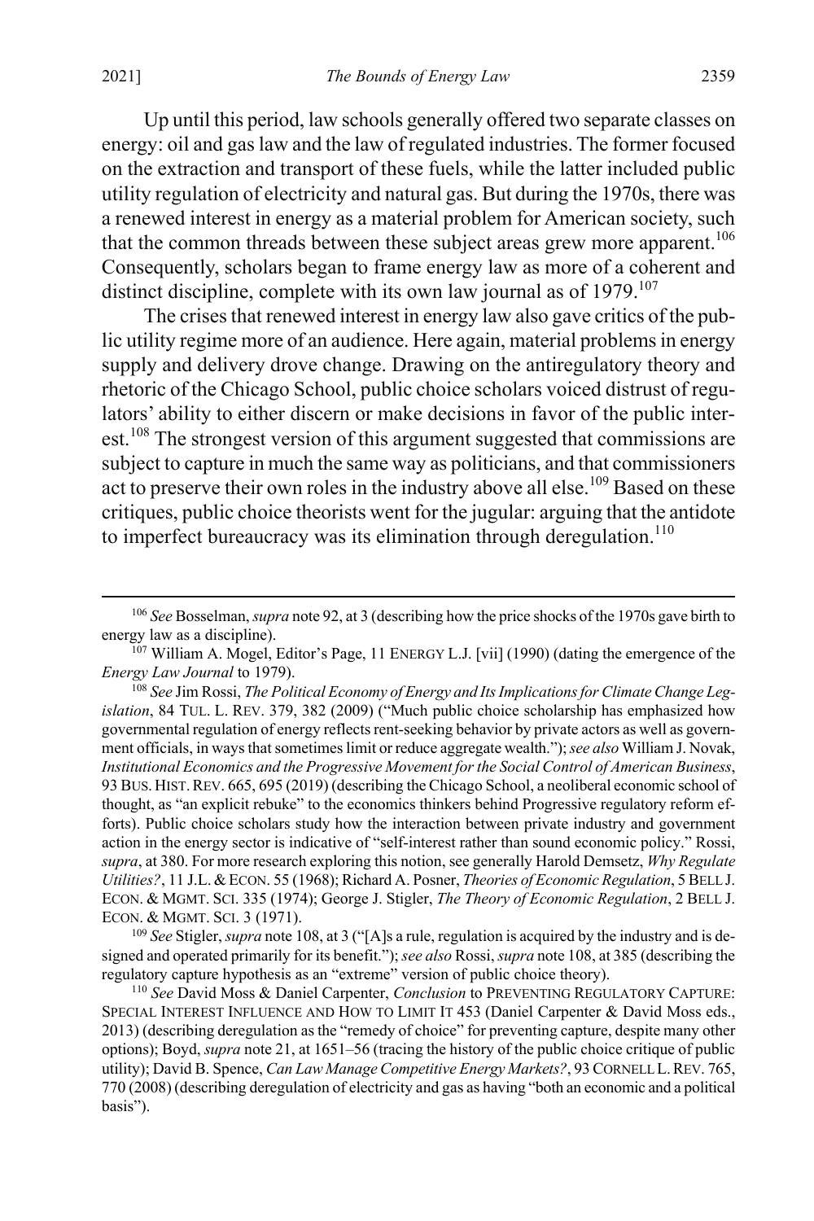Up until this period, law schools generally offered two separate classes on energy: oil and gas law and the law of regulated industries. The former focused on the extraction and transport of these fuels, while the latter included public utility regulation of electricity and natural gas. But during the 1970s, there was a renewed interest in energy as a material problem for American society, such that the common threads between these subject areas grew more apparent.[106] Consequently, scholars began to frame energy law as more of a coherent and distinct discipline, complete with its own law journal as of 1979.[107]

The crises that renewed interest in energy law also gave critics of the public utility regime more of an audience. Here again, material problems in energy supply and delivery drove change. Drawing on the antiregulatory theory and rhetoric of the Chicago School, public choice scholars voiced distrust of regulators' ability to either discern or make decisions in favor of the public interest.[108] The strongest version of this argument suggested that commissions are subject to capture in much the same way as politicians, and that commissioners act to preserve their own roles in the industry above all else.[109] Based on these critiques, public choice theorists went for the jugular: arguing that the antidote to imperfect bureaucracy was its elimination through deregulation.[110]

---

[106] *See* Bosselman, *supra* note 92, at 3 (describing how the price shocks of the 1970s gave birth to energy law as a discipline).

[107] William A. Mogel, Editor's Page, 11 ENERGY L.J. [vii] (1990) (dating the emergence of the *Energy Law Journal* to 1979).

[108] *See* Jim Rossi, *The Political Economy of Energy and Its Implications for Climate Change Legislation*, 84 TUL. L. REV. 379, 382 (2009) ("Much public choice scholarship has emphasized how governmental regulation of energy reflects rent-seeking behavior by private actors as well as government officials, in ways that sometimes limit or reduce aggregate wealth."); *see also* William J. Novak, *Institutional Economics and the Progressive Movement for the Social Control of American Business*, 93 BUS. HIST. REV. 665, 695 (2019) (describing the Chicago School, a neoliberal economic school of thought, as "an explicit rebuke" to the economics thinkers behind Progressive regulatory reform efforts). Public choice scholars study how the interaction between private industry and government action in the energy sector is indicative of "self-interest rather than sound economic policy." Rossi, *supra*, at 380. For more research exploring this notion, see generally Harold Demsetz, *Why Regulate Utilities?*, 11 J.L. & ECON. 55 (1968); Richard A. Posner, *Theories of Economic Regulation*, 5 BELL J. ECON. & MGMT. SCI. 335 (1974); George J. Stigler, *The Theory of Economic Regulation*, 2 BELL J. ECON. & MGMT. SCI. 3 (1971).

[109] *See* Stigler, *supra* note 108, at 3 ("[A]s a rule, regulation is acquired by the industry and is designed and operated primarily for its benefit."); *see also* Rossi, *supra* note 108, at 385 (describing the regulatory capture hypothesis as an "extreme" version of public choice theory).

[110] *See* David Moss & Daniel Carpenter, *Conclusion* to PREVENTING REGULATORY CAPTURE: SPECIAL INTEREST INFLUENCE AND HOW TO LIMIT IT 453 (Daniel Carpenter & David Moss eds., 2013) (describing deregulation as the "remedy of choice" for preventing capture, despite many other options); Boyd, *supra* note 21, at 1651–56 (tracing the history of the public choice critique of public utility); David B. Spence, *Can Law Manage Competitive Energy Markets?*, 93 CORNELL L. REV. 765, 770 (2008) (describing deregulation of electricity and gas as having "both an economic and a political basis").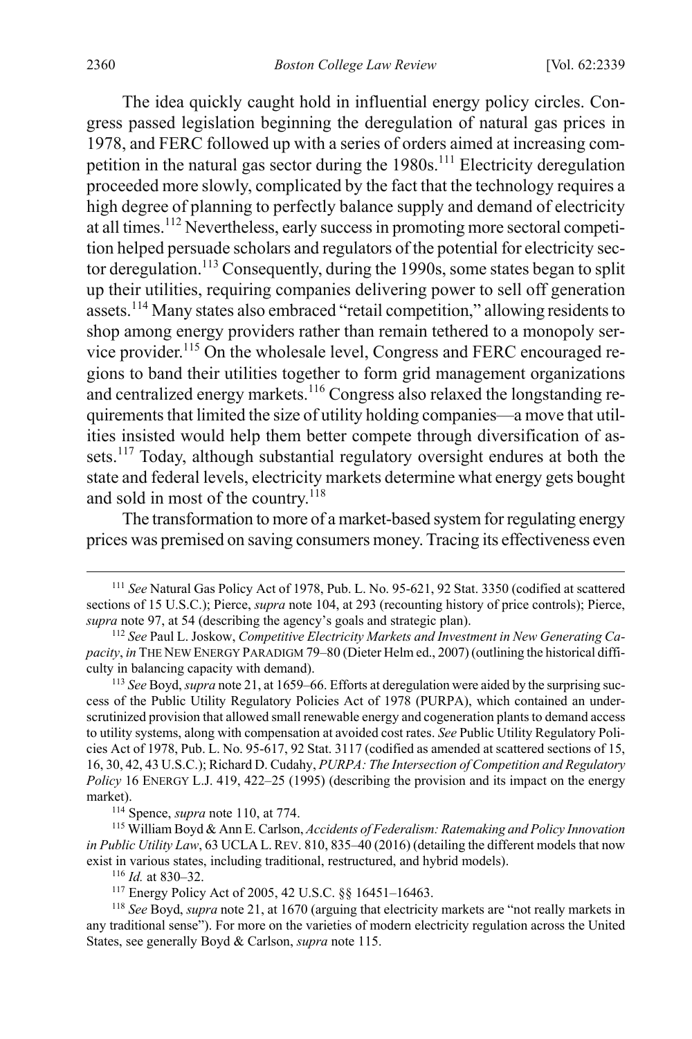The idea quickly caught hold in influential energy policy circles. Congress passed legislation beginning the deregulation of natural gas prices in 1978, and FERC followed up with a series of orders aimed at increasing competition in the natural gas sector during the 1980s.[111] Electricity deregulation proceeded more slowly, complicated by the fact that the technology requires a high degree of planning to perfectly balance supply and demand of electricity at all times.[112] Nevertheless, early success in promoting more sectoral competition helped persuade scholars and regulators of the potential for electricity sector deregulation.[113] Consequently, during the 1990s, some states began to split up their utilities, requiring companies delivering power to sell off generation assets.[114] Many states also embraced "retail competition," allowing residents to shop among energy providers rather than remain tethered to a monopoly service provider.[115] On the wholesale level, Congress and FERC encouraged regions to band their utilities together to form grid management organizations and centralized energy markets.[116] Congress also relaxed the longstanding requirements that limited the size of utility holding companies—a move that utilities insisted would help them better compete through diversification of assets.[117] Today, although substantial regulatory oversight endures at both the state and federal levels, electricity markets determine what energy gets bought and sold in most of the country.[118]

The transformation to more of a market-based system for regulating energy prices was premised on saving consumers money. Tracing its effectiveness even

---

[111] *See* Natural Gas Policy Act of 1978, Pub. L. No. 95-621, 92 Stat. 3350 (codified at scattered sections of 15 U.S.C.); Pierce, *supra* note 104, at 293 (recounting history of price controls); Pierce, *supra* note 97, at 54 (describing the agency's goals and strategic plan).

[112] *See* Paul L. Joskow, *Competitive Electricity Markets and Investment in New Generating Capacity*, *in* THE NEW ENERGY PARADIGM 79–80 (Dieter Helm ed., 2007) (outlining the historical difficulty in balancing capacity with demand).

[113] *See* Boyd, *supra* note 21, at 1659–66. Efforts at deregulation were aided by the surprising success of the Public Utility Regulatory Policies Act of 1978 (PURPA), which contained an underscrutinized provision that allowed small renewable energy and cogeneration plants to demand access to utility systems, along with compensation at avoided cost rates. *See* Public Utility Regulatory Policies Act of 1978, Pub. L. No. 95-617, 92 Stat. 3117 (codified as amended at scattered sections of 15, 16, 30, 42, 43 U.S.C.); Richard D. Cudahy, *PURPA: The Intersection of Competition and Regulatory Policy* 16 ENERGY L.J. 419, 422–25 (1995) (describing the provision and its impact on the energy market).

[114] Spence, *supra* note 110, at 774.

[115] William Boyd & Ann E. Carlson, *Accidents of Federalism: Ratemaking and Policy Innovation in Public Utility Law*, 63 UCLA L. REV. 810, 835–40 (2016) (detailing the different models that now exist in various states, including traditional, restructured, and hybrid models).

[116] *Id.* at 830–32.

[117] Energy Policy Act of 2005, 42 U.S.C. §§ 16451–16463.

[118] *See* Boyd, *supra* note 21, at 1670 (arguing that electricity markets are "not really markets in any traditional sense"). For more on the varieties of modern electricity regulation across the United States, see generally Boyd & Carlson, *supra* note 115.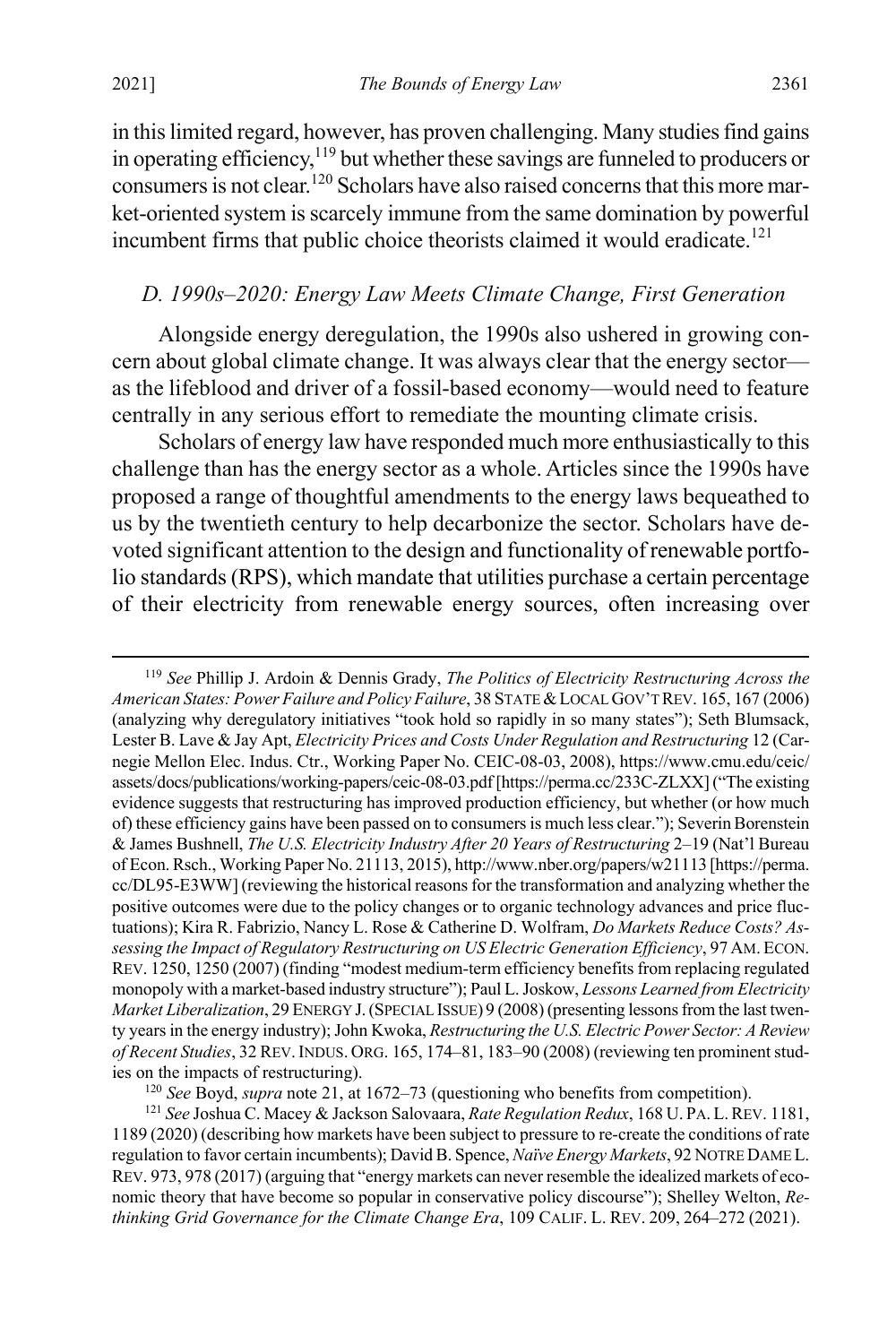in this limited regard, however, has proven challenging. Many studies find gains in operating efficiency,[119] but whether these savings are funneled to producers or consumers is not clear.[120] Scholars have also raised concerns that this more market-oriented system is scarcely immune from the same domination by powerful incumbent firms that public choice theorists claimed it would eradicate.[121]

### *D. 1990s–2020: Energy Law Meets Climate Change, First Generation*

Alongside energy deregulation, the 1990s also ushered in growing concern about global climate change. It was always clear that the energy sector—as the lifeblood and driver of a fossil-based economy—would need to feature centrally in any serious effort to remediate the mounting climate crisis.

Scholars of energy law have responded much more enthusiastically to this challenge than has the energy sector as a whole. Articles since the 1990s have proposed a range of thoughtful amendments to the energy laws bequeathed to us by the twentieth century to help decarbonize the sector. Scholars have devoted significant attention to the design and functionality of renewable portfolio standards (RPS), which mandate that utilities purchase a certain percentage of their electricity from renewable energy sources, often increasing over

---

[119] *See* Phillip J. Ardoin & Dennis Grady, *The Politics of Electricity Restructuring Across the American States: Power Failure and Policy Failure*, 38 STATE & LOCAL GOV'T REV. 165, 167 (2006) (analyzing why deregulatory initiatives "took hold so rapidly in so many states"); Seth Blumsack, Lester B. Lave & Jay Apt, *Electricity Prices and Costs Under Regulation and Restructuring* 12 (Carnegie Mellon Elec. Indus. Ctr., Working Paper No. CEIC-08-03, 2008), https://www.cmu.edu/ceic/assets/docs/publications/working-papers/ceic-08-03.pdf [https://perma.cc/233C-ZLXX] ("The existing evidence suggests that restructuring has improved production efficiency, but whether (or how much of) these efficiency gains have been passed on to consumers is much less clear."); Severin Borenstein & James Bushnell, *The U.S. Electricity Industry After 20 Years of Restructuring* 2–19 (Nat'l Bureau of Econ. Rsch., Working Paper No. 21113, 2015), http://www.nber.org/papers/w21113 [https://perma.cc/DL95-E3WW] (reviewing the historical reasons for the transformation and analyzing whether the positive outcomes were due to the policy changes or to organic technology advances and price fluctuations); Kira R. Fabrizio, Nancy L. Rose & Catherine D. Wolfram, *Do Markets Reduce Costs? Assessing the Impact of Regulatory Restructuring on US Electric Generation Efficiency*, 97 AM. ECON. REV. 1250, 1250 (2007) (finding "modest medium-term efficiency benefits from replacing regulated monopoly with a market-based industry structure"); Paul L. Joskow, *Lessons Learned from Electricity Market Liberalization*, 29 ENERGY J. (SPECIAL ISSUE) 9 (2008) (presenting lessons from the last twenty years in the energy industry); John Kwoka, *Restructuring the U.S. Electric Power Sector: A Review of Recent Studies*, 32 REV. INDUS. ORG. 165, 174–81, 183–90 (2008) (reviewing ten prominent studies on the impacts of restructuring).

[120] *See* Boyd, *supra* note 21, at 1672–73 (questioning who benefits from competition).

[121] *See* Joshua C. Macey & Jackson Salovaara, *Rate Regulation Redux*, 168 U. PA. L. REV. 1181, 1189 (2020) (describing how markets have been subject to pressure to re-create the conditions of rate regulation to favor certain incumbents); David B. Spence, *Naïve Energy Markets*, 92 NOTRE DAME L. REV. 973, 978 (2017) (arguing that "energy markets can never resemble the idealized markets of economic theory that have become so popular in conservative policy discourse"); Shelley Welton, *Rethinking Grid Governance for the Climate Change Era*, 109 CALIF. L. REV. 209, 264–272 (2021).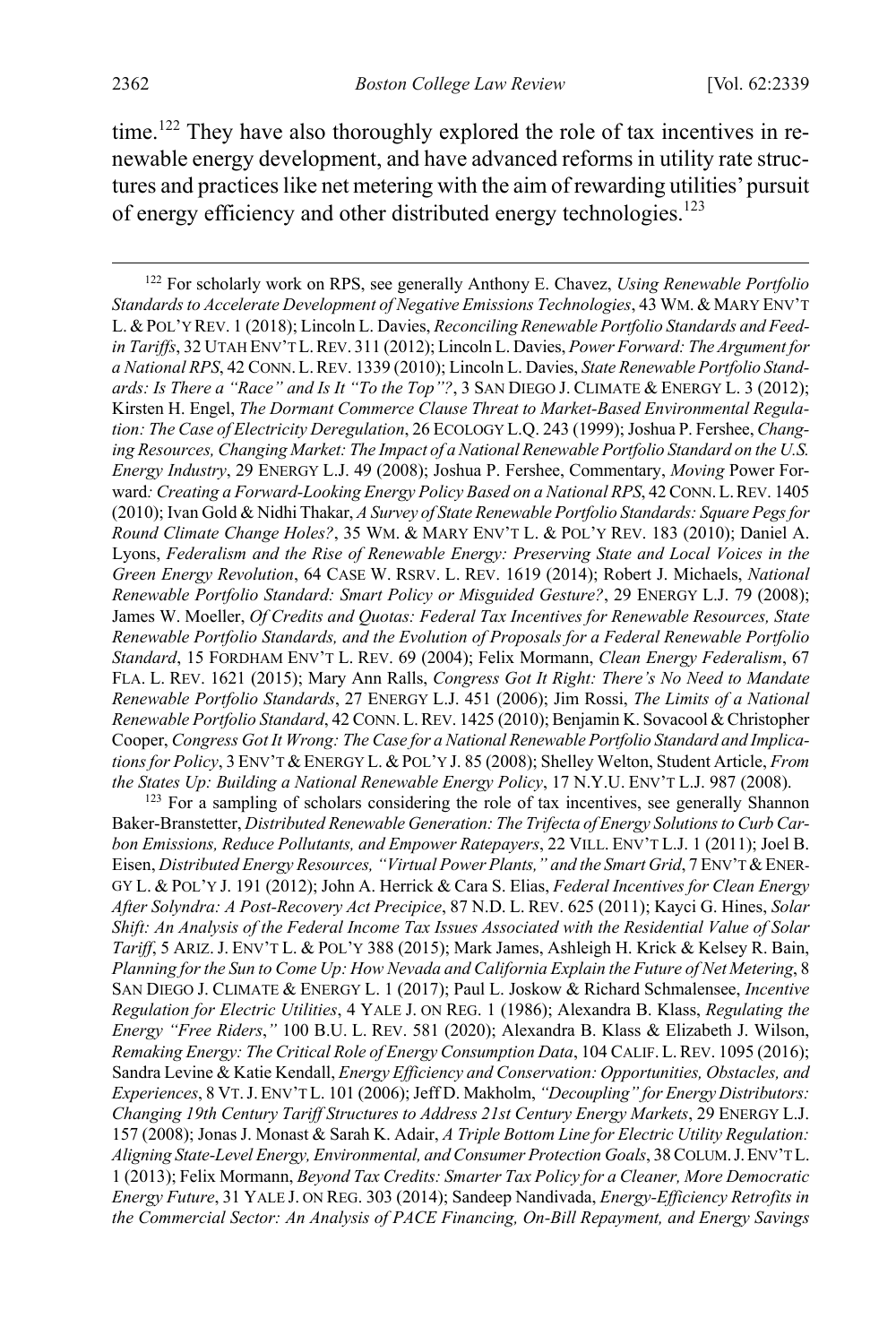time.[122] They have also thoroughly explored the role of tax incentives in renewable energy development, and have advanced reforms in utility rate structures and practices like net metering with the aim of rewarding utilities' pursuit of energy efficiency and other distributed energy technologies.[123]

[122] For scholarly work on RPS, see generally Anthony E. Chavez, *Using Renewable Portfolio Standards to Accelerate Development of Negative Emissions Technologies*, 43 WM. & MARY ENV'T L. & POL'Y REV. 1 (2018); Lincoln L. Davies, *Reconciling Renewable Portfolio Standards and Feed-in Tariffs*, 32 UTAH ENV'T L. REV. 311 (2012); Lincoln L. Davies, *Power Forward: The Argument for a National RPS*, 42 CONN. L. REV. 1339 (2010); Lincoln L. Davies, *State Renewable Portfolio Standards: Is There a "Race" and Is It "To the Top"?*, 3 SAN DIEGO J. CLIMATE & ENERGY L. 3 (2012); Kirsten H. Engel, *The Dormant Commerce Clause Threat to Market-Based Environmental Regulation: The Case of Electricity Deregulation*, 26 ECOLOGY L.Q. 243 (1999); Joshua P. Fershee, *Changing Resources, Changing Market: The Impact of a National Renewable Portfolio Standard on the U.S. Energy Industry*, 29 ENERGY L.J. 49 (2008); Joshua P. Fershee, Commentary, *Moving* Power Forward*: Creating a Forward-Looking Energy Policy Based on a National RPS*, 42 CONN. L. REV. 1405 (2010); Ivan Gold & Nidhi Thakar, *A Survey of State Renewable Portfolio Standards: Square Pegs for Round Climate Change Holes?*, 35 WM. & MARY ENV'T L. & POL'Y REV. 183 (2010); Daniel A. Lyons, *Federalism and the Rise of Renewable Energy: Preserving State and Local Voices in the Green Energy Revolution*, 64 CASE W. RSRV. L. REV. 1619 (2014); Robert J. Michaels, *National Renewable Portfolio Standard: Smart Policy or Misguided Gesture?*, 29 ENERGY L.J. 79 (2008); James W. Moeller, *Of Credits and Quotas: Federal Tax Incentives for Renewable Resources, State Renewable Portfolio Standards, and the Evolution of Proposals for a Federal Renewable Portfolio Standard*, 15 FORDHAM ENV'T L. REV. 69 (2004); Felix Mormann, *Clean Energy Federalism*, 67 FLA. L. REV. 1621 (2015); Mary Ann Ralls, *Congress Got It Right: There's No Need to Mandate Renewable Portfolio Standards*, 27 ENERGY L.J. 451 (2006); Jim Rossi, *The Limits of a National Renewable Portfolio Standard*, 42 CONN. L. REV. 1425 (2010); Benjamin K. Sovacool & Christopher Cooper, *Congress Got It Wrong: The Case for a National Renewable Portfolio Standard and Implications for Policy*, 3 ENV'T & ENERGY L. & POL'Y J. 85 (2008); Shelley Welton, Student Article, *From the States Up: Building a National Renewable Energy Policy*, 17 N.Y.U. ENV'T L.J. 987 (2008).

[123] For a sampling of scholars considering the role of tax incentives, see generally Shannon Baker-Branstetter, *Distributed Renewable Generation: The Trifecta of Energy Solutions to Curb Carbon Emissions, Reduce Pollutants, and Empower Ratepayers*, 22 VILL. ENV'T L.J. 1 (2011); Joel B. Eisen, *Distributed Energy Resources, "Virtual Power Plants," and the Smart Grid*, 7 ENV'T & ENERGY L. & POL'Y J. 191 (2012); John A. Herrick & Cara S. Elias, *Federal Incentives for Clean Energy After Solyndra: A Post-Recovery Act Precipice*, 87 N.D. L. REV. 625 (2011); Kayci G. Hines, *Solar Shift: An Analysis of the Federal Income Tax Issues Associated with the Residential Value of Solar Tariff*, 5 ARIZ. J. ENV'T L. & POL'Y 388 (2015); Mark James, Ashleigh H. Krick & Kelsey R. Bain, *Planning for the Sun to Come Up: How Nevada and California Explain the Future of Net Metering*, 8 SAN DIEGO J. CLIMATE & ENERGY L. 1 (2017); Paul L. Joskow & Richard Schmalensee, *Incentive Regulation for Electric Utilities*, 4 YALE J. ON REG. 1 (1986); Alexandra B. Klass, *Regulating the Energy "Free Riders*,*"* 100 B.U. L. REV. 581 (2020); Alexandra B. Klass & Elizabeth J. Wilson, *Remaking Energy: The Critical Role of Energy Consumption Data*, 104 CALIF. L. REV. 1095 (2016); Sandra Levine & Katie Kendall, *Energy Efficiency and Conservation: Opportunities, Obstacles, and Experiences*, 8 VT. J. ENV'T L. 101 (2006); Jeff D. Makholm, *"Decoupling" for Energy Distributors: Changing 19th Century Tariff Structures to Address 21st Century Energy Markets*, 29 ENERGY L.J. 157 (2008); Jonas J. Monast & Sarah K. Adair, *A Triple Bottom Line for Electric Utility Regulation: Aligning State-Level Energy, Environmental, and Consumer Protection Goals*, 38 COLUM. J. ENV'T L. 1 (2013); Felix Mormann, *Beyond Tax Credits: Smarter Tax Policy for a Cleaner, More Democratic Energy Future*, 31 YALE J. ON REG. 303 (2014); Sandeep Nandivada, *Energy-Efficiency Retrofits in the Commercial Sector: An Analysis of PACE Financing, On-Bill Repayment, and Energy Savings*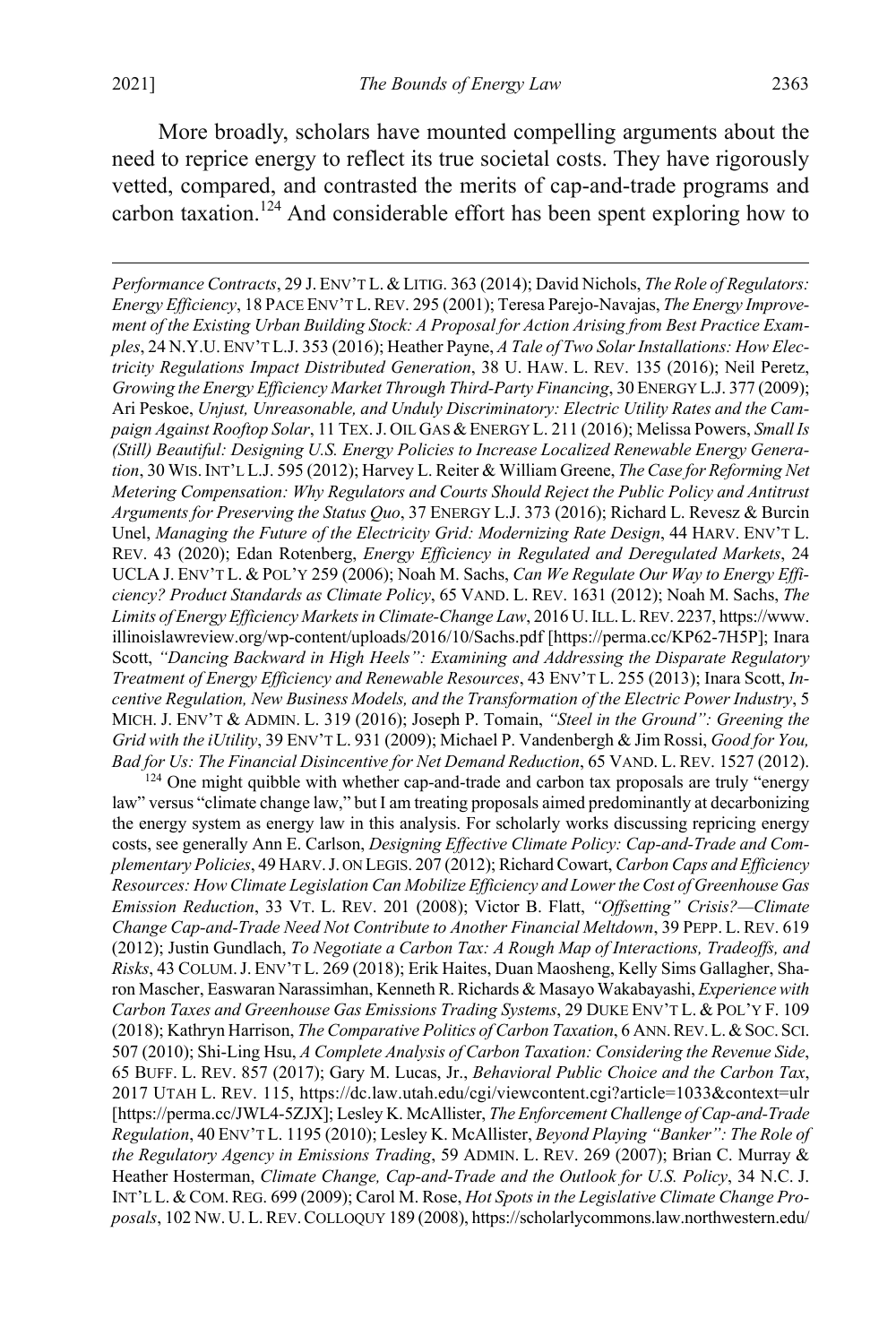More broadly, scholars have mounted compelling arguments about the need to reprice energy to reflect its true societal costs. They have rigorously vetted, compared, and contrasted the merits of cap-and-trade programs and carbon taxation.[124] And considerable effort has been spent exploring how to

---

*Performance Contracts*, 29 J. ENV'T L. & LITIG. 363 (2014); David Nichols, *The Role of Regulators: Energy Efficiency*, 18 PACE ENV'T L. REV. 295 (2001); Teresa Parejo-Navajas, *The Energy Improvement of the Existing Urban Building Stock: A Proposal for Action Arising from Best Practice Examples*, 24 N.Y.U. ENV'T L.J. 353 (2016); Heather Payne, *A Tale of Two Solar Installations: How Electricity Regulations Impact Distributed Generation*, 38 U. HAW. L. REV. 135 (2016); Neil Peretz, *Growing the Energy Efficiency Market Through Third-Party Financing*, 30 ENERGY L.J. 377 (2009); Ari Peskoe, *Unjust, Unreasonable, and Unduly Discriminatory: Electric Utility Rates and the Campaign Against Rooftop Solar*, 11 TEX. J. OIL GAS & ENERGY L. 211 (2016); Melissa Powers, *Small Is (Still) Beautiful: Designing U.S. Energy Policies to Increase Localized Renewable Energy Generation*, 30 WIS. INT'L L.J. 595 (2012); Harvey L. Reiter & William Greene, *The Case for Reforming Net Metering Compensation: Why Regulators and Courts Should Reject the Public Policy and Antitrust Arguments for Preserving the Status Quo*, 37 ENERGY L.J. 373 (2016); Richard L. Revesz & Burcin Unel, *Managing the Future of the Electricity Grid: Modernizing Rate Design*, 44 HARV. ENV'T L. REV. 43 (2020); Edan Rotenberg, *Energy Efficiency in Regulated and Deregulated Markets*, 24 UCLA J. ENV'T L. & POL'Y 259 (2006); Noah M. Sachs, *Can We Regulate Our Way to Energy Efficiency? Product Standards as Climate Policy*, 65 VAND. L. REV. 1631 (2012); Noah M. Sachs, *The Limits of Energy Efficiency Markets in Climate-Change Law*, 2016 U. ILL. L. REV. 2237, https://www.illinoislawreview.org/wp-content/uploads/2016/10/Sachs.pdf [https://perma.cc/KP62-7H5P]; Inara Scott, *"Dancing Backward in High Heels": Examining and Addressing the Disparate Regulatory Treatment of Energy Efficiency and Renewable Resources*, 43 ENV'T L. 255 (2013); Inara Scott, *Incentive Regulation, New Business Models, and the Transformation of the Electric Power Industry*, 5 MICH. J. ENV'T & ADMIN. L. 319 (2016); Joseph P. Tomain, *"Steel in the Ground": Greening the Grid with the iUtility*, 39 ENV'T L. 931 (2009); Michael P. Vandenbergh & Jim Rossi, *Good for You, Bad for Us: The Financial Disincentive for Net Demand Reduction*, 65 VAND. L. REV. 1527 (2012).

[124] One might quibble with whether cap-and-trade and carbon tax proposals are truly "energy law" versus "climate change law," but I am treating proposals aimed predominantly at decarbonizing the energy system as energy law in this analysis. For scholarly works discussing repricing energy costs, see generally Ann E. Carlson, *Designing Effective Climate Policy: Cap-and-Trade and Complementary Policies*, 49 HARV. J. ON LEGIS. 207 (2012); Richard Cowart, *Carbon Caps and Efficiency Resources: How Climate Legislation Can Mobilize Efficiency and Lower the Cost of Greenhouse Gas Emission Reduction*, 33 VT. L. REV. 201 (2008); Victor B. Flatt, *"Offsetting" Crisis?—Climate Change Cap-and-Trade Need Not Contribute to Another Financial Meltdown*, 39 PEPP. L. REV. 619 (2012); Justin Gundlach, *To Negotiate a Carbon Tax: A Rough Map of Interactions, Tradeoffs, and Risks*, 43 COLUM. J. ENV'T L. 269 (2018); Erik Haites, Duan Maosheng, Kelly Sims Gallagher, Sharon Mascher, Easwaran Narassimhan, Kenneth R. Richards & Masayo Wakabayashi, *Experience with Carbon Taxes and Greenhouse Gas Emissions Trading Systems*, 29 DUKE ENV'T L. & POL'Y F. 109 (2018); Kathryn Harrison, *The Comparative Politics of Carbon Taxation*, 6 ANN. REV. L. & SOC. SCI. 507 (2010); Shi-Ling Hsu, *A Complete Analysis of Carbon Taxation: Considering the Revenue Side*, 65 BUFF. L. REV. 857 (2017); Gary M. Lucas, Jr., *Behavioral Public Choice and the Carbon Tax*, 2017 UTAH L. REV. 115, https://dc.law.utah.edu/cgi/viewcontent.cgi?article=1033&context=ulr [https://perma.cc/JWL4-5ZJX]; Lesley K. McAllister, *The Enforcement Challenge of Cap-and-Trade Regulation*, 40 ENV'T L. 1195 (2010); Lesley K. McAllister, *Beyond Playing "Banker": The Role of the Regulatory Agency in Emissions Trading*, 59 ADMIN. L. REV. 269 (2007); Brian C. Murray & Heather Hosterman, *Climate Change, Cap-and-Trade and the Outlook for U.S. Policy*, 34 N.C. J. INT'L L. & COM. REG. 699 (2009); Carol M. Rose, *Hot Spots in the Legislative Climate Change Proposals*, 102 NW. U. L. REV. COLLOQUY 189 (2008), https://scholarlycommons.law.northwestern.edu/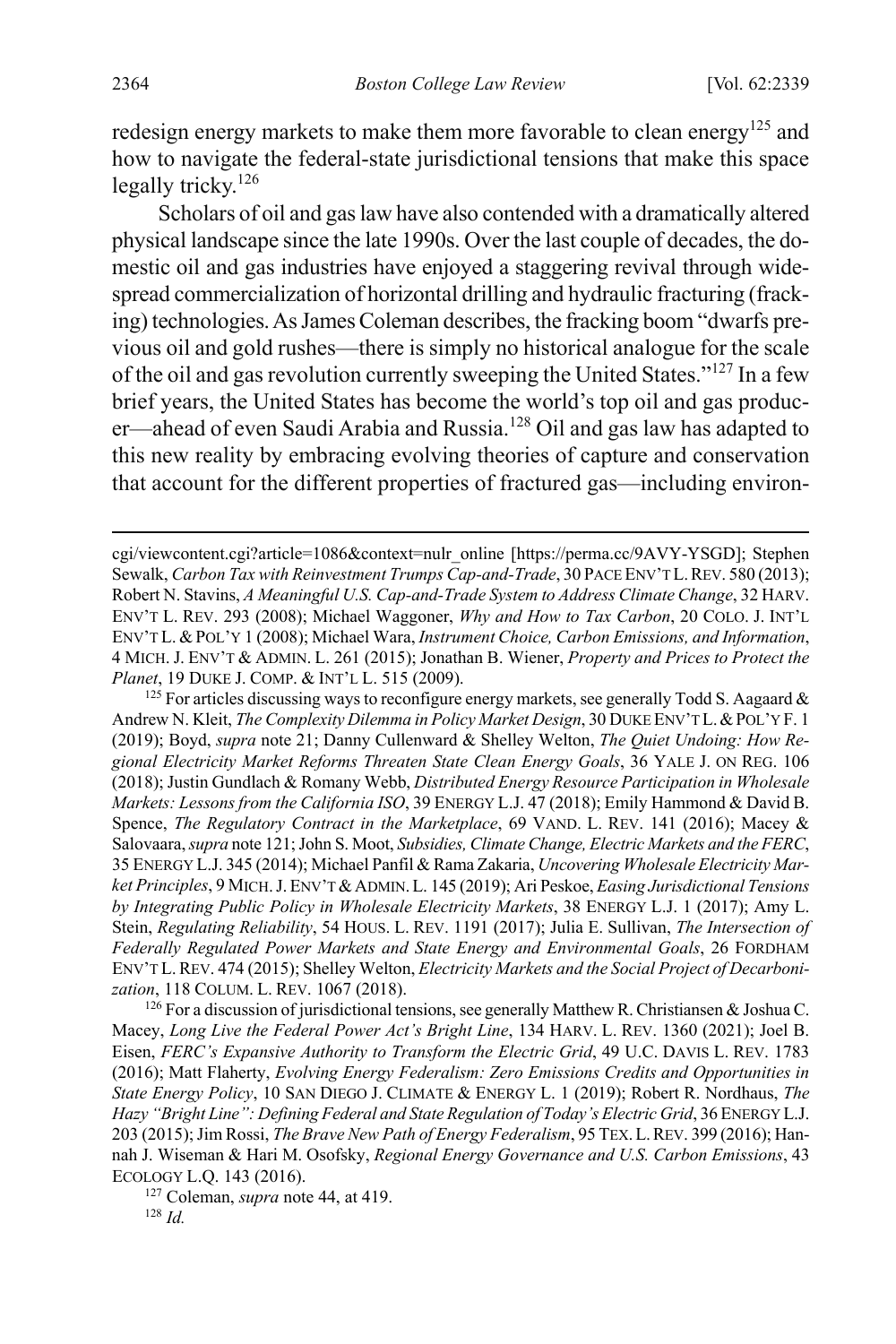redesign energy markets to make them more favorable to clean energy[125] and how to navigate the federal-state jurisdictional tensions that make this space legally tricky.[126]

Scholars of oil and gas law have also contended with a dramatically altered physical landscape since the late 1990s. Over the last couple of decades, the domestic oil and gas industries have enjoyed a staggering revival through widespread commercialization of horizontal drilling and hydraulic fracturing (fracking) technologies. As James Coleman describes, the fracking boom "dwarfs previous oil and gold rushes—there is simply no historical analogue for the scale of the oil and gas revolution currently sweeping the United States."[127] In a few brief years, the United States has become the world's top oil and gas producer—ahead of even Saudi Arabia and Russia.[128] Oil and gas law has adapted to this new reality by embracing evolving theories of capture and conservation that account for the different properties of fractured gas—including environ-

---

cgi/viewcontent.cgi?article=1086&context=nulr_online [https://perma.cc/9AVY-YSGD]; Stephen Sewalk, *Carbon Tax with Reinvestment Trumps Cap-and-Trade*, 30 PACE ENV'T L. REV. 580 (2013); Robert N. Stavins, *A Meaningful U.S. Cap-and-Trade System to Address Climate Change*, 32 HARV. ENV'T L. REV. 293 (2008); Michael Waggoner, *Why and How to Tax Carbon*, 20 COLO. J. INT'L ENV'T L. & POL'Y 1 (2008); Michael Wara, *Instrument Choice, Carbon Emissions, and Information*, 4 MICH. J. ENV'T & ADMIN. L. 261 (2015); Jonathan B. Wiener, *Property and Prices to Protect the Planet*, 19 DUKE J. COMP. & INT'L L. 515 (2009).

[125] For articles discussing ways to reconfigure energy markets, see generally Todd S. Aagaard & Andrew N. Kleit, *The Complexity Dilemma in Policy Market Design*, 30 DUKE ENV'T L. & POL'Y F. 1 (2019); Boyd, *supra* note 21; Danny Cullenward & Shelley Welton, *The Quiet Undoing: How Regional Electricity Market Reforms Threaten State Clean Energy Goals*, 36 YALE J. ON REG. 106 (2018); Justin Gundlach & Romany Webb, *Distributed Energy Resource Participation in Wholesale Markets: Lessons from the California ISO*, 39 ENERGY L.J. 47 (2018); Emily Hammond & David B. Spence, *The Regulatory Contract in the Marketplace*, 69 VAND. L. REV. 141 (2016); Macey & Salovaara, *supra* note 121; John S. Moot, *Subsidies, Climate Change, Electric Markets and the FERC*, 35 ENERGY L.J. 345 (2014); Michael Panfil & Rama Zakaria, *Uncovering Wholesale Electricity Market Principles*, 9 MICH. J. ENV'T & ADMIN. L. 145 (2019); Ari Peskoe, *Easing Jurisdictional Tensions by Integrating Public Policy in Wholesale Electricity Markets*, 38 ENERGY L.J. 1 (2017); Amy L. Stein, *Regulating Reliability*, 54 HOUS. L. REV. 1191 (2017); Julia E. Sullivan, *The Intersection of Federally Regulated Power Markets and State Energy and Environmental Goals*, 26 FORDHAM ENV'T L. REV. 474 (2015); Shelley Welton, *Electricity Markets and the Social Project of Decarbonization*, 118 COLUM. L. REV. 1067 (2018).

[126] For a discussion of jurisdictional tensions, see generally Matthew R. Christiansen & Joshua C. Macey, *Long Live the Federal Power Act's Bright Line*, 134 HARV. L. REV. 1360 (2021); Joel B. Eisen, *FERC's Expansive Authority to Transform the Electric Grid*, 49 U.C. DAVIS L. REV. 1783 (2016); Matt Flaherty, *Evolving Energy Federalism: Zero Emissions Credits and Opportunities in State Energy Policy*, 10 SAN DIEGO J. CLIMATE & ENERGY L. 1 (2019); Robert R. Nordhaus, *The Hazy "Bright Line": Defining Federal and State Regulation of Today's Electric Grid*, 36 ENERGY L.J. 203 (2015); Jim Rossi, *The Brave New Path of Energy Federalism*, 95 TEX. L. REV. 399 (2016); Hannah J. Wiseman & Hari M. Osofsky, *Regional Energy Governance and U.S. Carbon Emissions*, 43 ECOLOGY L.Q. 143 (2016).

[127] Coleman, *supra* note 44, at 419.

[128] *Id.*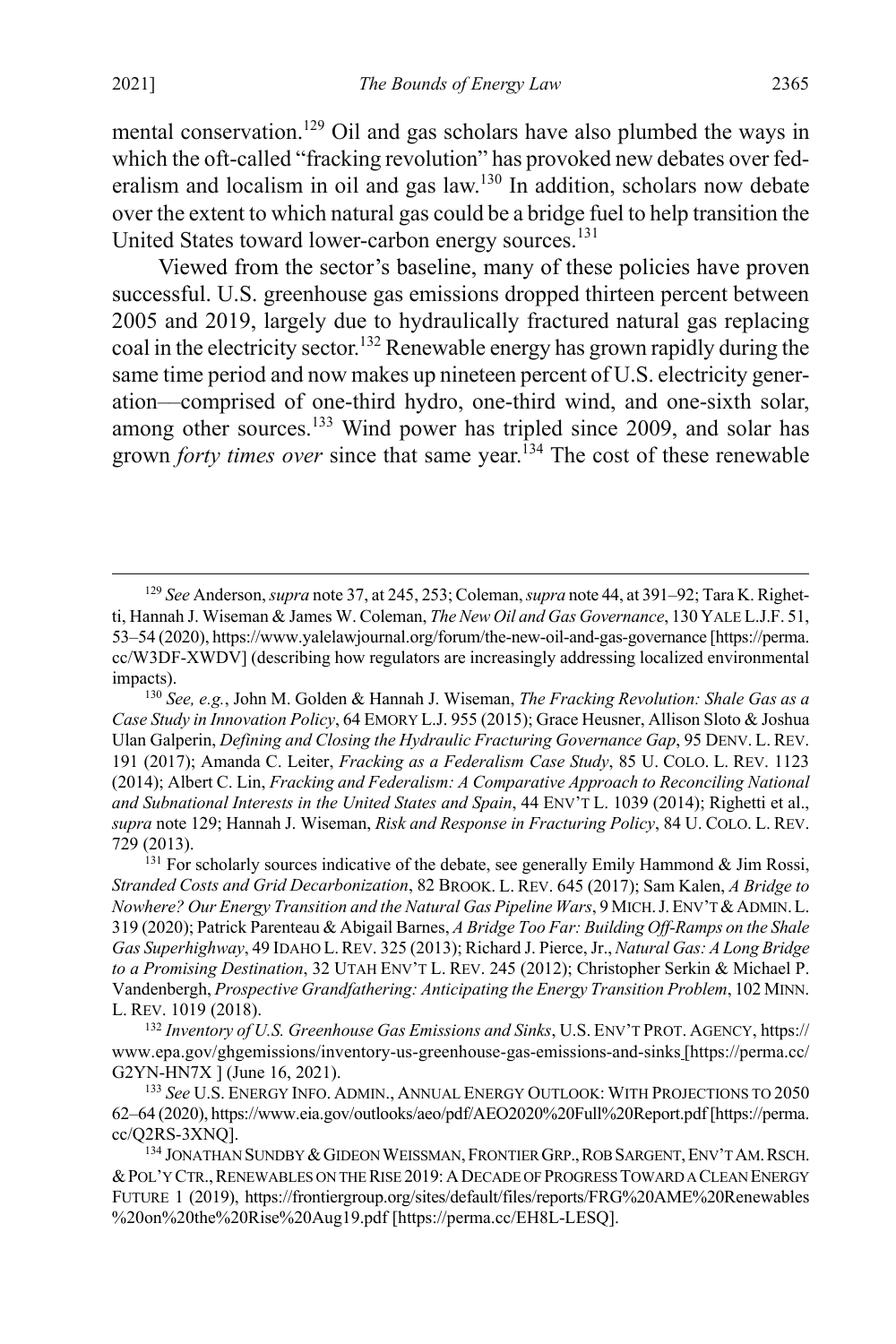mental conservation.[129] Oil and gas scholars have also plumbed the ways in which the oft-called "fracking revolution" has provoked new debates over federalism and localism in oil and gas law.[130] In addition, scholars now debate over the extent to which natural gas could be a bridge fuel to help transition the United States toward lower-carbon energy sources.[131]

Viewed from the sector's baseline, many of these policies have proven successful. U.S. greenhouse gas emissions dropped thirteen percent between 2005 and 2019, largely due to hydraulically fractured natural gas replacing coal in the electricity sector.[132] Renewable energy has grown rapidly during the same time period and now makes up nineteen percent of U.S. electricity generation—comprised of one-third hydro, one-third wind, and one-sixth solar, among other sources.[133] Wind power has tripled since 2009, and solar has grown *forty times over* since that same year.[134] The cost of these renewable

---

[129] *See* Anderson, *supra* note 37, at 245, 253; Coleman, *supra* note 44, at 391–92; Tara K. Righetti, Hannah J. Wiseman & James W. Coleman, *The New Oil and Gas Governance*, 130 YALE L.J.F. 51, 53–54 (2020), https://www.yalelawjournal.org/forum/the-new-oil-and-gas-governance [https://perma.cc/W3DF-XWDV] (describing how regulators are increasingly addressing localized environmental impacts).

[130] *See, e.g.*, John M. Golden & Hannah J. Wiseman, *The Fracking Revolution: Shale Gas as a Case Study in Innovation Policy*, 64 EMORY L.J. 955 (2015); Grace Heusner, Allison Sloto & Joshua Ulan Galperin, *Defining and Closing the Hydraulic Fracturing Governance Gap*, 95 DENV. L. REV. 191 (2017); Amanda C. Leiter, *Fracking as a Federalism Case Study*, 85 U. COLO. L. REV. 1123 (2014); Albert C. Lin, *Fracking and Federalism: A Comparative Approach to Reconciling National and Subnational Interests in the United States and Spain*, 44 ENV'T L. 1039 (2014); Righetti et al., *supra* note 129; Hannah J. Wiseman, *Risk and Response in Fracturing Policy*, 84 U. COLO. L. REV. 729 (2013).

[131] For scholarly sources indicative of the debate, see generally Emily Hammond & Jim Rossi, *Stranded Costs and Grid Decarbonization*, 82 BROOK. L. REV. 645 (2017); Sam Kalen, *A Bridge to Nowhere? Our Energy Transition and the Natural Gas Pipeline Wars*, 9 MICH. J. ENV'T & ADMIN. L. 319 (2020); Patrick Parenteau & Abigail Barnes, *A Bridge Too Far: Building Off-Ramps on the Shale Gas Superhighway*, 49 IDAHO L. REV. 325 (2013); Richard J. Pierce, Jr., *Natural Gas: A Long Bridge to a Promising Destination*, 32 UTAH ENV'T L. REV. 245 (2012); Christopher Serkin & Michael P. Vandenbergh, *Prospective Grandfathering: Anticipating the Energy Transition Problem*, 102 MINN. L. REV. 1019 (2018).

[132] *Inventory of U.S. Greenhouse Gas Emissions and Sinks*, U.S. ENV'T PROT. AGENCY, https://www.epa.gov/ghgemissions/inventory-us-greenhouse-gas-emissions-and-sinks [https://perma.cc/G2YN-HN7X ] (June 16, 2021).

[133] *See* U.S. ENERGY INFO. ADMIN., ANNUAL ENERGY OUTLOOK: WITH PROJECTIONS TO 2050 62–64 (2020), https://www.eia.gov/outlooks/aeo/pdf/AEO2020%20Full%20Report.pdf [https://perma.cc/Q2RS-3XNQ].

[134] JONATHAN SUNDBY & GIDEON WEISSMAN, FRONTIER GRP., ROB SARGENT, ENV'T AM. RSCH. & POL'Y CTR., RENEWABLES ON THE RISE 2019: A DECADE OF PROGRESS TOWARD A CLEAN ENERGY FUTURE 1 (2019), https://frontiergroup.org/sites/default/files/reports/FRG%20AME%20Renewables%20on%20the%20Rise%20Aug19.pdf [https://perma.cc/EH8L-LESQ].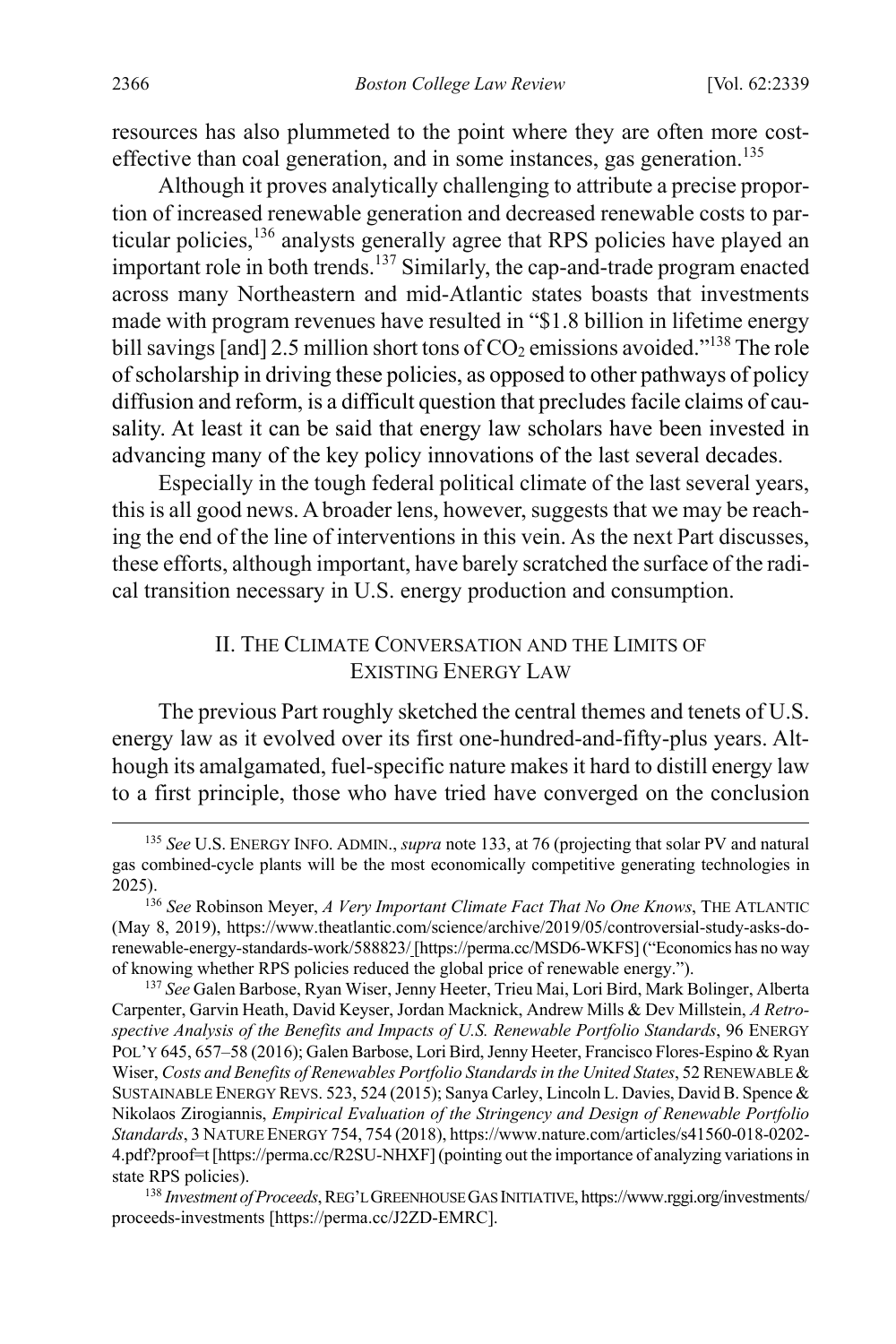resources has also plummeted to the point where they are often more cost-effective than coal generation, and in some instances, gas generation.[135]

Although it proves analytically challenging to attribute a precise proportion of increased renewable generation and decreased renewable costs to particular policies,[136] analysts generally agree that RPS policies have played an important role in both trends.[137] Similarly, the cap-and-trade program enacted across many Northeastern and mid-Atlantic states boasts that investments made with program revenues have resulted in "$1.8 billion in lifetime energy bill savings [and] 2.5 million short tons of $CO_2$ emissions avoided."[138] The role of scholarship in driving these policies, as opposed to other pathways of policy diffusion and reform, is a difficult question that precludes facile claims of causality. At least it can be said that energy law scholars have been invested in advancing many of the key policy innovations of the last several decades.

Especially in the tough federal political climate of the last several years, this is all good news. A broader lens, however, suggests that we may be reaching the end of the line of interventions in this vein. As the next Part discusses, these efforts, although important, have barely scratched the surface of the radical transition necessary in U.S. energy production and consumption.

## II. THE CLIMATE CONVERSATION AND THE LIMITS OF EXISTING ENERGY LAW

The previous Part roughly sketched the central themes and tenets of U.S. energy law as it evolved over its first one-hundred-and-fifty-plus years. Although its amalgamated, fuel-specific nature makes it hard to distill energy law to a first principle, those who have tried have converged on the conclusion

---

[135] *See* U.S. ENERGY INFO. ADMIN., *supra* note 133, at 76 (projecting that solar PV and natural gas combined-cycle plants will be the most economically competitive generating technologies in 2025).

[136] *See* Robinson Meyer, *A Very Important Climate Fact That No One Knows*, THE ATLANTIC (May 8, 2019), https://www.theatlantic.com/science/archive/2019/05/controversial-study-asks-do-renewable-energy-standards-work/588823/ [https://perma.cc/MSD6-WKFS] ("Economics has no way of knowing whether RPS policies reduced the global price of renewable energy.").

[137] *See* Galen Barbose, Ryan Wiser, Jenny Heeter, Trieu Mai, Lori Bird, Mark Bolinger, Alberta Carpenter, Garvin Heath, David Keyser, Jordan Macknick, Andrew Mills & Dev Millstein, *A Retrospective Analysis of the Benefits and Impacts of U.S. Renewable Portfolio Standards*, 96 ENERGY POL'Y 645, 657–58 (2016); Galen Barbose, Lori Bird, Jenny Heeter, Francisco Flores-Espino & Ryan Wiser, *Costs and Benefits of Renewables Portfolio Standards in the United States*, 52 RENEWABLE & SUSTAINABLE ENERGY REVS. 523, 524 (2015); Sanya Carley, Lincoln L. Davies, David B. Spence & Nikolaos Zirogiannis, *Empirical Evaluation of the Stringency and Design of Renewable Portfolio Standards*, 3 NATURE ENERGY 754, 754 (2018), https://www.nature.com/articles/s41560-018-0202-4.pdf?proof=t [https://perma.cc/R2SU-NHXF] (pointing out the importance of analyzing variations in state RPS policies).

[138] *Investment of Proceeds*, REG'L GREENHOUSE GAS INITIATIVE, https://www.rggi.org/investments/proceeds-investments [https://perma.cc/J2ZD-EMRC].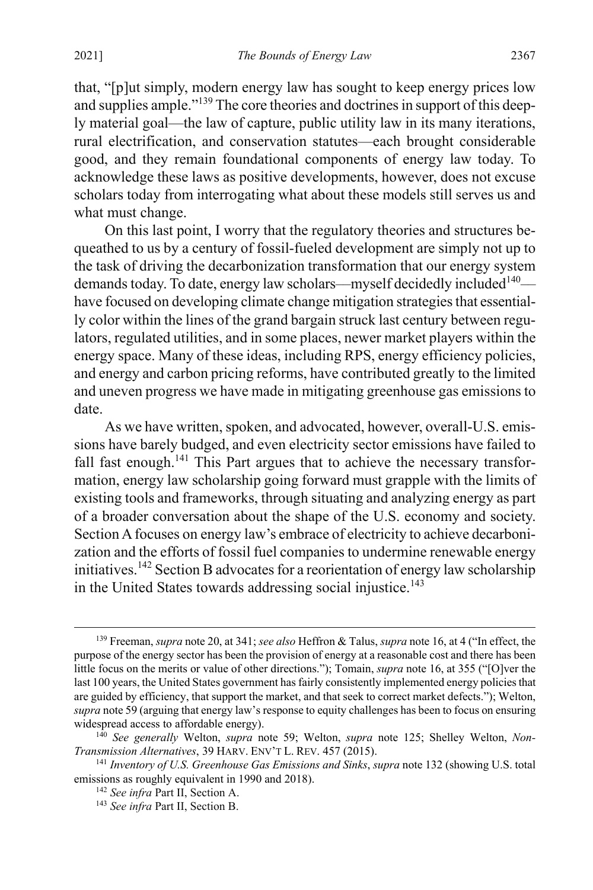that, "[p]ut simply, modern energy law has sought to keep energy prices low and supplies ample."[139] The core theories and doctrines in support of this deeply material goal—the law of capture, public utility law in its many iterations, rural electrification, and conservation statutes—each brought considerable good, and they remain foundational components of energy law today. To acknowledge these laws as positive developments, however, does not excuse scholars today from interrogating what about these models still serves us and what must change.

On this last point, I worry that the regulatory theories and structures bequeathed to us by a century of fossil-fueled development are simply not up to the task of driving the decarbonization transformation that our energy system demands today. To date, energy law scholars—myself decidedly included[140]—have focused on developing climate change mitigation strategies that essentially color within the lines of the grand bargain struck last century between regulators, regulated utilities, and in some places, newer market players within the energy space. Many of these ideas, including RPS, energy efficiency policies, and energy and carbon pricing reforms, have contributed greatly to the limited and uneven progress we have made in mitigating greenhouse gas emissions to date.

As we have written, spoken, and advocated, however, overall-U.S. emissions have barely budged, and even electricity sector emissions have failed to fall fast enough.[141] This Part argues that to achieve the necessary transformation, energy law scholarship going forward must grapple with the limits of existing tools and frameworks, through situating and analyzing energy as part of a broader conversation about the shape of the U.S. economy and society. Section A focuses on energy law's embrace of electricity to achieve decarbonization and the efforts of fossil fuel companies to undermine renewable energy initiatives.[142] Section B advocates for a reorientation of energy law scholarship in the United States towards addressing social injustice.[143]

---

[139] Freeman, *supra* note 20, at 341; *see also* Heffron & Talus, *supra* note 16, at 4 ("In effect, the purpose of the energy sector has been the provision of energy at a reasonable cost and there has been little focus on the merits or value of other directions."); Tomain, *supra* note 16, at 355 ("[O]ver the last 100 years, the United States government has fairly consistently implemented energy policies that are guided by efficiency, that support the market, and that seek to correct market defects."); Welton, *supra* note 59 (arguing that energy law's response to equity challenges has been to focus on ensuring widespread access to affordable energy).

[140] *See generally* Welton, *supra* note 59; Welton, *supra* note 125; Shelley Welton, *Non-Transmission Alternatives*, 39 HARV. ENV'T L. REV. 457 (2015).

[141] *Inventory of U.S. Greenhouse Gas Emissions and Sinks*, *supra* note 132 (showing U.S. total emissions as roughly equivalent in 1990 and 2018).

[142] *See infra* Part II, Section A.

[143] *See infra* Part II, Section B.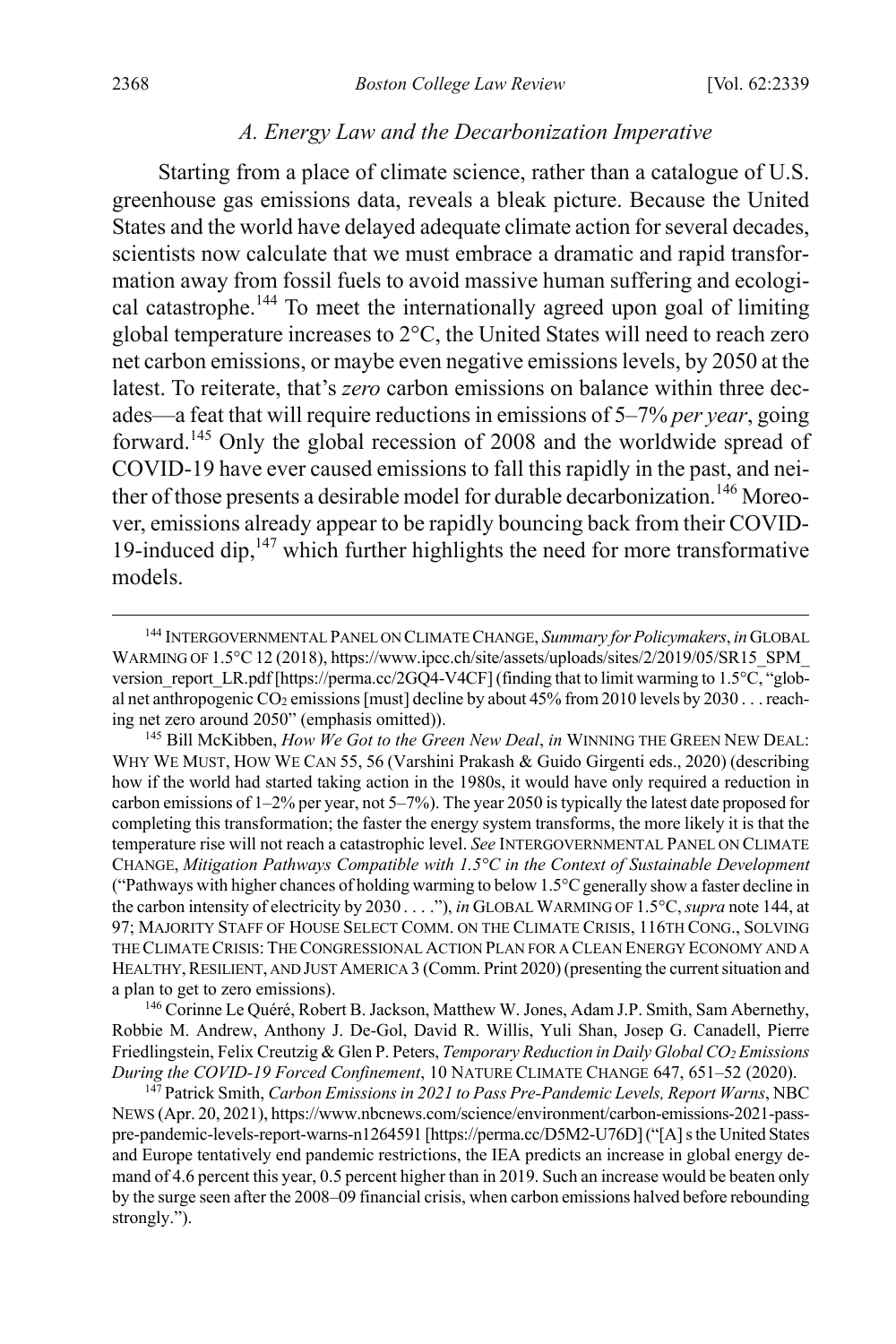### *A. Energy Law and the Decarbonization Imperative*

Starting from a place of climate science, rather than a catalogue of U.S. greenhouse gas emissions data, reveals a bleak picture. Because the United States and the world have delayed adequate climate action for several decades, scientists now calculate that we must embrace a dramatic and rapid transformation away from fossil fuels to avoid massive human suffering and ecological catastrophe.[144] To meet the internationally agreed upon goal of limiting global temperature increases to 2°C, the United States will need to reach zero net carbon emissions, or maybe even negative emissions levels, by 2050 at the latest. To reiterate, that's *zero* carbon emissions on balance within three decades—a feat that will require reductions in emissions of 5–7% *per year*, going forward.[145] Only the global recession of 2008 and the worldwide spread of COVID-19 have ever caused emissions to fall this rapidly in the past, and neither of those presents a desirable model for durable decarbonization.[146] Moreover, emissions already appear to be rapidly bouncing back from their COVID-19-induced dip,[147] which further highlights the need for more transformative models.

[144] INTERGOVERNMENTAL PANEL ON CLIMATE CHANGE, *Summary for Policymakers*, *in* GLOBAL WARMING OF 1.5°C 12 (2018), https://www.ipcc.ch/site/assets/uploads/sites/2/2019/05/SR15_SPM_version_report_LR.pdf [https://perma.cc/2GQ4-V4CF] (finding that to limit warming to 1.5°C, "global net anthropogenic $CO_2$ emissions [must] decline by about 45% from 2010 levels by 2030 . . . reaching net zero around 2050" (emphasis omitted)).

[145] Bill McKibben, *How We Got to the Green New Deal*, *in* WINNING THE GREEN NEW DEAL: WHY WE MUST, HOW WE CAN 55, 56 (Varshini Prakash & Guido Girgenti eds., 2020) (describing how if the world had started taking action in the 1980s, it would have only required a reduction in carbon emissions of 1–2% per year, not 5–7%). The year 2050 is typically the latest date proposed for completing this transformation; the faster the energy system transforms, the more likely it is that the temperature rise will not reach a catastrophic level. *See* INTERGOVERNMENTAL PANEL ON CLIMATE CHANGE, *Mitigation Pathways Compatible with 1.5°C in the Context of Sustainable Development* ("Pathways with higher chances of holding warming to below 1.5°C generally show a faster decline in the carbon intensity of electricity by 2030 . . . ."), *in* GLOBAL WARMING OF 1.5°C, *supra* note 144, at 97; MAJORITY STAFF OF HOUSE SELECT COMM. ON THE CLIMATE CRISIS, 116TH CONG., SOLVING THE CLIMATE CRISIS: THE CONGRESSIONAL ACTION PLAN FOR A CLEAN ENERGY ECONOMY AND A HEALTHY, RESILIENT, AND JUST AMERICA 3 (Comm. Print 2020) (presenting the current situation and a plan to get to zero emissions).

[146] Corinne Le Quéré, Robert B. Jackson, Matthew W. Jones, Adam J.P. Smith, Sam Abernethy, Robbie M. Andrew, Anthony J. De-Gol, David R. Willis, Yuli Shan, Josep G. Canadell, Pierre Friedlingstein, Felix Creutzig & Glen P. Peters, *Temporary Reduction in Daily Global $CO_2$ Emissions During the COVID-19 Forced Confinement*, 10 NATURE CLIMATE CHANGE 647, 651–52 (2020).

[147] Patrick Smith, *Carbon Emissions in 2021 to Pass Pre-Pandemic Levels, Report Warns*, NBC NEWS (Apr. 20, 2021), https://www.nbcnews.com/science/environment/carbon-emissions-2021-pass-pre-pandemic-levels-report-warns-n1264591 [https://perma.cc/D5M2-U76D] ("[A] s the United States and Europe tentatively end pandemic restrictions, the IEA predicts an increase in global energy demand of 4.6 percent this year, 0.5 percent higher than in 2019. Such an increase would be beaten only by the surge seen after the 2008–09 financial crisis, when carbon emissions halved before rebounding strongly.").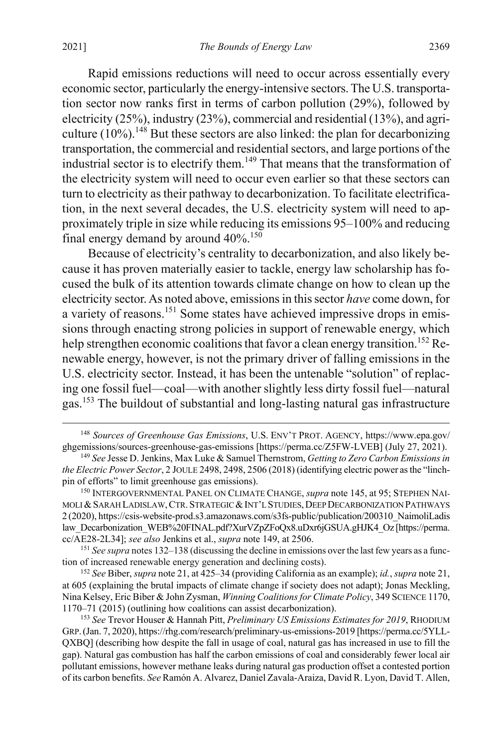Rapid emissions reductions will need to occur across essentially every economic sector, particularly the energy-intensive sectors. The U.S. transportation sector now ranks first in terms of carbon pollution (29%), followed by electricity (25%), industry (23%), commercial and residential (13%), and agriculture (10%).[148] But these sectors are also linked: the plan for decarbonizing transportation, the commercial and residential sectors, and large portions of the industrial sector is to electrify them.[149] That means that the transformation of the electricity system will need to occur even earlier so that these sectors can turn to electricity as their pathway to decarbonization. To facilitate electrification, in the next several decades, the U.S. electricity system will need to approximately triple in size while reducing its emissions 95–100% and reducing final energy demand by around 40%.[150]

Because of electricity's centrality to decarbonization, and also likely because it has proven materially easier to tackle, energy law scholarship has focused the bulk of its attention towards climate change on how to clean up the electricity sector. As noted above, emissions in this sector *have* come down, for a variety of reasons.[151] Some states have achieved impressive drops in emissions through enacting strong policies in support of renewable energy, which help strengthen economic coalitions that favor a clean energy transition.[152] Renewable energy, however, is not the primary driver of falling emissions in the U.S. electricity sector. Instead, it has been the untenable "solution" of replacing one fossil fuel—coal—with another slightly less dirty fossil fuel—natural gas.[153] The buildout of substantial and long-lasting natural gas infrastructure

---

[148] *Sources of Greenhouse Gas Emissions*, U.S. ENV'T PROT. AGENCY, https://www.epa.gov/ghgemissions/sources-greenhouse-gas-emissions [https://perma.cc/Z5FW-LVEB] (July 27, 2021).

[149] *See* Jesse D. Jenkins, Max Luke & Samuel Thernstrom, *Getting to Zero Carbon Emissions in the Electric Power Sector*, 2 JOULE 2498, 2498, 2506 (2018) (identifying electric power as the "linchpin of efforts" to limit greenhouse gas emissions).

[150] INTERGOVERNMENTAL PANEL ON CLIMATE CHANGE, *supra* note 145, at 95; STEPHEN NAIMOLI & SARAH LADISLAW, CTR. STRATEGIC & INT'L STUDIES, DEEP DECARBONIZATION PATHWAYS 2 (2020), https://csis-website-prod.s3.amazonaws.com/s3fs-public/publication/200310_NaimoliLadislaw_Decarbonization_WEB%20FINAL.pdf?XurVZpZFoQx8.uDxr6jGSUA.gHJK4_Oz [https://perma.cc/AE28-2L34]; *see also* Jenkins et al., *supra* note 149, at 2506.

[151] *See supra* notes 132–138 (discussing the decline in emissions over the last few years as a function of increased renewable energy generation and declining costs).

[152] *See* Biber, *supra* note 21, at 425–34 (providing California as an example); *id.*, *supra* note 21, at 605 (explaining the brutal impacts of climate change if society does not adapt); Jonas Meckling, Nina Kelsey, Eric Biber & John Zysman, *Winning Coalitions for Climate Policy*, 349 SCIENCE 1170, 1170–71 (2015) (outlining how coalitions can assist decarbonization).

[153] *See* Trevor Houser & Hannah Pitt, *Preliminary US Emissions Estimates for 2019*, RHODIUM GRP. (Jan. 7, 2020), https://rhg.com/research/preliminary-us-emissions-2019 [https://perma.cc/5YLL-QXBQ] (describing how despite the fall in usage of coal, natural gas has increased in use to fill the gap). Natural gas combustion has half the carbon emissions of coal and considerably fewer local air pollutant emissions, however methane leaks during natural gas production offset a contested portion of its carbon benefits. *See* Ramón A. Alvarez, Daniel Zavala-Araiza, David R. Lyon, David T. Allen,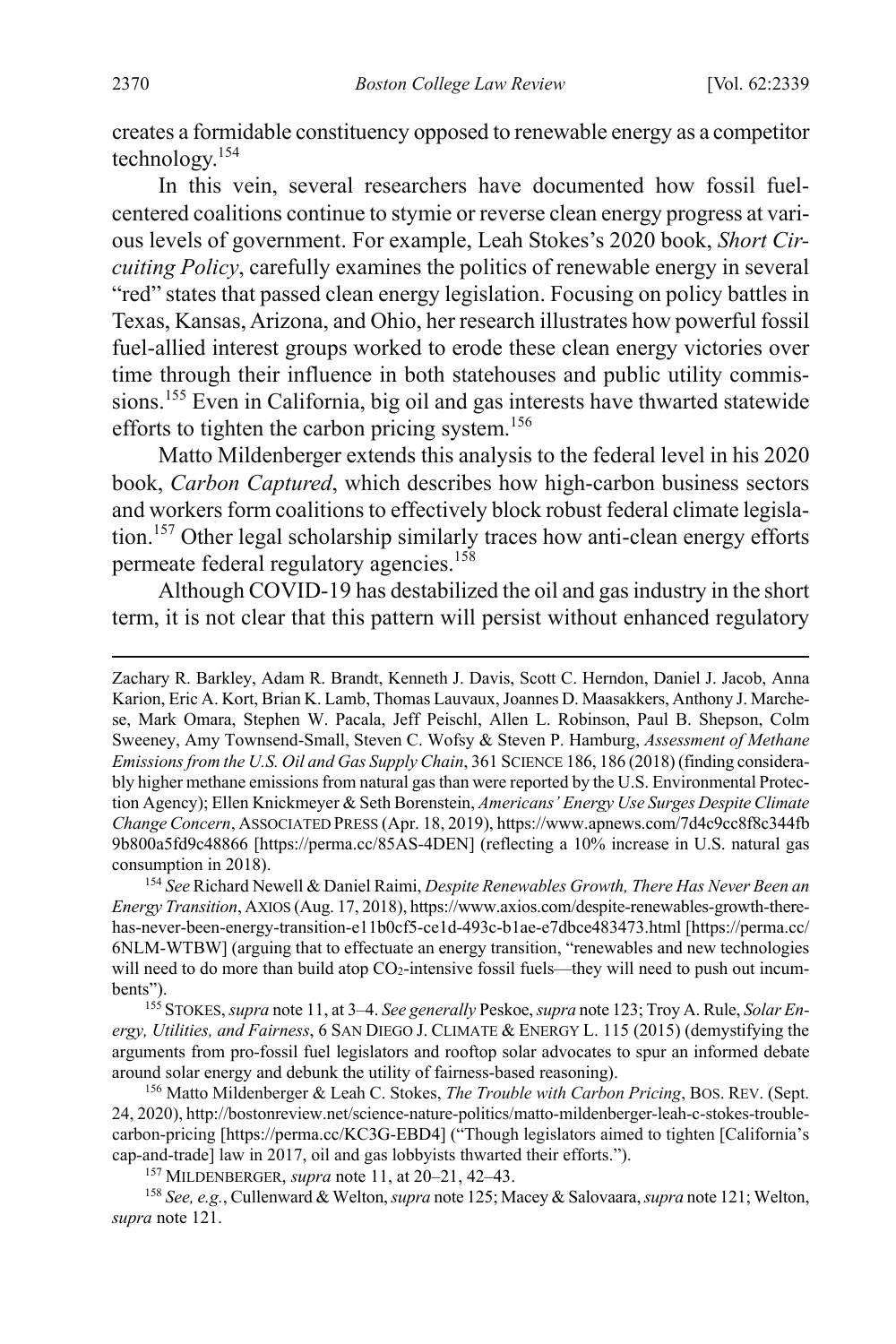creates a formidable constituency opposed to renewable energy as a competitor technology.[154]

In this vein, several researchers have documented how fossil fuel-centered coalitions continue to stymie or reverse clean energy progress at various levels of government. For example, Leah Stokes's 2020 book, *Short Circuiting Policy*, carefully examines the politics of renewable energy in several "red" states that passed clean energy legislation. Focusing on policy battles in Texas, Kansas, Arizona, and Ohio, her research illustrates how powerful fossil fuel-allied interest groups worked to erode these clean energy victories over time through their influence in both statehouses and public utility commissions.[155] Even in California, big oil and gas interests have thwarted statewide efforts to tighten the carbon pricing system.[156]

Matto Mildenberger extends this analysis to the federal level in his 2020 book, *Carbon Captured*, which describes how high-carbon business sectors and workers form coalitions to effectively block robust federal climate legislation.[157] Other legal scholarship similarly traces how anti-clean energy efforts permeate federal regulatory agencies.[158]

Although COVID-19 has destabilized the oil and gas industry in the short term, it is not clear that this pattern will persist without enhanced regulatory

Zachary R. Barkley, Adam R. Brandt, Kenneth J. Davis, Scott C. Herndon, Daniel J. Jacob, Anna Karion, Eric A. Kort, Brian K. Lamb, Thomas Lauvaux, Joannes D. Maasakkers, Anthony J. Marchese, Mark Omara, Stephen W. Pacala, Jeff Peischl, Allen L. Robinson, Paul B. Shepson, Colm Sweeney, Amy Townsend-Small, Steven C. Wofsy & Steven P. Hamburg, *Assessment of Methane Emissions from the U.S. Oil and Gas Supply Chain*, 361 SCIENCE 186, 186 (2018) (finding considerably higher methane emissions from natural gas than were reported by the U.S. Environmental Protection Agency); Ellen Knickmeyer & Seth Borenstein, *Americans' Energy Use Surges Despite Climate Change Concern*, ASSOCIATED PRESS (Apr. 18, 2019), https://www.apnews.com/7d4c9cc8f8c344fb9b800a5fd9c48866 [https://perma.cc/85AS-4DEN] (reflecting a 10% increase in U.S. natural gas consumption in 2018).

[154] *See* Richard Newell & Daniel Raimi, *Despite Renewables Growth, There Has Never Been an Energy Transition*, AXIOS (Aug. 17, 2018), https://www.axios.com/despite-renewables-growth-there-has-never-been-energy-transition-e11b0cf5-ce1d-493c-b1ae-e7dbce483473.html [https://perma.cc/6NLM-WTBW] (arguing that to effectuate an energy transition, "renewables and new technologies will need to do more than build atop $CO_2$-intensive fossil fuels—they will need to push out incumbents").

[155] STOKES, *supra* note 11, at 3–4. *See generally* Peskoe, *supra* note 123; Troy A. Rule, *Solar Energy, Utilities, and Fairness*, 6 SAN DIEGO J. CLIMATE & ENERGY L. 115 (2015) (demystifying the arguments from pro-fossil fuel legislators and rooftop solar advocates to spur an informed debate around solar energy and debunk the utility of fairness-based reasoning).

[156] Matto Mildenberger & Leah C. Stokes, *The Trouble with Carbon Pricing*, BOS. REV. (Sept. 24, 2020), http://bostonreview.net/science-nature-politics/matto-mildenberger-leah-c-stokes-trouble-carbon-pricing [https://perma.cc/KC3G-EBD4] ("Though legislators aimed to tighten [California's cap-and-trade] law in 2017, oil and gas lobbyists thwarted their efforts.").

[157] MILDENBERGER, *supra* note 11, at 20–21, 42–43.

[158] *See, e.g.*, Cullenward & Welton, *supra* note 125; Macey & Salovaara, *supra* note 121; Welton, *supra* note 121.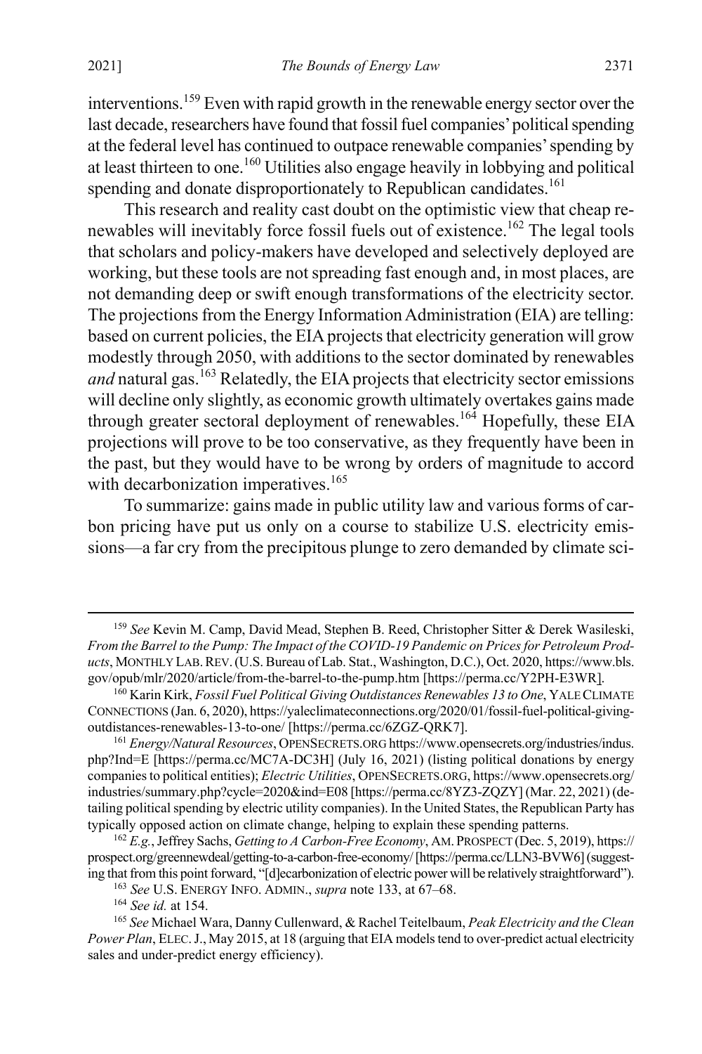interventions.[159] Even with rapid growth in the renewable energy sector over the last decade, researchers have found that fossil fuel companies' political spending at the federal level has continued to outpace renewable companies' spending by at least thirteen to one.[160] Utilities also engage heavily in lobbying and political spending and donate disproportionately to Republican candidates.[161]

This research and reality cast doubt on the optimistic view that cheap renewables will inevitably force fossil fuels out of existence.[162] The legal tools that scholars and policy-makers have developed and selectively deployed are working, but these tools are not spreading fast enough and, in most places, are not demanding deep or swift enough transformations of the electricity sector. The projections from the Energy Information Administration (EIA) are telling: based on current policies, the EIA projects that electricity generation will grow modestly through 2050, with additions to the sector dominated by renewables *and* natural gas.[163] Relatedly, the EIA projects that electricity sector emissions will decline only slightly, as economic growth ultimately overtakes gains made through greater sectoral deployment of renewables.[164] Hopefully, these EIA projections will prove to be too conservative, as they frequently have been in the past, but they would have to be wrong by orders of magnitude to accord with decarbonization imperatives.[165]

To summarize: gains made in public utility law and various forms of carbon pricing have put us only on a course to stabilize U.S. electricity emissions—a far cry from the precipitous plunge to zero demanded by climate sci-

---

[159] *See* Kevin M. Camp, David Mead, Stephen B. Reed, Christopher Sitter & Derek Wasileski, *From the Barrel to the Pump: The Impact of the COVID-19 Pandemic on Prices for Petroleum Products*, MONTHLY LAB. REV. (U.S. Bureau of Lab. Stat., Washington, D.C.), Oct. 2020, https://www.bls.gov/opub/mlr/2020/article/from-the-barrel-to-the-pump.htm [https://perma.cc/Y2PH-E3WR].

[160] Karin Kirk, *Fossil Fuel Political Giving Outdistances Renewables 13 to One*, YALE CLIMATE CONNECTIONS (Jan. 6, 2020), https://yaleclimateconnections.org/2020/01/fossil-fuel-political-giving-outdistances-renewables-13-to-one/ [https://perma.cc/6ZGZ-QRK7].

[161] *Energy/Natural Resources*, OPENSECRETS.ORG https://www.opensecrets.org/industries/indus.php?Ind=E [https://perma.cc/MC7A-DC3H] (July 16, 2021) (listing political donations by energy companies to political entities); *Electric Utilities*, OPENSECRETS.ORG, https://www.opensecrets.org/industries/summary.php?cycle=2020&ind=E08 [https://perma.cc/8YZ3-ZQZY] (Mar. 22, 2021) (detailing political spending by electric utility companies). In the United States, the Republican Party has typically opposed action on climate change, helping to explain these spending patterns.

[162] *E.g.*, Jeffrey Sachs, *Getting to A Carbon-Free Economy*, AM. PROSPECT (Dec. 5, 2019), https://prospect.org/greennewdeal/getting-to-a-carbon-free-economy/ [https://perma.cc/LLN3-BVW6] (suggesting that from this point forward, "[d]ecarbonization of electric power will be relatively straightforward").

[163] *See* U.S. ENERGY INFO. ADMIN., *supra* note 133, at 67–68.

[164] *See id.* at 154.

[165] *See* Michael Wara, Danny Cullenward, & Rachel Teitelbaum, *Peak Electricity and the Clean Power Plan*, ELEC. J., May 2015, at 18 (arguing that EIA models tend to over-predict actual electricity sales and under-predict energy efficiency).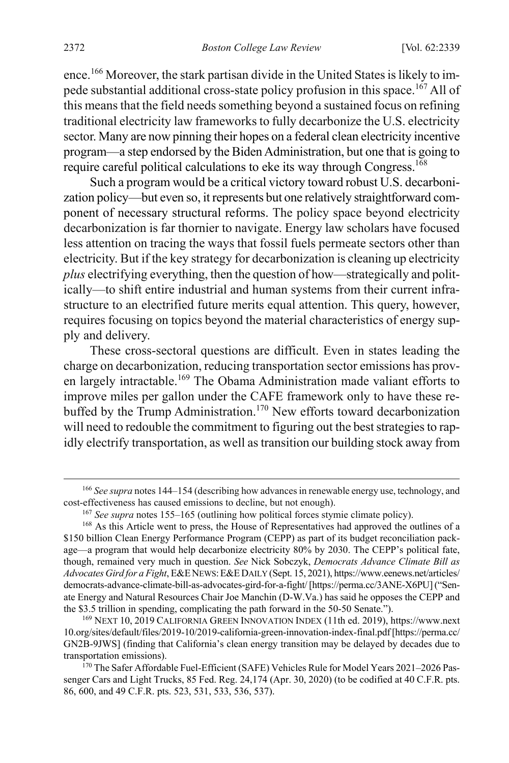ence.[166] Moreover, the stark partisan divide in the United States is likely to impede substantial additional cross-state policy profusion in this space.[167] All of this means that the field needs something beyond a sustained focus on refining traditional electricity law frameworks to fully decarbonize the U.S. electricity sector. Many are now pinning their hopes on a federal clean electricity incentive program—a step endorsed by the Biden Administration, but one that is going to require careful political calculations to eke its way through Congress.[168]

Such a program would be a critical victory toward robust U.S. decarbonization policy—but even so, it represents but one relatively straightforward component of necessary structural reforms. The policy space beyond electricity decarbonization is far thornier to navigate. Energy law scholars have focused less attention on tracing the ways that fossil fuels permeate sectors other than electricity. But if the key strategy for decarbonization is cleaning up electricity *plus* electrifying everything, then the question of how—strategically and politically—to shift entire industrial and human systems from their current infrastructure to an electrified future merits equal attention. This query, however, requires focusing on topics beyond the material characteristics of energy supply and delivery.

These cross-sectoral questions are difficult. Even in states leading the charge on decarbonization, reducing transportation sector emissions has proven largely intractable.[169] The Obama Administration made valiant efforts to improve miles per gallon under the CAFE framework only to have these rebuffed by the Trump Administration.[170] New efforts toward decarbonization will need to redouble the commitment to figuring out the best strategies to rapidly electrify transportation, as well as transition our building stock away from

---

[166] *See supra* notes 144–154 (describing how advances in renewable energy use, technology, and cost-effectiveness has caused emissions to decline, but not enough).

[167] *See supra* notes 155–165 (outlining how political forces stymie climate policy).

[168] As this Article went to press, the House of Representatives had approved the outlines of a $150 billion Clean Energy Performance Program (CEPP) as part of its budget reconciliation package—a program that would help decarbonize electricity 80% by 2030. The CEPP's political fate, though, remained very much in question. *See* Nick Sobczyk, *Democrats Advance Climate Bill as Advocates Gird for a Fight*, E&E NEWS: E&E DAILY (Sept. 15, 2021), https://www.eenews.net/articles/democrats-advance-climate-bill-as-advocates-gird-for-a-fight/ [https://perma.cc/3ANE-X6PU] ("Senate Energy and Natural Resources Chair Joe Manchin (D-W.Va.) has said he opposes the CEPP and the $3.5 trillion in spending, complicating the path forward in the 50-50 Senate.").

[169] NEXT 10, 2019 CALIFORNIA GREEN INNOVATION INDEX (11th ed. 2019), https://www.next10.org/sites/default/files/2019-10/2019-california-green-innovation-index-final.pdf [https://perma.cc/GN2B-9JWS] (finding that California's clean energy transition may be delayed by decades due to transportation emissions).

[170] The Safer Affordable Fuel-Efficient (SAFE) Vehicles Rule for Model Years 2021–2026 Passenger Cars and Light Trucks, 85 Fed. Reg. 24,174 (Apr. 30, 2020) (to be codified at 40 C.F.R. pts. 86, 600, and 49 C.F.R. pts. 523, 531, 533, 536, 537).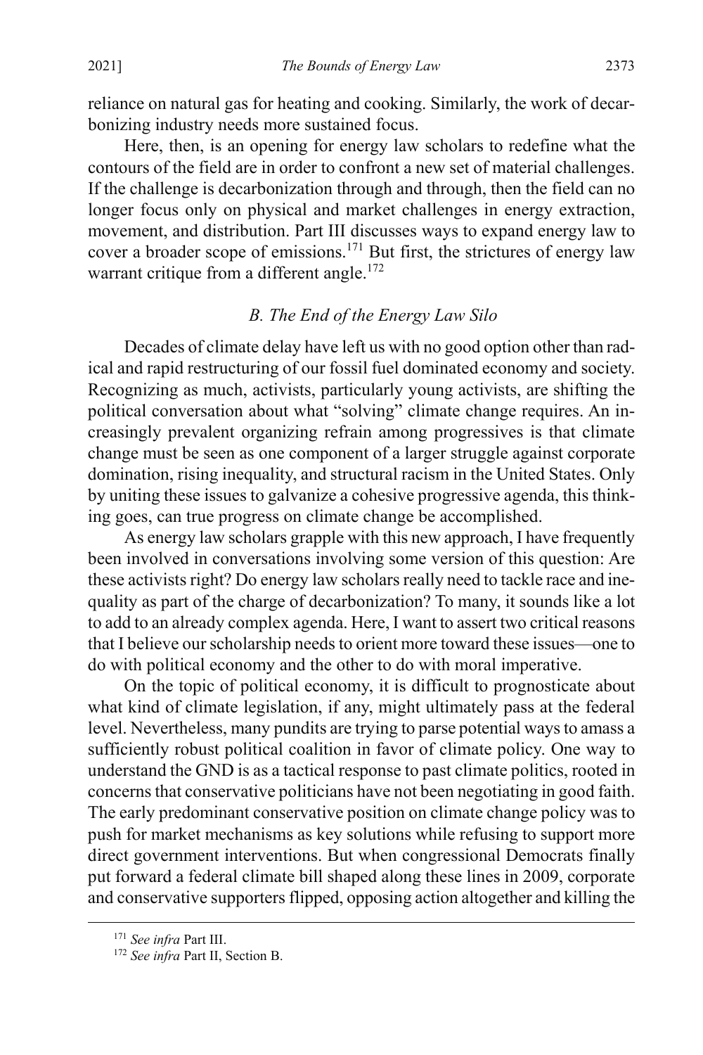reliance on natural gas for heating and cooking. Similarly, the work of decarbonizing industry needs more sustained focus.

Here, then, is an opening for energy law scholars to redefine what the contours of the field are in order to confront a new set of material challenges. If the challenge is decarbonization through and through, then the field can no longer focus only on physical and market challenges in energy extraction, movement, and distribution. Part III discusses ways to expand energy law to cover a broader scope of emissions.[171] But first, the strictures of energy law warrant critique from a different angle.[172]

### *B. The End of the Energy Law Silo*

Decades of climate delay have left us with no good option other than radical and rapid restructuring of our fossil fuel dominated economy and society. Recognizing as much, activists, particularly young activists, are shifting the political conversation about what "solving" climate change requires. An increasingly prevalent organizing refrain among progressives is that climate change must be seen as one component of a larger struggle against corporate domination, rising inequality, and structural racism in the United States. Only by uniting these issues to galvanize a cohesive progressive agenda, this thinking goes, can true progress on climate change be accomplished.

As energy law scholars grapple with this new approach, I have frequently been involved in conversations involving some version of this question: Are these activists right? Do energy law scholars really need to tackle race and inequality as part of the charge of decarbonization? To many, it sounds like a lot to add to an already complex agenda. Here, I want to assert two critical reasons that I believe our scholarship needs to orient more toward these issues—one to do with political economy and the other to do with moral imperative.

On the topic of political economy, it is difficult to prognosticate about what kind of climate legislation, if any, might ultimately pass at the federal level. Nevertheless, many pundits are trying to parse potential ways to amass a sufficiently robust political coalition in favor of climate policy. One way to understand the GND is as a tactical response to past climate politics, rooted in concerns that conservative politicians have not been negotiating in good faith. The early predominant conservative position on climate change policy was to push for market mechanisms as key solutions while refusing to support more direct government interventions. But when congressional Democrats finally put forward a federal climate bill shaped along these lines in 2009, corporate and conservative supporters flipped, opposing action altogether and killing the

[171] *See infra* Part III.

[172] *See infra* Part II, Section B.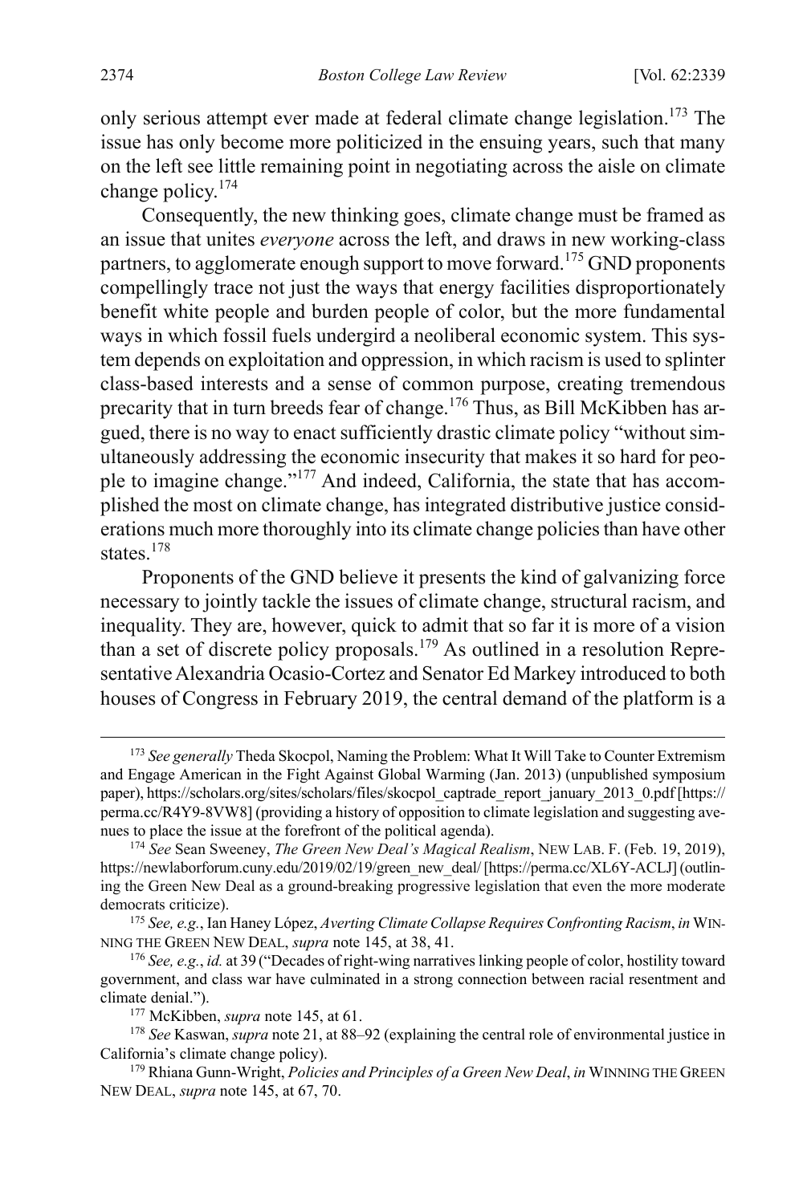only serious attempt ever made at federal climate change legislation.[173] The issue has only become more politicized in the ensuing years, such that many on the left see little remaining point in negotiating across the aisle on climate change policy.[174]

Consequently, the new thinking goes, climate change must be framed as an issue that unites *everyone* across the left, and draws in new working-class partners, to agglomerate enough support to move forward.[175] GND proponents compellingly trace not just the ways that energy facilities disproportionately benefit white people and burden people of color, but the more fundamental ways in which fossil fuels undergird a neoliberal economic system. This system depends on exploitation and oppression, in which racism is used to splinter class-based interests and a sense of common purpose, creating tremendous precarity that in turn breeds fear of change.[176] Thus, as Bill McKibben has argued, there is no way to enact sufficiently drastic climate policy "without simultaneously addressing the economic insecurity that makes it so hard for people to imagine change."[177] And indeed, California, the state that has accomplished the most on climate change, has integrated distributive justice considerations much more thoroughly into its climate change policies than have other states.[178]

Proponents of the GND believe it presents the kind of galvanizing force necessary to jointly tackle the issues of climate change, structural racism, and inequality. They are, however, quick to admit that so far it is more of a vision than a set of discrete policy proposals.[179] As outlined in a resolution Representative Alexandria Ocasio-Cortez and Senator Ed Markey introduced to both houses of Congress in February 2019, the central demand of the platform is a

---

[173] *See generally* Theda Skocpol, Naming the Problem: What It Will Take to Counter Extremism and Engage American in the Fight Against Global Warming (Jan. 2013) (unpublished symposium paper), https://scholars.org/sites/scholars/files/skocpol_captrade_report_january_2013_0.pdf [https://perma.cc/R4Y9-8VW8] (providing a history of opposition to climate legislation and suggesting avenues to place the issue at the forefront of the political agenda).

[174] *See* Sean Sweeney, *The Green New Deal's Magical Realism*, NEW LAB. F. (Feb. 19, 2019), https://newlaborforum.cuny.edu/2019/02/19/green_new_deal/ [https://perma.cc/XL6Y-ACLJ] (outlining the Green New Deal as a ground-breaking progressive legislation that even the more moderate democrats criticize).

[175] *See, e.g.*, Ian Haney López, *Averting Climate Collapse Requires Confronting Racism*, *in* WINNING THE GREEN NEW DEAL, *supra* note 145, at 38, 41.

[176] *See, e.g.*, *id.* at 39 ("Decades of right-wing narratives linking people of color, hostility toward government, and class war have culminated in a strong connection between racial resentment and climate denial.").

[177] McKibben, *supra* note 145, at 61.

[178] *See* Kaswan, *supra* note 21, at 88–92 (explaining the central role of environmental justice in California's climate change policy).

[179] Rhiana Gunn-Wright, *Policies and Principles of a Green New Deal*, *in* WINNING THE GREEN NEW DEAL, *supra* note 145, at 67, 70.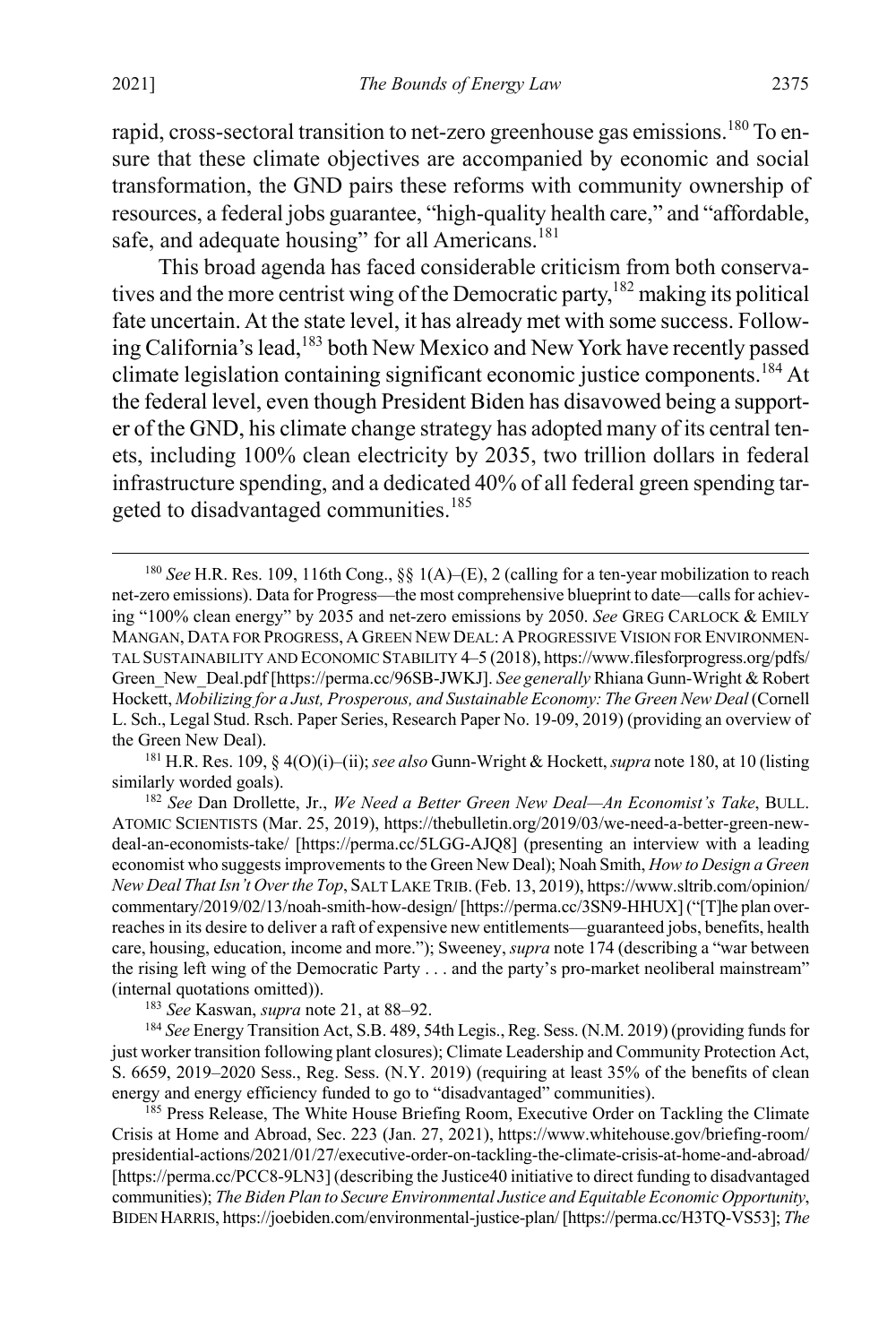rapid, cross-sectoral transition to net-zero greenhouse gas emissions.[180] To ensure that these climate objectives are accompanied by economic and social transformation, the GND pairs these reforms with community ownership of resources, a federal jobs guarantee, "high-quality health care," and "affordable, safe, and adequate housing" for all Americans.[181]

This broad agenda has faced considerable criticism from both conservatives and the more centrist wing of the Democratic party,[182] making its political fate uncertain. At the state level, it has already met with some success. Following California's lead,[183] both New Mexico and New York have recently passed climate legislation containing significant economic justice components.[184] At the federal level, even though President Biden has disavowed being a supporter of the GND, his climate change strategy has adopted many of its central tenets, including 100% clean electricity by 2035, two trillion dollars in federal infrastructure spending, and a dedicated 40% of all federal green spending targeted to disadvantaged communities.[185]

---

[180] *See* H.R. Res. 109, 116th Cong., §§ 1(A)–(E), 2 (calling for a ten-year mobilization to reach net-zero emissions). Data for Progress—the most comprehensive blueprint to date—calls for achieving "100% clean energy" by 2035 and net-zero emissions by 2050. *See* GREG CARLOCK & EMILY MANGAN, DATA FOR PROGRESS, A GREEN NEW DEAL: A PROGRESSIVE VISION FOR ENVIRONMENTAL SUSTAINABILITY AND ECONOMIC STABILITY 4–5 (2018), https://www.filesforprogress.org/pdfs/Green_New_Deal.pdf [https://perma.cc/96SB-JWKJ]. *See generally* Rhiana Gunn-Wright & Robert Hockett, *Mobilizing for a Just, Prosperous, and Sustainable Economy: The Green New Deal* (Cornell L. Sch., Legal Stud. Rsch. Paper Series, Research Paper No. 19-09, 2019) (providing an overview of the Green New Deal).

[181] H.R. Res. 109, § 4(O)(i)–(ii); *see also* Gunn-Wright & Hockett, *supra* note 180, at 10 (listing similarly worded goals).

[182] *See* Dan Drollette, Jr., *We Need a Better Green New Deal—An Economist's Take*, BULL. ATOMIC SCIENTISTS (Mar. 25, 2019), https://thebulletin.org/2019/03/we-need-a-better-green-new-deal-an-economists-take/ [https://perma.cc/5LGG-AJQ8] (presenting an interview with a leading economist who suggests improvements to the Green New Deal); Noah Smith, *How to Design a Green New Deal That Isn't Over the Top*, SALT LAKE TRIB. (Feb. 13, 2019), https://www.sltrib.com/opinion/commentary/2019/02/13/noah-smith-how-design/ [https://perma.cc/3SN9-HHUX] ("[T]he plan overreaches in its desire to deliver a raft of expensive new entitlements—guaranteed jobs, benefits, health care, housing, education, income and more."); Sweeney, *supra* note 174 (describing a "war between the rising left wing of the Democratic Party . . . and the party's pro-market neoliberal mainstream" (internal quotations omitted)).

[183] *See* Kaswan, *supra* note 21, at 88–92.

[184] *See* Energy Transition Act, S.B. 489, 54th Legis., Reg. Sess. (N.M. 2019) (providing funds for just worker transition following plant closures); Climate Leadership and Community Protection Act, S. 6659, 2019–2020 Sess., Reg. Sess. (N.Y. 2019) (requiring at least 35% of the benefits of clean energy and energy efficiency funded to go to "disadvantaged" communities).

[185] Press Release, The White House Briefing Room, Executive Order on Tackling the Climate Crisis at Home and Abroad, Sec. 223 (Jan. 27, 2021), https://www.whitehouse.gov/briefing-room/presidential-actions/2021/01/27/executive-order-on-tackling-the-climate-crisis-at-home-and-abroad/ [https://perma.cc/PCC8-9LN3] (describing the Justice40 initiative to direct funding to disadvantaged communities); *The Biden Plan to Secure Environmental Justice and Equitable Economic Opportunity*, BIDEN HARRIS, https://joebiden.com/environmental-justice-plan/ [https://perma.cc/H3TQ-VS53]; *The*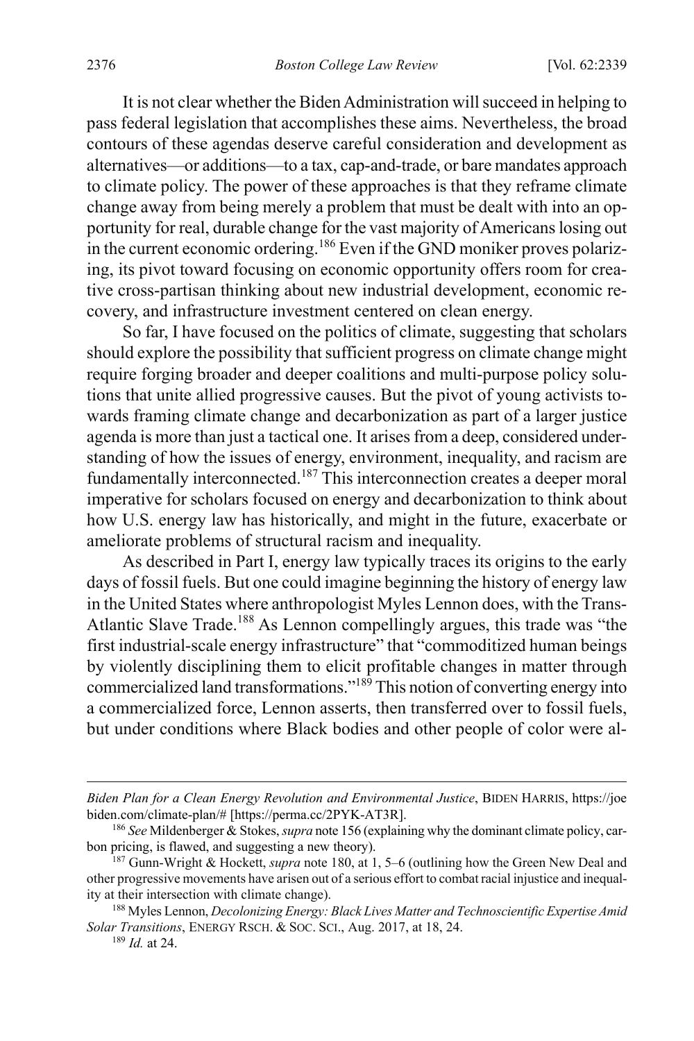It is not clear whether the Biden Administration will succeed in helping to pass federal legislation that accomplishes these aims. Nevertheless, the broad contours of these agendas deserve careful consideration and development as alternatives—or additions—to a tax, cap-and-trade, or bare mandates approach to climate policy. The power of these approaches is that they reframe climate change away from being merely a problem that must be dealt with into an opportunity for real, durable change for the vast majority of Americans losing out in the current economic ordering.[186] Even if the GND moniker proves polarizing, its pivot toward focusing on economic opportunity offers room for creative cross-partisan thinking about new industrial development, economic recovery, and infrastructure investment centered on clean energy.

So far, I have focused on the politics of climate, suggesting that scholars should explore the possibility that sufficient progress on climate change might require forging broader and deeper coalitions and multi-purpose policy solutions that unite allied progressive causes. But the pivot of young activists towards framing climate change and decarbonization as part of a larger justice agenda is more than just a tactical one. It arises from a deep, considered understanding of how the issues of energy, environment, inequality, and racism are fundamentally interconnected.[187] This interconnection creates a deeper moral imperative for scholars focused on energy and decarbonization to think about how U.S. energy law has historically, and might in the future, exacerbate or ameliorate problems of structural racism and inequality.

As described in Part I, energy law typically traces its origins to the early days of fossil fuels. But one could imagine beginning the history of energy law in the United States where anthropologist Myles Lennon does, with the Trans-Atlantic Slave Trade.[188] As Lennon compellingly argues, this trade was "the first industrial-scale energy infrastructure" that "commoditized human beings by violently disciplining them to elicit profitable changes in matter through commercialized land transformations."[189] This notion of converting energy into a commercialized force, Lennon asserts, then transferred over to fossil fuels, but under conditions where Black bodies and other people of color were al-

---

*Biden Plan for a Clean Energy Revolution and Environmental Justice*, BIDEN HARRIS, https://joebiden.com/climate-plan/# [https://perma.cc/2PYK-AT3R].

[186] *See* Mildenberger & Stokes, *supra* note 156 (explaining why the dominant climate policy, carbon pricing, is flawed, and suggesting a new theory).

[187] Gunn-Wright & Hockett, *supra* note 180, at 1, 5–6 (outlining how the Green New Deal and other progressive movements have arisen out of a serious effort to combat racial injustice and inequality at their intersection with climate change).

[188] Myles Lennon, *Decolonizing Energy: Black Lives Matter and Technoscientific Expertise Amid Solar Transitions*, ENERGY RSCH. & SOC. SCI., Aug. 2017, at 18, 24.

[189] *Id.* at 24.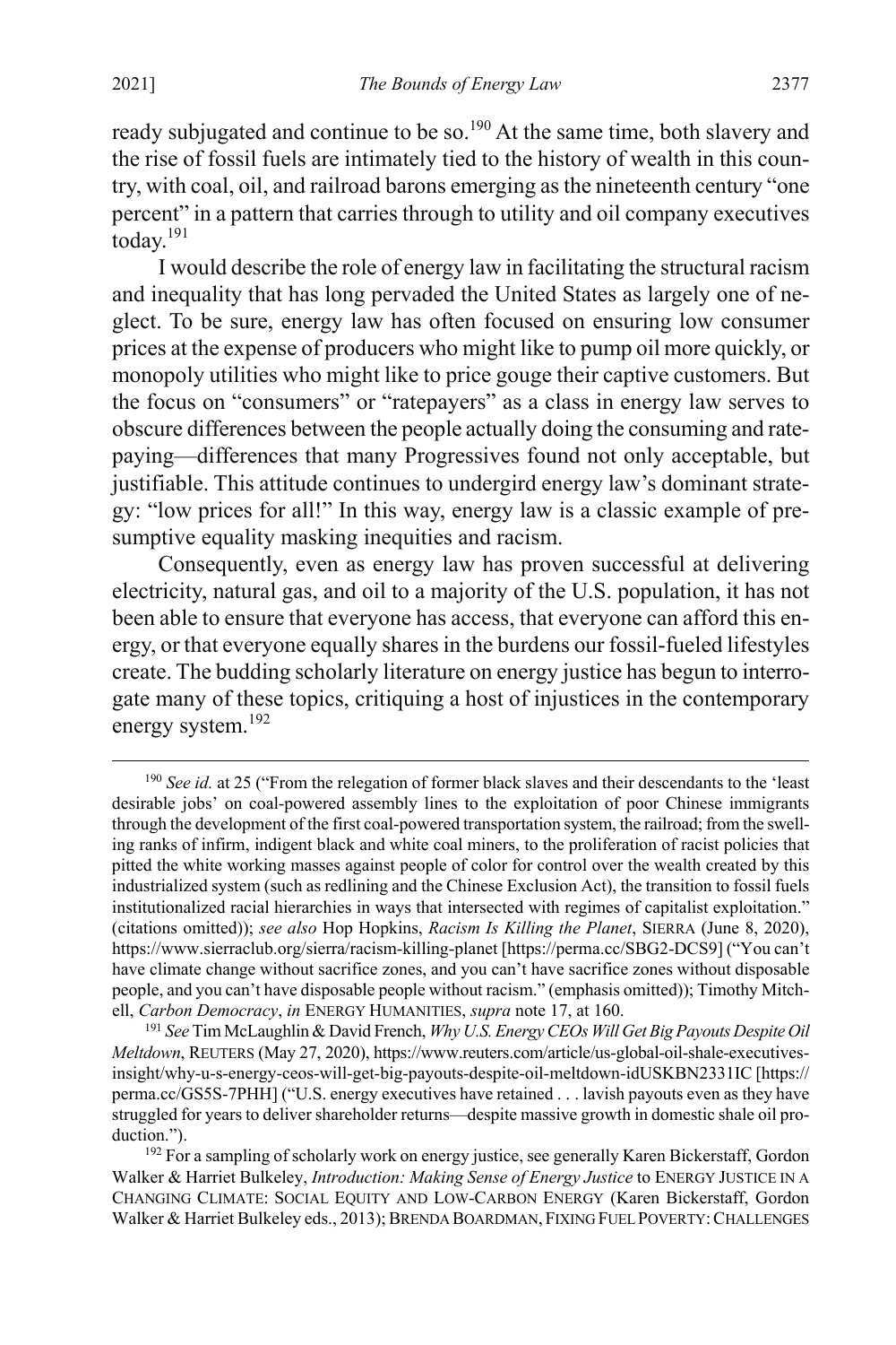ready subjugated and continue to be so.[190] At the same time, both slavery and the rise of fossil fuels are intimately tied to the history of wealth in this country, with coal, oil, and railroad barons emerging as the nineteenth century "one percent" in a pattern that carries through to utility and oil company executives today.[191]

I would describe the role of energy law in facilitating the structural racism and inequality that has long pervaded the United States as largely one of neglect. To be sure, energy law has often focused on ensuring low consumer prices at the expense of producers who might like to pump oil more quickly, or monopoly utilities who might like to price gouge their captive customers. But the focus on "consumers" or "ratepayers" as a class in energy law serves to obscure differences between the people actually doing the consuming and ratepaying—differences that many Progressives found not only acceptable, but justifiable. This attitude continues to undergird energy law's dominant strategy: "low prices for all!" In this way, energy law is a classic example of presumptive equality masking inequities and racism.

Consequently, even as energy law has proven successful at delivering electricity, natural gas, and oil to a majority of the U.S. population, it has not been able to ensure that everyone has access, that everyone can afford this energy, or that everyone equally shares in the burdens our fossil-fueled lifestyles create. The budding scholarly literature on energy justice has begun to interrogate many of these topics, critiquing a host of injustices in the contemporary energy system.[192]

---

[190] *See id.* at 25 ("From the relegation of former black slaves and their descendants to the 'least desirable jobs' on coal-powered assembly lines to the exploitation of poor Chinese immigrants through the development of the first coal-powered transportation system, the railroad; from the swelling ranks of infirm, indigent black and white coal miners, to the proliferation of racist policies that pitted the white working masses against people of color for control over the wealth created by this industrialized system (such as redlining and the Chinese Exclusion Act), the transition to fossil fuels institutionalized racial hierarchies in ways that intersected with regimes of capitalist exploitation." (citations omitted)); *see also* Hop Hopkins, *Racism Is Killing the Planet*, SIERRA (June 8, 2020), https://www.sierraclub.org/sierra/racism-killing-planet [https://perma.cc/SBG2-DCS9] ("You can't have climate change without sacrifice zones, and you can't have sacrifice zones without disposable people, and you can't have disposable people without racism." (emphasis omitted)); Timothy Mitchell, *Carbon Democracy*, *in* ENERGY HUMANITIES, *supra* note 17, at 160.

[191] *See* Tim McLaughlin & David French, *Why U.S. Energy CEOs Will Get Big Payouts Despite Oil Meltdown*, REUTERS (May 27, 2020), https://www.reuters.com/article/us-global-oil-shale-executives-insight/why-u-s-energy-ceos-will-get-big-payouts-despite-oil-meltdown-idUSKBN2331IC [https://perma.cc/GS5S-7PHH] ("U.S. energy executives have retained . . . lavish payouts even as they have struggled for years to deliver shareholder returns—despite massive growth in domestic shale oil production.").

[192] For a sampling of scholarly work on energy justice, see generally Karen Bickerstaff, Gordon Walker & Harriet Bulkeley, *Introduction: Making Sense of Energy Justice* to ENERGY JUSTICE IN A CHANGING CLIMATE: SOCIAL EQUITY AND LOW-CARBON ENERGY (Karen Bickerstaff, Gordon Walker & Harriet Bulkeley eds., 2013); BRENDA BOARDMAN, FIXING FUEL POVERTY: CHALLENGES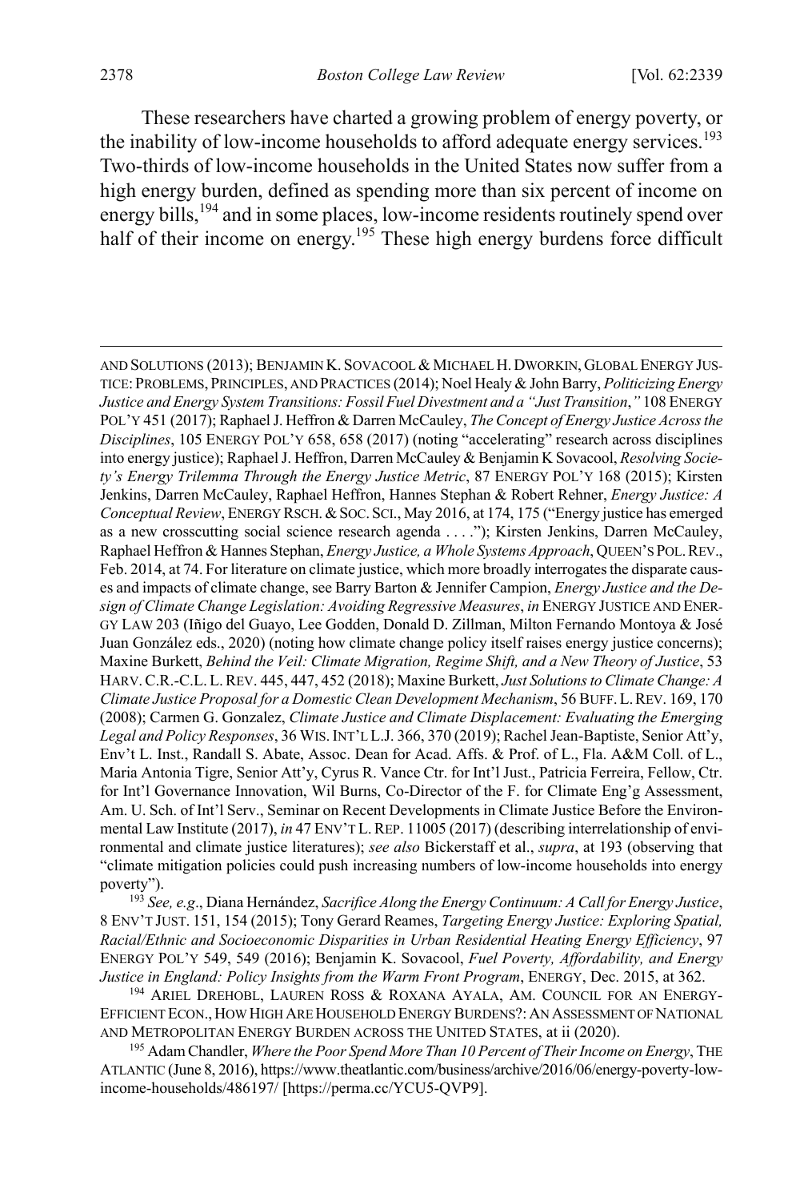These researchers have charted a growing problem of energy poverty, or the inability of low-income households to afford adequate energy services.[193] Two-thirds of low-income households in the United States now suffer from a high energy burden, defined as spending more than six percent of income on energy bills,[194] and in some places, low-income residents routinely spend over half of their income on energy.[195] These high energy burdens force difficult

---

AND SOLUTIONS (2013); BENJAMIN K. SOVACOOL & MICHAEL H. DWORKIN, GLOBAL ENERGY JUSTICE: PROBLEMS, PRINCIPLES, AND PRACTICES (2014); Noel Healy & John Barry, *Politicizing Energy Justice and Energy System Transitions: Fossil Fuel Divestment and a "Just Transition*,*"* 108 ENERGY POL'Y 451 (2017); Raphael J. Heffron & Darren McCauley, *The Concept of Energy Justice Across the Disciplines*, 105 ENERGY POL'Y 658, 658 (2017) (noting "accelerating" research across disciplines into energy justice); Raphael J. Heffron, Darren McCauley & Benjamin K Sovacool, *Resolving Society's Energy Trilemma Through the Energy Justice Metric*, 87 ENERGY POL'Y 168 (2015); Kirsten Jenkins, Darren McCauley, Raphael Heffron, Hannes Stephan & Robert Rehner, *Energy Justice: A Conceptual Review*, ENERGY RSCH. & SOC. SCI., May 2016, at 174, 175 ("Energy justice has emerged as a new crosscutting social science research agenda . . . ."); Kirsten Jenkins, Darren McCauley, Raphael Heffron & Hannes Stephan, *Energy Justice, a Whole Systems Approach*, QUEEN'S POL. REV., Feb. 2014, at 74. For literature on climate justice, which more broadly interrogates the disparate causes and impacts of climate change, see Barry Barton & Jennifer Campion, *Energy Justice and the Design of Climate Change Legislation: Avoiding Regressive Measures*, *in* ENERGY JUSTICE AND ENERGY LAW 203 (Iñigo del Guayo, Lee Godden, Donald D. Zillman, Milton Fernando Montoya & José Juan González eds., 2020) (noting how climate change policy itself raises energy justice concerns); Maxine Burkett, *Behind the Veil: Climate Migration, Regime Shift, and a New Theory of Justice*, 53 HARV. C.R.-C.L. L. REV. 445, 447, 452 (2018); Maxine Burkett, *Just Solutions to Climate Change: A Climate Justice Proposal for a Domestic Clean Development Mechanism*, 56 BUFF. L. REV. 169, 170 (2008); Carmen G. Gonzalez, *Climate Justice and Climate Displacement: Evaluating the Emerging Legal and Policy Responses*, 36 WIS. INT'L L.J. 366, 370 (2019); Rachel Jean-Baptiste, Senior Att'y, Env't L. Inst., Randall S. Abate, Assoc. Dean for Acad. Affs. & Prof. of L., Fla. A&M Coll. of L., Maria Antonia Tigre, Senior Att'y, Cyrus R. Vance Ctr. for Int'l Just., Patricia Ferreira, Fellow, Ctr. for Int'l Governance Innovation, Wil Burns, Co-Director of the F. for Climate Eng'g Assessment, Am. U. Sch. of Int'l Serv., Seminar on Recent Developments in Climate Justice Before the Environmental Law Institute (2017), *in* 47 ENV'T L. REP. 11005 (2017) (describing interrelationship of environmental and climate justice literatures); *see also* Bickerstaff et al., *supra*, at 193 (observing that "climate mitigation policies could push increasing numbers of low-income households into energy poverty").

[193] *See, e.g*., Diana Hernández, *Sacrifice Along the Energy Continuum: A Call for Energy Justice*, 8 ENV'T JUST. 151, 154 (2015); Tony Gerard Reames, *Targeting Energy Justice: Exploring Spatial, Racial/Ethnic and Socioeconomic Disparities in Urban Residential Heating Energy Efficiency*, 97 ENERGY POL'Y 549, 549 (2016); Benjamin K. Sovacool, *Fuel Poverty, Affordability, and Energy Justice in England: Policy Insights from the Warm Front Program*, ENERGY, Dec. 2015, at 362.

[194] ARIEL DREHOBL, LAUREN ROSS & ROXANA AYALA, AM. COUNCIL FOR AN ENERGY-EFFICIENT ECON., HOW HIGH ARE HOUSEHOLD ENERGY BURDENS?: AN ASSESSMENT OF NATIONAL AND METROPOLITAN ENERGY BURDEN ACROSS THE UNITED STATES, at ii (2020).

[195] Adam Chandler, *Where the Poor Spend More Than 10 Percent of Their Income on Energy*, THE ATLANTIC (June 8, 2016), https://www.theatlantic.com/business/archive/2016/06/energy-poverty-low-income-households/486197/ [https://perma.cc/YCU5-QVP9].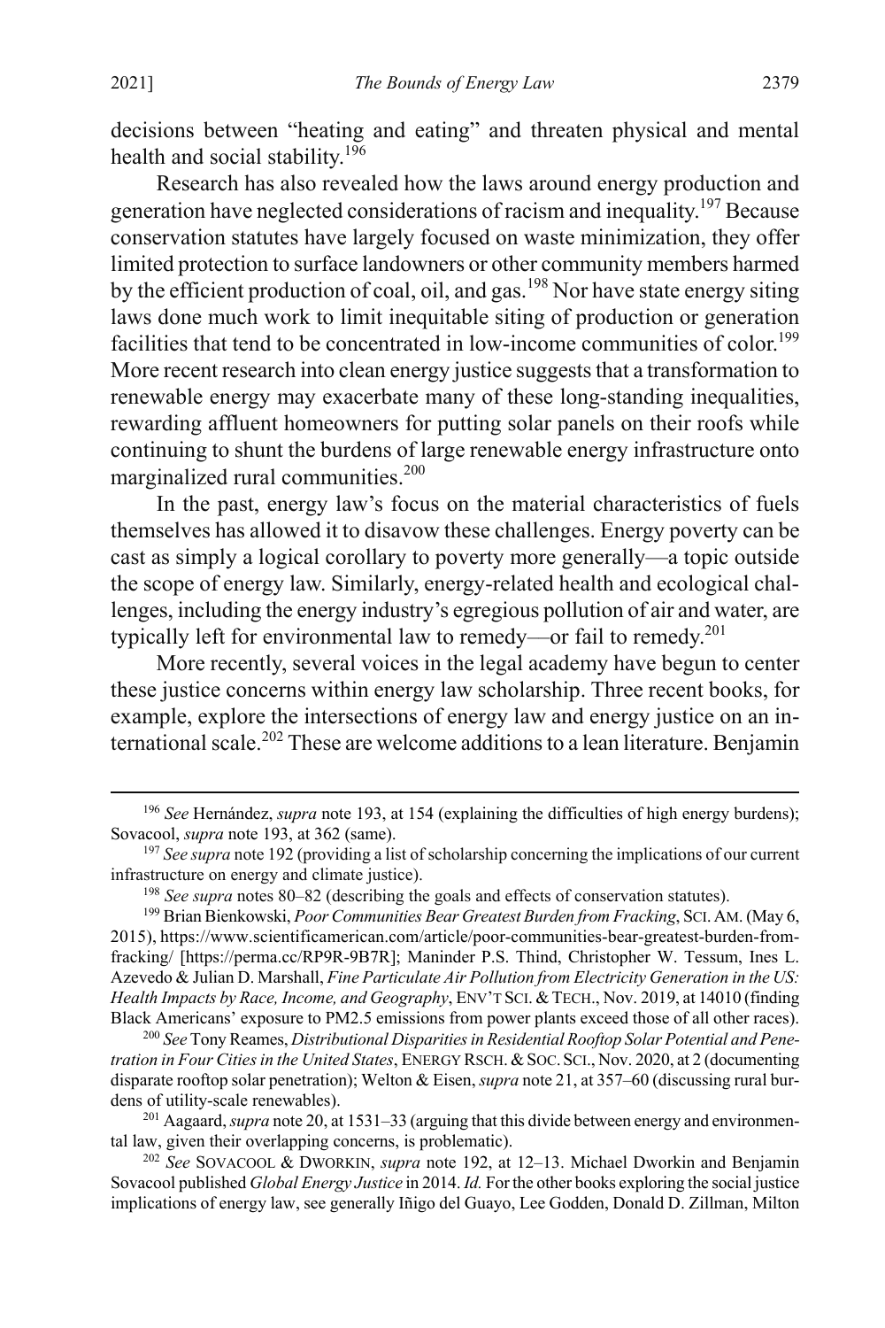decisions between "heating and eating" and threaten physical and mental health and social stability.[196]

Research has also revealed how the laws around energy production and generation have neglected considerations of racism and inequality.[197] Because conservation statutes have largely focused on waste minimization, they offer limited protection to surface landowners or other community members harmed by the efficient production of coal, oil, and gas.[198] Nor have state energy siting laws done much work to limit inequitable siting of production or generation facilities that tend to be concentrated in low-income communities of color.[199] More recent research into clean energy justice suggests that a transformation to renewable energy may exacerbate many of these long-standing inequalities, rewarding affluent homeowners for putting solar panels on their roofs while continuing to shunt the burdens of large renewable energy infrastructure onto marginalized rural communities.[200]

In the past, energy law's focus on the material characteristics of fuels themselves has allowed it to disavow these challenges. Energy poverty can be cast as simply a logical corollary to poverty more generally—a topic outside the scope of energy law. Similarly, energy-related health and ecological challenges, including the energy industry's egregious pollution of air and water, are typically left for environmental law to remedy—or fail to remedy.[201]

More recently, several voices in the legal academy have begun to center these justice concerns within energy law scholarship. Three recent books, for example, explore the intersections of energy law and energy justice on an international scale.[202] These are welcome additions to a lean literature. Benjamin

---

[196] *See* Hernández, *supra* note 193, at 154 (explaining the difficulties of high energy burdens); Sovacool, *supra* note 193, at 362 (same).

[197] *See supra* note 192 (providing a list of scholarship concerning the implications of our current infrastructure on energy and climate justice).

[198] *See supra* notes 80–82 (describing the goals and effects of conservation statutes).

[199] Brian Bienkowski, *Poor Communities Bear Greatest Burden from Fracking*, SCI. AM. (May 6, 2015), https://www.scientificamerican.com/article/poor-communities-bear-greatest-burden-from-fracking/ [https://perma.cc/RP9R-9B7R]; Maninder P.S. Thind, Christopher W. Tessum, Ines L. Azevedo & Julian D. Marshall, *Fine Particulate Air Pollution from Electricity Generation in the US: Health Impacts by Race, Income, and Geography*, ENV'T SCI. & TECH., Nov. 2019, at 14010 (finding Black Americans' exposure to PM2.5 emissions from power plants exceed those of all other races).

[200] *See* Tony Reames, *Distributional Disparities in Residential Rooftop Solar Potential and Penetration in Four Cities in the United States*, ENERGY RSCH. & SOC. SCI., Nov. 2020, at 2 (documenting disparate rooftop solar penetration); Welton & Eisen, *supra* note 21, at 357–60 (discussing rural burdens of utility-scale renewables).

[201] Aagaard, *supra* note 20, at 1531–33 (arguing that this divide between energy and environmental law, given their overlapping concerns, is problematic).

[202] *See* SOVACOOL & DWORKIN, *supra* note 192, at 12–13. Michael Dworkin and Benjamin Sovacool published *Global Energy Justice* in 2014. *Id.* For the other books exploring the social justice implications of energy law, see generally Iñigo del Guayo, Lee Godden, Donald D. Zillman, Milton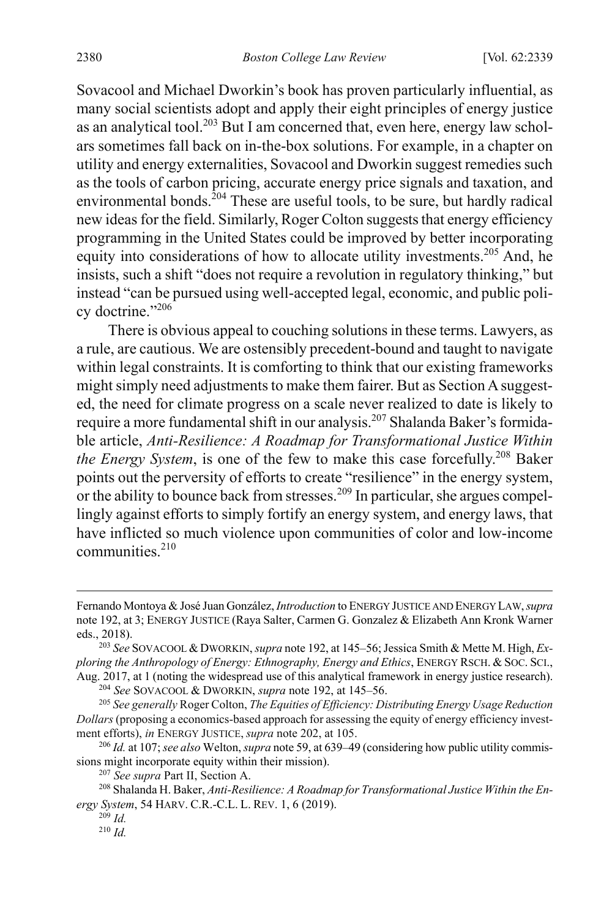Sovacool and Michael Dworkin's book has proven particularly influential, as many social scientists adopt and apply their eight principles of energy justice as an analytical tool.[203] But I am concerned that, even here, energy law scholars sometimes fall back on in-the-box solutions. For example, in a chapter on utility and energy externalities, Sovacool and Dworkin suggest remedies such as the tools of carbon pricing, accurate energy price signals and taxation, and environmental bonds.[204] These are useful tools, to be sure, but hardly radical new ideas for the field. Similarly, Roger Colton suggests that energy efficiency programming in the United States could be improved by better incorporating equity into considerations of how to allocate utility investments.[205] And, he insists, such a shift "does not require a revolution in regulatory thinking," but instead "can be pursued using well-accepted legal, economic, and public policy doctrine."[206]

There is obvious appeal to couching solutions in these terms. Lawyers, as a rule, are cautious. We are ostensibly precedent-bound and taught to navigate within legal constraints. It is comforting to think that our existing frameworks might simply need adjustments to make them fairer. But as Section A suggested, the need for climate progress on a scale never realized to date is likely to require a more fundamental shift in our analysis.[207] Shalanda Baker's formidable article, *Anti-Resilience: A Roadmap for Transformational Justice Within the Energy System*, is one of the few to make this case forcefully.[208] Baker points out the perversity of efforts to create "resilience" in the energy system, or the ability to bounce back from stresses.[209] In particular, she argues compellingly against efforts to simply fortify an energy system, and energy laws, that have inflicted so much violence upon communities of color and low-income communities.[210]

---

Fernando Montoya & José Juan González, *Introduction* to ENERGY JUSTICE AND ENERGY LAW, *supra* note 192, at 3; ENERGY JUSTICE (Raya Salter, Carmen G. Gonzalez & Elizabeth Ann Kronk Warner eds., 2018).

[203] *See* SOVACOOL & DWORKIN, *supra* note 192, at 145–56; Jessica Smith & Mette M. High, *Exploring the Anthropology of Energy: Ethnography, Energy and Ethics*, ENERGY RSCH. & SOC. SCI., Aug. 2017, at 1 (noting the widespread use of this analytical framework in energy justice research).

[204] *See* SOVACOOL & DWORKIN, *supra* note 192, at 145–56.

[205] *See generally* Roger Colton, *The Equities of Efficiency: Distributing Energy Usage Reduction Dollars* (proposing a economics-based approach for assessing the equity of energy efficiency investment efforts), *in* ENERGY JUSTICE, *supra* note 202, at 105.

[206] *Id.* at 107; *see also* Welton, *supra* note 59, at 639–49 (considering how public utility commissions might incorporate equity within their mission).

[207] *See supra* Part II, Section A.

[208] Shalanda H. Baker, *Anti-Resilience: A Roadmap for Transformational Justice Within the Energy System*, 54 HARV. C.R.-C.L. L. REV. 1, 6 (2019).

[209] *Id.*

[210] *Id.*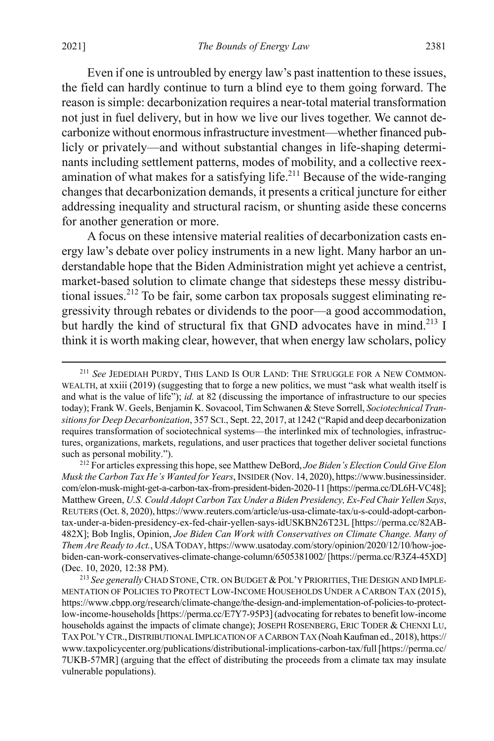Even if one is untroubled by energy law's past inattention to these issues, the field can hardly continue to turn a blind eye to them going forward. The reason is simple: decarbonization requires a near-total material transformation not just in fuel delivery, but in how we live our lives together. We cannot decarbonize without enormous infrastructure investment—whether financed publicly or privately—and without substantial changes in life-shaping determinants including settlement patterns, modes of mobility, and a collective reexamination of what makes for a satisfying life.[211] Because of the wide-ranging changes that decarbonization demands, it presents a critical juncture for either addressing inequality and structural racism, or shunting aside these concerns for another generation or more.

A focus on these intensive material realities of decarbonization casts energy law's debate over policy instruments in a new light. Many harbor an understandable hope that the Biden Administration might yet achieve a centrist, market-based solution to climate change that sidesteps these messy distributional issues.[212] To be fair, some carbon tax proposals suggest eliminating regressivity through rebates or dividends to the poor—a good accommodation, but hardly the kind of structural fix that GND advocates have in mind.[213] I think it is worth making clear, however, that when energy law scholars, policy

---

[211] *See* JEDEDIAH PURDY, THIS LAND IS OUR LAND: THE STRUGGLE FOR A NEW COMMONWEALTH, at xxiii (2019) (suggesting that to forge a new politics, we must "ask what wealth itself is and what is the value of life"); *id.* at 82 (discussing the importance of infrastructure to our species today); Frank W. Geels, Benjamin K. Sovacool, Tim Schwanen & Steve Sorrell, *Sociotechnical Transitions for Deep Decarbonization*, 357 SCI., Sept. 22, 2017, at 1242 ("Rapid and deep decarbonization requires transformation of sociotechnical systems—the interlinked mix of technologies, infrastructures, organizations, markets, regulations, and user practices that together deliver societal functions such as personal mobility.").

[212] For articles expressing this hope, see Matthew DeBord, *Joe Biden's Election Could Give Elon Musk the Carbon Tax He's Wanted for Years*, INSIDER (Nov. 14, 2020), https://www.businessinsider.com/elon-musk-might-get-a-carbon-tax-from-president-biden-2020-11 [https://perma.cc/DL6H-VC48]; Matthew Green, *U.S. Could Adopt Carbon Tax Under a Biden Presidency, Ex-Fed Chair Yellen Says*, REUTERS (Oct. 8, 2020), https://www.reuters.com/article/us-usa-climate-tax/u-s-could-adopt-carbon-tax-under-a-biden-presidency-ex-fed-chair-yellen-says-idUSKBN26T23L [https://perma.cc/82AB-482X]; Bob Inglis, Opinion, *Joe Biden Can Work with Conservatives on Climate Change. Many of Them Are Ready to Act.*, USA TODAY, https://www.usatoday.com/story/opinion/2020/12/10/how-joe-biden-can-work-conservatives-climate-change-column/6505381002/ [https://perma.cc/R3Z4-45XD] (Dec. 10, 2020, 12:38 PM).

[213] *See generally* CHAD STONE, CTR. ON BUDGET & POL'Y PRIORITIES, THE DESIGN AND IMPLEMENTATION OF POLICIES TO PROTECT LOW-INCOME HOUSEHOLDS UNDER A CARBON TAX (2015), https://www.cbpp.org/research/climate-change/the-design-and-implementation-of-policies-to-protect-low-income-households [https://perma.cc/E7Y7-95P3] (advocating for rebates to benefit low-income households against the impacts of climate change); JOSEPH ROSENBERG, ERIC TODER & CHENXI LU, TAX POL'Y CTR., DISTRIBUTIONAL IMPLICATION OF A CARBON TAX (Noah Kaufman ed., 2018), https://www.taxpolicycenter.org/publications/distributional-implications-carbon-tax/full [https://perma.cc/7UKB-57MR] (arguing that the effect of distributing the proceeds from a climate tax may insulate vulnerable populations).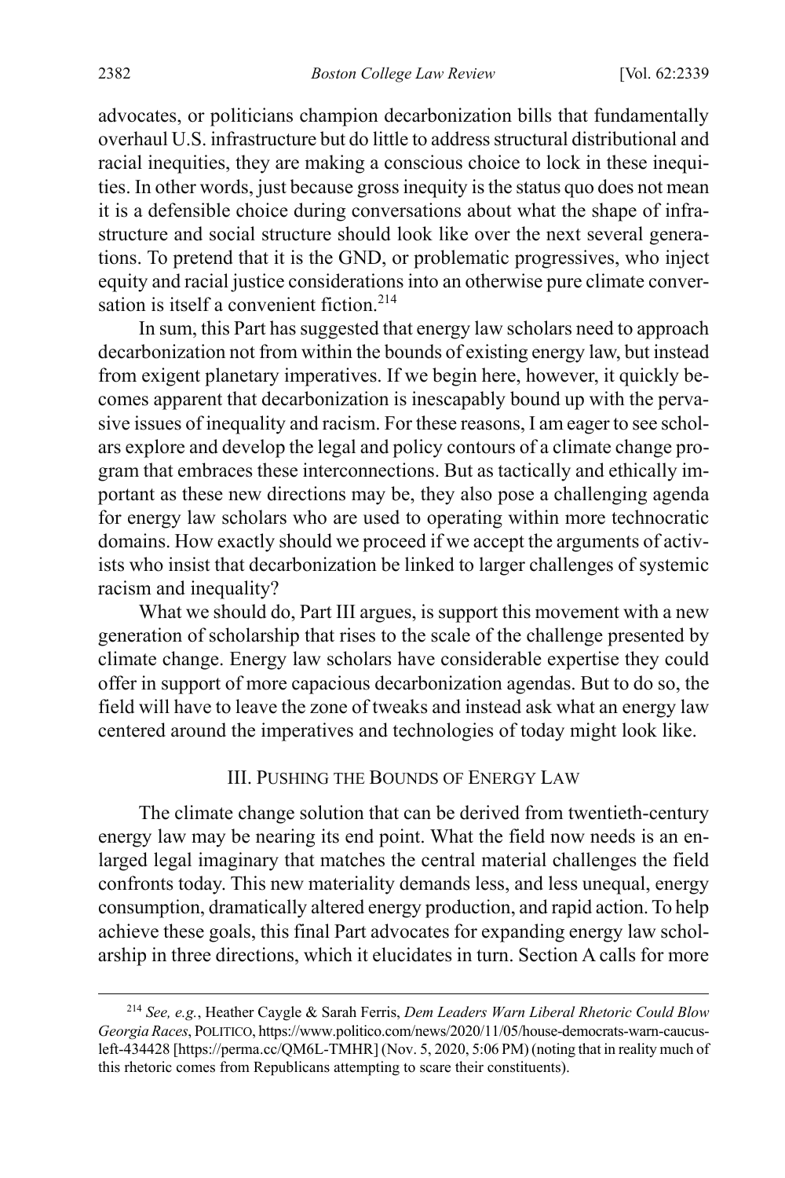advocates, or politicians champion decarbonization bills that fundamentally overhaul U.S. infrastructure but do little to address structural distributional and racial inequities, they are making a conscious choice to lock in these inequities. In other words, just because gross inequity is the status quo does not mean it is a defensible choice during conversations about what the shape of infrastructure and social structure should look like over the next several generations. To pretend that it is the GND, or problematic progressives, who inject equity and racial justice considerations into an otherwise pure climate conversation is itself a convenient fiction.[214]

In sum, this Part has suggested that energy law scholars need to approach decarbonization not from within the bounds of existing energy law, but instead from exigent planetary imperatives. If we begin here, however, it quickly becomes apparent that decarbonization is inescapably bound up with the pervasive issues of inequality and racism. For these reasons, I am eager to see scholars explore and develop the legal and policy contours of a climate change program that embraces these interconnections. But as tactically and ethically important as these new directions may be, they also pose a challenging agenda for energy law scholars who are used to operating within more technocratic domains. How exactly should we proceed if we accept the arguments of activists who insist that decarbonization be linked to larger challenges of systemic racism and inequality?

What we should do, Part III argues, is support this movement with a new generation of scholarship that rises to the scale of the challenge presented by climate change. Energy law scholars have considerable expertise they could offer in support of more capacious decarbonization agendas. But to do so, the field will have to leave the zone of tweaks and instead ask what an energy law centered around the imperatives and technologies of today might look like.

## III. Pushing the Bounds of Energy Law

The climate change solution that can be derived from twentieth-century energy law may be nearing its end point. What the field now needs is an enlarged legal imaginary that matches the central material challenges the field confronts today. This new materiality demands less, and less unequal, energy consumption, dramatically altered energy production, and rapid action. To help achieve these goals, this final Part advocates for expanding energy law scholarship in three directions, which it elucidates in turn. Section A calls for more

---

[214] *See, e.g.*, Heather Caygle & Sarah Ferris, *Dem Leaders Warn Liberal Rhetoric Could Blow Georgia Races*, POLITICO, https://www.politico.com/news/2020/11/05/house-democrats-warn-caucus-left-434428 [https://perma.cc/QM6L-TMHR] (Nov. 5, 2020, 5:06 PM) (noting that in reality much of this rhetoric comes from Republicans attempting to scare their constituents).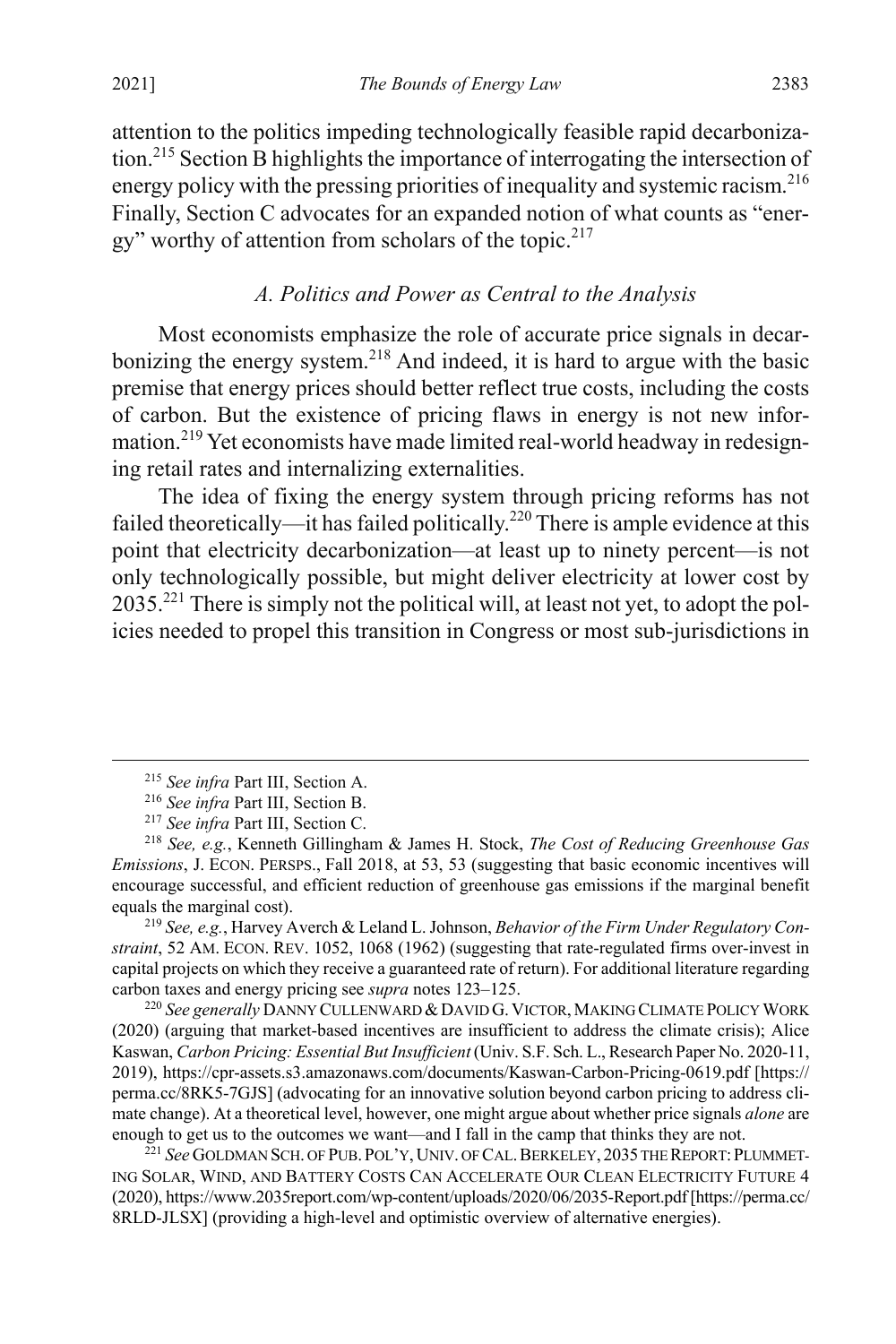attention to the politics impeding technologically feasible rapid decarbonization.[215] Section B highlights the importance of interrogating the intersection of energy policy with the pressing priorities of inequality and systemic racism.[216] Finally, Section C advocates for an expanded notion of what counts as "energy" worthy of attention from scholars of the topic.[217]

### *A. Politics and Power as Central to the Analysis*

Most economists emphasize the role of accurate price signals in decarbonizing the energy system.[218] And indeed, it is hard to argue with the basic premise that energy prices should better reflect true costs, including the costs of carbon. But the existence of pricing flaws in energy is not new information.[219] Yet economists have made limited real-world headway in redesigning retail rates and internalizing externalities.

The idea of fixing the energy system through pricing reforms has not failed theoretically—it has failed politically.[220] There is ample evidence at this point that electricity decarbonization—at least up to ninety percent—is not only technologically possible, but might deliver electricity at lower cost by 2035.[221] There is simply not the political will, at least not yet, to adopt the policies needed to propel this transition in Congress or most sub-jurisdictions in

---

[215] *See infra* Part III, Section A.

[216] *See infra* Part III, Section B.

[217] *See infra* Part III, Section C.

[218] *See, e.g.*, Kenneth Gillingham & James H. Stock, *The Cost of Reducing Greenhouse Gas Emissions*, J. ECON. PERSPS., Fall 2018, at 53, 53 (suggesting that basic economic incentives will encourage successful, and efficient reduction of greenhouse gas emissions if the marginal benefit equals the marginal cost).

[219] *See, e.g.*, Harvey Averch & Leland L. Johnson, *Behavior of the Firm Under Regulatory Constraint*, 52 AM. ECON. REV. 1052, 1068 (1962) (suggesting that rate-regulated firms over-invest in capital projects on which they receive a guaranteed rate of return). For additional literature regarding carbon taxes and energy pricing see *supra* notes 123–125.

[220] *See generally* DANNY CULLENWARD & DAVID G. VICTOR, MAKING CLIMATE POLICY WORK (2020) (arguing that market-based incentives are insufficient to address the climate crisis); Alice Kaswan, *Carbon Pricing: Essential But Insufficient* (Univ. S.F. Sch. L., Research Paper No. 2020-11, 2019), https://cpr-assets.s3.amazonaws.com/documents/Kaswan-Carbon-Pricing-0619.pdf [https://perma.cc/8RK5-7GJS] (advocating for an innovative solution beyond carbon pricing to address climate change). At a theoretical level, however, one might argue about whether price signals *alone* are enough to get us to the outcomes we want—and I fall in the camp that thinks they are not.

[221] *See* GOLDMAN SCH. OF PUB. POL'Y, UNIV. OF CAL. BERKELEY, 2035 THE REPORT: PLUMMETING SOLAR, WIND, AND BATTERY COSTS CAN ACCELERATE OUR CLEAN ELECTRICITY FUTURE 4 (2020), https://www.2035report.com/wp-content/uploads/2020/06/2035-Report.pdf [https://perma.cc/8RLD-JLSX] (providing a high-level and optimistic overview of alternative energies).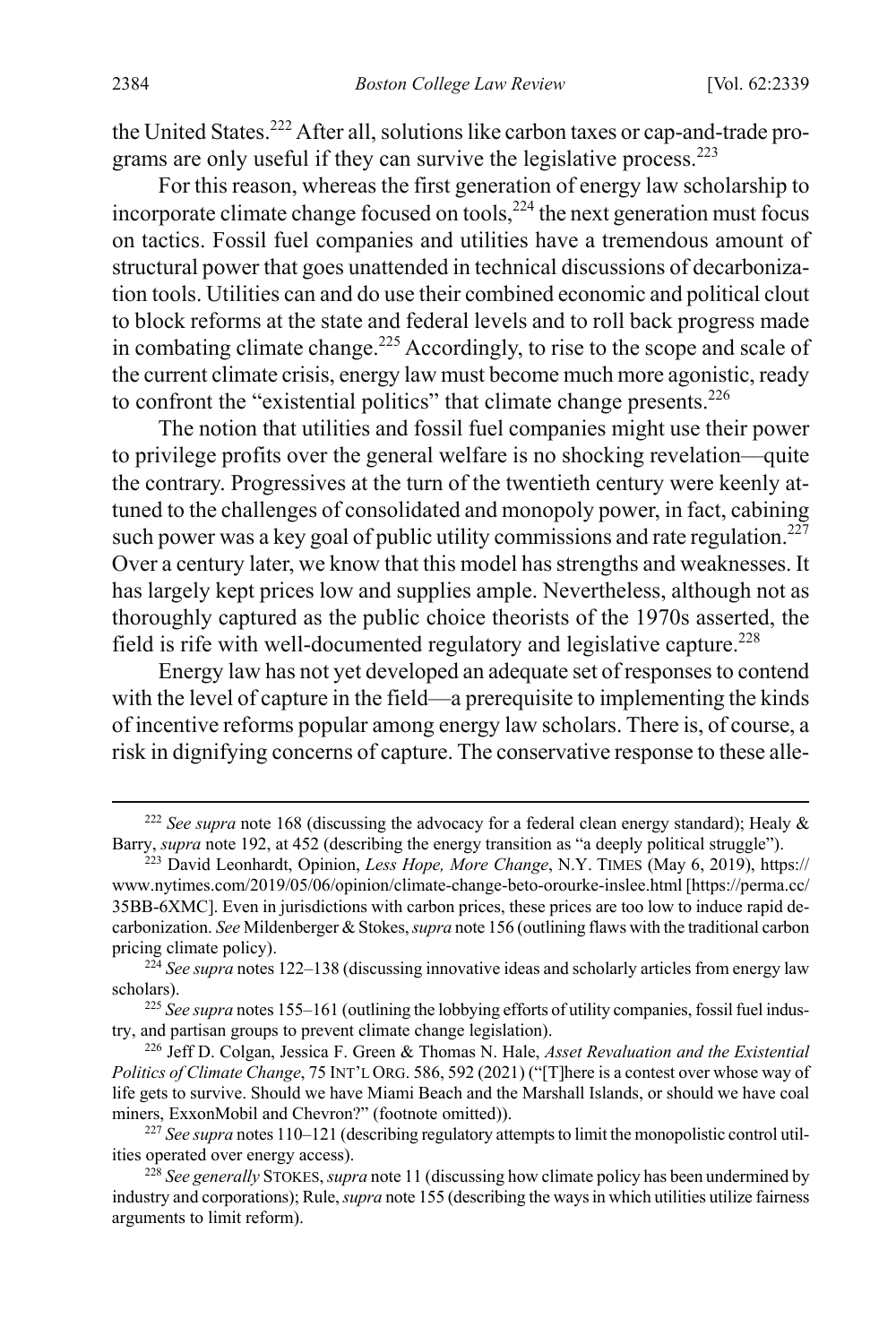the United States.[222] After all, solutions like carbon taxes or cap-and-trade programs are only useful if they can survive the legislative process.[223]

For this reason, whereas the first generation of energy law scholarship to incorporate climate change focused on tools,[224] the next generation must focus on tactics. Fossil fuel companies and utilities have a tremendous amount of structural power that goes unattended in technical discussions of decarbonization tools. Utilities can and do use their combined economic and political clout to block reforms at the state and federal levels and to roll back progress made in combating climate change.[225] Accordingly, to rise to the scope and scale of the current climate crisis, energy law must become much more agonistic, ready to confront the "existential politics" that climate change presents.[226]

The notion that utilities and fossil fuel companies might use their power to privilege profits over the general welfare is no shocking revelation—quite the contrary. Progressives at the turn of the twentieth century were keenly attuned to the challenges of consolidated and monopoly power, in fact, cabining such power was a key goal of public utility commissions and rate regulation.[227] Over a century later, we know that this model has strengths and weaknesses. It has largely kept prices low and supplies ample. Nevertheless, although not as thoroughly captured as the public choice theorists of the 1970s asserted, the field is rife with well-documented regulatory and legislative capture.[228]

Energy law has not yet developed an adequate set of responses to contend with the level of capture in the field—a prerequisite to implementing the kinds of incentive reforms popular among energy law scholars. There is, of course, a risk in dignifying concerns of capture. The conservative response to these alle-

---

[222] *See supra* note 168 (discussing the advocacy for a federal clean energy standard); Healy & Barry, *supra* note 192, at 452 (describing the energy transition as "a deeply political struggle").

[223] David Leonhardt, Opinion, *Less Hope, More Change*, N.Y. TIMES (May 6, 2019), https://www.nytimes.com/2019/05/06/opinion/climate-change-beto-orourke-inslee.html [https://perma.cc/35BB-6XMC]. Even in jurisdictions with carbon prices, these prices are too low to induce rapid decarbonization. *See* Mildenberger & Stokes, *supra* note 156 (outlining flaws with the traditional carbon pricing climate policy).

[224] *See supra* notes 122–138 (discussing innovative ideas and scholarly articles from energy law scholars).

[225] *See supra* notes 155–161 (outlining the lobbying efforts of utility companies, fossil fuel industry, and partisan groups to prevent climate change legislation).

[226] Jeff D. Colgan, Jessica F. Green & Thomas N. Hale, *Asset Revaluation and the Existential Politics of Climate Change*, 75 INT'L ORG. 586, 592 (2021) ("[T]here is a contest over whose way of life gets to survive. Should we have Miami Beach and the Marshall Islands, or should we have coal miners, ExxonMobil and Chevron?" (footnote omitted)).

[227] *See supra* notes 110–121 (describing regulatory attempts to limit the monopolistic control utilities operated over energy access).

[228] *See generally* STOKES, *supra* note 11 (discussing how climate policy has been undermined by industry and corporations); Rule, *supra* note 155 (describing the ways in which utilities utilize fairness arguments to limit reform).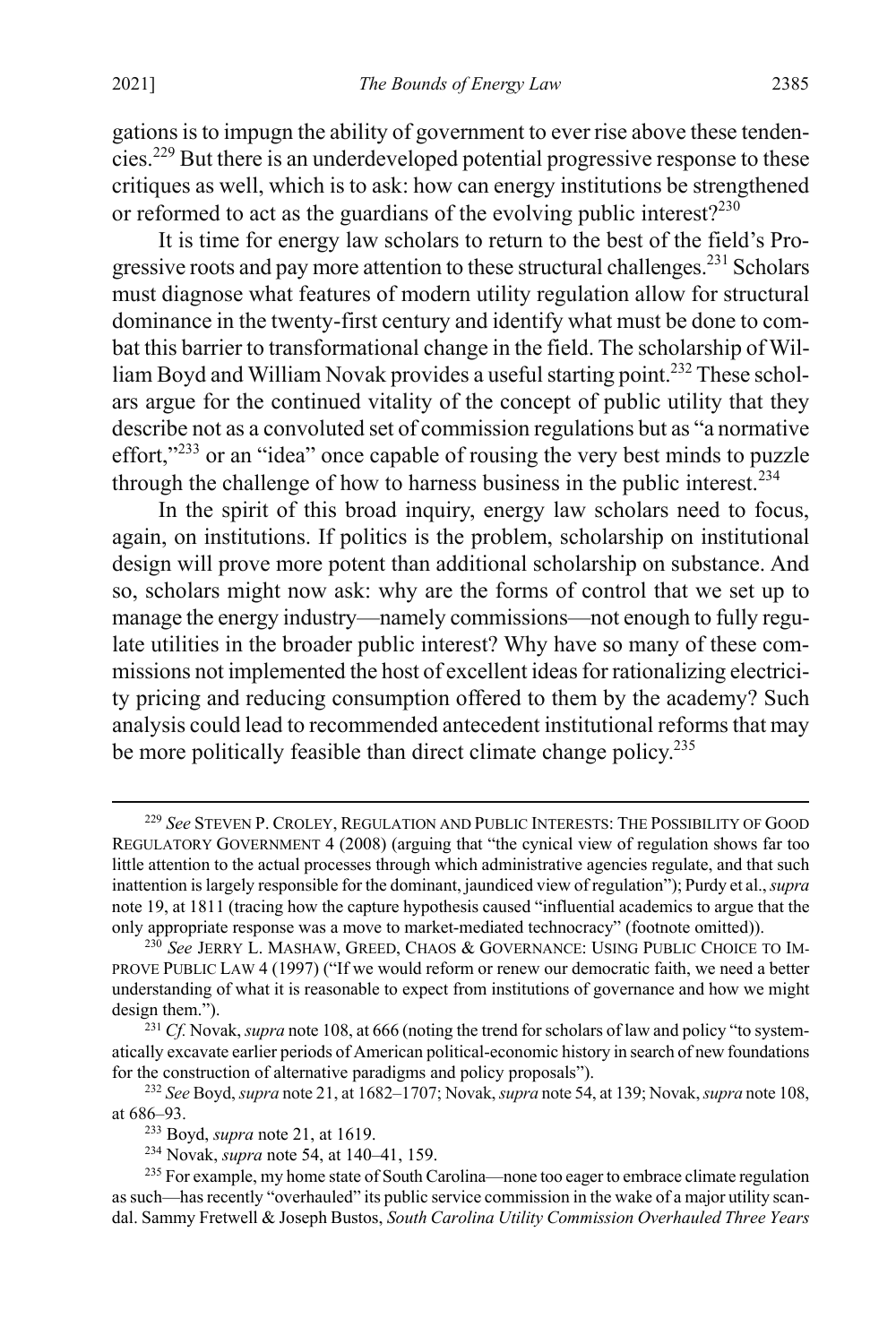gations is to impugn the ability of government to ever rise above these tendencies.[229] But there is an underdeveloped potential progressive response to these critiques as well, which is to ask: how can energy institutions be strengthened or reformed to act as the guardians of the evolving public interest?[230]

It is time for energy law scholars to return to the best of the field's Progressive roots and pay more attention to these structural challenges.[231] Scholars must diagnose what features of modern utility regulation allow for structural dominance in the twenty-first century and identify what must be done to combat this barrier to transformational change in the field. The scholarship of William Boyd and William Novak provides a useful starting point.[232] These scholars argue for the continued vitality of the concept of public utility that they describe not as a convoluted set of commission regulations but as "a normative effort,"[233] or an "idea" once capable of rousing the very best minds to puzzle through the challenge of how to harness business in the public interest.[234]

In the spirit of this broad inquiry, energy law scholars need to focus, again, on institutions. If politics is the problem, scholarship on institutional design will prove more potent than additional scholarship on substance. And so, scholars might now ask: why are the forms of control that we set up to manage the energy industry—namely commissions—not enough to fully regulate utilities in the broader public interest? Why have so many of these commissions not implemented the host of excellent ideas for rationalizing electricity pricing and reducing consumption offered to them by the academy? Such analysis could lead to recommended antecedent institutional reforms that may be more politically feasible than direct climate change policy.[235]

---

[229] *See* STEVEN P. CROLEY, REGULATION AND PUBLIC INTERESTS: THE POSSIBILITY OF GOOD REGULATORY GOVERNMENT 4 (2008) (arguing that "the cynical view of regulation shows far too little attention to the actual processes through which administrative agencies regulate, and that such inattention is largely responsible for the dominant, jaundiced view of regulation"); Purdy et al., *supra* note 19, at 1811 (tracing how the capture hypothesis caused "influential academics to argue that the only appropriate response was a move to market-mediated technocracy" (footnote omitted)).

[230] *See* JERRY L. MASHAW, GREED, CHAOS & GOVERNANCE: USING PUBLIC CHOICE TO IMPROVE PUBLIC LAW 4 (1997) ("If we would reform or renew our democratic faith, we need a better understanding of what it is reasonable to expect from institutions of governance and how we might design them.").

[231] *Cf.* Novak, *supra* note 108, at 666 (noting the trend for scholars of law and policy "to systematically excavate earlier periods of American political-economic history in search of new foundations for the construction of alternative paradigms and policy proposals").

[232] *See* Boyd, *supra* note 21, at 1682–1707; Novak, *supra* note 54, at 139; Novak, *supra* note 108, at 686–93.

[233] Boyd, *supra* note 21, at 1619.

[234] Novak, *supra* note 54, at 140–41, 159.

[235] For example, my home state of South Carolina—none too eager to embrace climate regulation as such—has recently "overhauled" its public service commission in the wake of a major utility scandal. Sammy Fretwell & Joseph Bustos, *South Carolina Utility Commission Overhauled Three Years*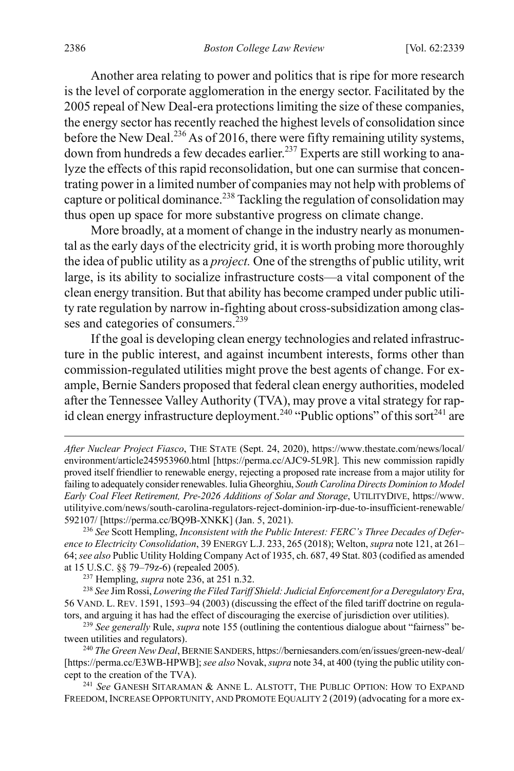Another area relating to power and politics that is ripe for more research is the level of corporate agglomeration in the energy sector. Facilitated by the 2005 repeal of New Deal-era protections limiting the size of these companies, the energy sector has recently reached the highest levels of consolidation since before the New Deal.[236] As of 2016, there were fifty remaining utility systems, down from hundreds a few decades earlier.[237] Experts are still working to analyze the effects of this rapid reconsolidation, but one can surmise that concentrating power in a limited number of companies may not help with problems of capture or political dominance.[238] Tackling the regulation of consolidation may thus open up space for more substantive progress on climate change.

More broadly, at a moment of change in the industry nearly as monumental as the early days of the electricity grid, it is worth probing more thoroughly the idea of public utility as a *project.* One of the strengths of public utility, writ large, is its ability to socialize infrastructure costs—a vital component of the clean energy transition. But that ability has become cramped under public utility rate regulation by narrow in-fighting about cross-subsidization among classes and categories of consumers.[239]

If the goal is developing clean energy technologies and related infrastructure in the public interest, and against incumbent interests, forms other than commission-regulated utilities might prove the best agents of change. For example, Bernie Sanders proposed that federal clean energy authorities, modeled after the Tennessee Valley Authority (TVA), may prove a vital strategy for rapid clean energy infrastructure deployment.[240] "Public options" of this sort[241] are

---

*After Nuclear Project Fiasco*, THE STATE (Sept. 24, 2020), https://www.thestate.com/news/local/environment/article245953960.html [https://perma.cc/AJC9-5L9R]. This new commission rapidly proved itself friendlier to renewable energy, rejecting a proposed rate increase from a major utility for failing to adequately consider renewables. Iulia Gheorghiu, *South Carolina Directs Dominion to Model Early Coal Fleet Retirement, Pre-2026 Additions of Solar and Storage*, UTILITYDIVE, https://www.utilityive.com/news/south-carolina-regulators-reject-dominion-irp-due-to-insufficient-renewable/592107/ [https://perma.cc/BQ9B-XNKK] (Jan. 5, 2021).

[236] *See* Scott Hempling, *Inconsistent with the Public Interest: FERC's Three Decades of Deference to Electricity Consolidation*, 39 ENERGY L.J. 233, 265 (2018); Welton, *supra* note 121, at 261–64; *see also* Public Utility Holding Company Act of 1935, ch. 687, 49 Stat. 803 (codified as amended at 15 U.S.C. §§ 79–79z-6) (repealed 2005).

[237] Hempling, *supra* note 236, at 251 n.32.

[238] *See* Jim Rossi, *Lowering the Filed Tariff Shield: Judicial Enforcement for a Deregulatory Era*, 56 VAND. L. REV. 1591, 1593–94 (2003) (discussing the effect of the filed tariff doctrine on regulators, and arguing it has had the effect of discouraging the exercise of jurisdiction over utilities).

[239] *See generally* Rule, *supra* note 155 (outlining the contentious dialogue about "fairness" between utilities and regulators).

[240] *The Green New Deal*, BERNIE SANDERS, https://berniesanders.com/en/issues/green-new-deal/ [https://perma.cc/E3WB-HPWB]; *see also* Novak, *supra* note 34, at 400 (tying the public utility concept to the creation of the TVA).

[241] *See* GANESH SITARAMAN & ANNE L. ALSTOTT, THE PUBLIC OPTION: HOW TO EXPAND FREEDOM, INCREASE OPPORTUNITY, AND PROMOTE EQUALITY 2 (2019) (advocating for a more ex-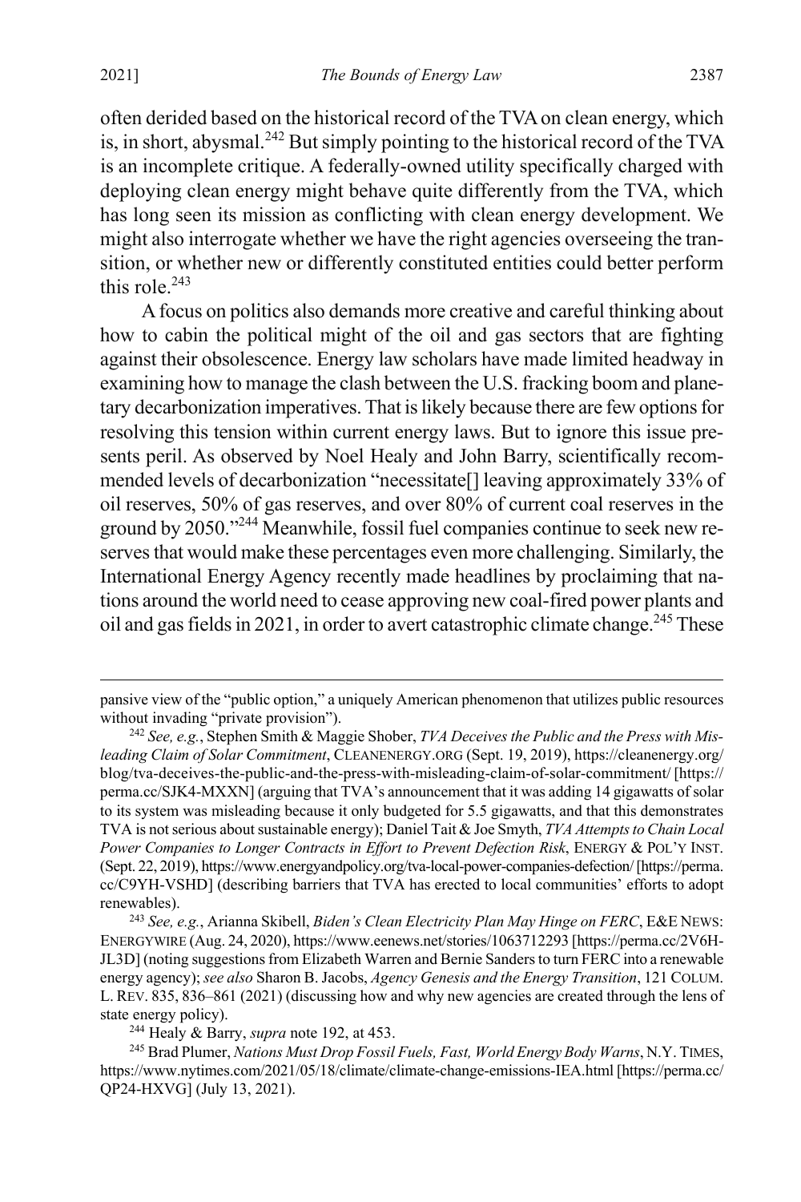often derided based on the historical record of the TVA on clean energy, which is, in short, abysmal.[242] But simply pointing to the historical record of the TVA is an incomplete critique. A federally-owned utility specifically charged with deploying clean energy might behave quite differently from the TVA, which has long seen its mission as conflicting with clean energy development. We might also interrogate whether we have the right agencies overseeing the transition, or whether new or differently constituted entities could better perform this role.[243]

A focus on politics also demands more creative and careful thinking about how to cabin the political might of the oil and gas sectors that are fighting against their obsolescence. Energy law scholars have made limited headway in examining how to manage the clash between the U.S. fracking boom and planetary decarbonization imperatives. That is likely because there are few options for resolving this tension within current energy laws. But to ignore this issue presents peril. As observed by Noel Healy and John Barry, scientifically recommended levels of decarbonization "necessitate[] leaving approximately 33% of oil reserves, 50% of gas reserves, and over 80% of current coal reserves in the ground by 2050."[244] Meanwhile, fossil fuel companies continue to seek new reserves that would make these percentages even more challenging. Similarly, the International Energy Agency recently made headlines by proclaiming that nations around the world need to cease approving new coal-fired power plants and oil and gas fields in 2021, in order to avert catastrophic climate change.[245] These

---

pansive view of the "public option," a uniquely American phenomenon that utilizes public resources without invading "private provision").

[242] *See, e.g.*, Stephen Smith & Maggie Shober, *TVA Deceives the Public and the Press with Misleading Claim of Solar Commitment*, CLEANENERGY.ORG (Sept. 19, 2019), https://cleanenergy.org/blog/tva-deceives-the-public-and-the-press-with-misleading-claim-of-solar-commitment/ [https://perma.cc/SJK4-MXXN] (arguing that TVA's announcement that it was adding 14 gigawatts of solar to its system was misleading because it only budgeted for 5.5 gigawatts, and that this demonstrates TVA is not serious about sustainable energy); Daniel Tait & Joe Smyth, *TVA Attempts to Chain Local Power Companies to Longer Contracts in Effort to Prevent Defection Risk*, ENERGY & POL'Y INST. (Sept. 22, 2019), https://www.energyandpolicy.org/tva-local-power-companies-defection/ [https://perma.cc/C9YH-VSHD] (describing barriers that TVA has erected to local communities' efforts to adopt renewables).

[243] *See, e.g.*, Arianna Skibell, *Biden's Clean Electricity Plan May Hinge on FERC*, E&E NEWS: ENERGYWIRE (Aug. 24, 2020), https://www.eenews.net/stories/1063712293 [https://perma.cc/2V6H-JL3D] (noting suggestions from Elizabeth Warren and Bernie Sanders to turn FERC into a renewable energy agency); *see also* Sharon B. Jacobs, *Agency Genesis and the Energy Transition*, 121 COLUM. L. REV. 835, 836–861 (2021) (discussing how and why new agencies are created through the lens of state energy policy).

[244] Healy & Barry, *supra* note 192, at 453.

[245] Brad Plumer, *Nations Must Drop Fossil Fuels, Fast, World Energy Body Warns*, N.Y. TIMES, https://www.nytimes.com/2021/05/18/climate/climate-change-emissions-IEA.html [https://perma.cc/QP24-HXVG] (July 13, 2021).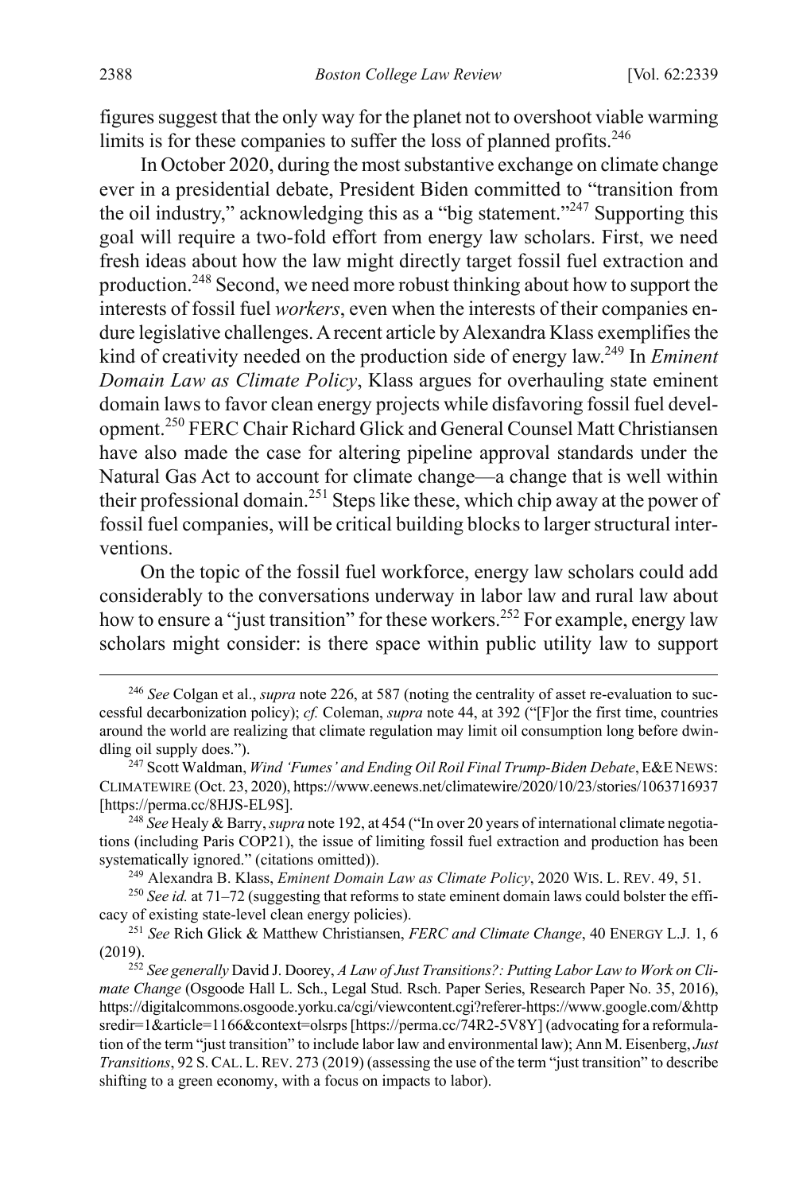figures suggest that the only way for the planet not to overshoot viable warming limits is for these companies to suffer the loss of planned profits.[246]

In October 2020, during the most substantive exchange on climate change ever in a presidential debate, President Biden committed to "transition from the oil industry," acknowledging this as a "big statement."[247] Supporting this goal will require a two-fold effort from energy law scholars. First, we need fresh ideas about how the law might directly target fossil fuel extraction and production.[248] Second, we need more robust thinking about how to support the interests of fossil fuel *workers*, even when the interests of their companies endure legislative challenges. A recent article by Alexandra Klass exemplifies the kind of creativity needed on the production side of energy law.[249] In *Eminent Domain Law as Climate Policy*, Klass argues for overhauling state eminent domain laws to favor clean energy projects while disfavoring fossil fuel development.[250] FERC Chair Richard Glick and General Counsel Matt Christiansen have also made the case for altering pipeline approval standards under the Natural Gas Act to account for climate change—a change that is well within their professional domain.[251] Steps like these, which chip away at the power of fossil fuel companies, will be critical building blocks to larger structural interventions.

On the topic of the fossil fuel workforce, energy law scholars could add considerably to the conversations underway in labor law and rural law about how to ensure a "just transition" for these workers.[252] For example, energy law scholars might consider: is there space within public utility law to support

---

[246] *See* Colgan et al., *supra* note 226, at 587 (noting the centrality of asset re-evaluation to successful decarbonization policy); *cf.* Coleman, *supra* note 44, at 392 ("[F]or the first time, countries around the world are realizing that climate regulation may limit oil consumption long before dwindling oil supply does.").

[247] Scott Waldman, *Wind 'Fumes' and Ending Oil Roil Final Trump-Biden Debate*, E&E NEWS: CLIMATEWIRE (Oct. 23, 2020), https://www.eenews.net/climatewire/2020/10/23/stories/1063716937 [https://perma.cc/8HJS-EL9S].

[248] *See* Healy & Barry, *supra* note 192, at 454 ("In over 20 years of international climate negotiations (including Paris COP21), the issue of limiting fossil fuel extraction and production has been systematically ignored." (citations omitted)).

[249] Alexandra B. Klass, *Eminent Domain Law as Climate Policy*, 2020 WIS. L. REV. 49, 51.

[250] *See id.* at 71–72 (suggesting that reforms to state eminent domain laws could bolster the efficacy of existing state-level clean energy policies).

[251] *See* Rich Glick & Matthew Christiansen, *FERC and Climate Change*, 40 ENERGY L.J. 1, 6 (2019).

[252] *See generally* David J. Doorey, *A Law of Just Transitions?: Putting Labor Law to Work on Climate Change* (Osgoode Hall L. Sch., Legal Stud. Rsch. Paper Series, Research Paper No. 35, 2016), https://digitalcommons.osgoode.yorku.ca/cgi/viewcontent.cgi?referer-https://www.google.com/&httpsredir=1&article=1166&context=olsrps [https://perma.cc/74R2-5V8Y] (advocating for a reformulation of the term "just transition" to include labor law and environmental law); Ann M. Eisenberg, *Just Transitions*, 92 S. CAL. L. REV. 273 (2019) (assessing the use of the term "just transition" to describe shifting to a green economy, with a focus on impacts to labor).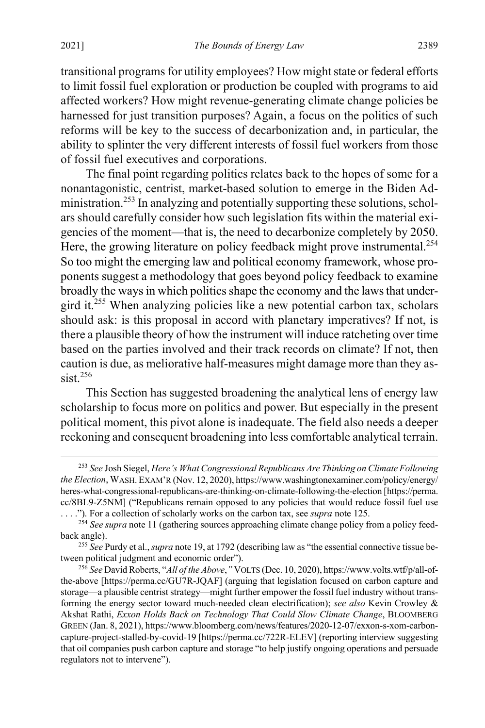transitional programs for utility employees? How might state or federal efforts to limit fossil fuel exploration or production be coupled with programs to aid affected workers? How might revenue-generating climate change policies be harnessed for just transition purposes? Again, a focus on the politics of such reforms will be key to the success of decarbonization and, in particular, the ability to splinter the very different interests of fossil fuel workers from those of fossil fuel executives and corporations.

The final point regarding politics relates back to the hopes of some for a nonantagonistic, centrist, market-based solution to emerge in the Biden Administration.[253] In analyzing and potentially supporting these solutions, scholars should carefully consider how such legislation fits within the material exigencies of the moment—that is, the need to decarbonize completely by 2050. Here, the growing literature on policy feedback might prove instrumental.[254] So too might the emerging law and political economy framework, whose proponents suggest a methodology that goes beyond policy feedback to examine broadly the ways in which politics shape the economy and the laws that undergird it.[255] When analyzing policies like a new potential carbon tax, scholars should ask: is this proposal in accord with planetary imperatives? If not, is there a plausible theory of how the instrument will induce ratcheting over time based on the parties involved and their track records on climate? If not, then caution is due, as meliorative half-measures might damage more than they assist.[256]

This Section has suggested broadening the analytical lens of energy law scholarship to focus more on politics and power. But especially in the present political moment, this pivot alone is inadequate. The field also needs a deeper reckoning and consequent broadening into less comfortable analytical terrain.

---

[253] *See* Josh Siegel, *Here's What Congressional Republicans Are Thinking on Climate Following the Election*, WASH. EXAM'R (Nov. 12, 2020), https://www.washingtonexaminer.com/policy/energy/heres-what-congressional-republicans-are-thinking-on-climate-following-the-election [https://perma.cc/8BL9-Z5NM] ("Republicans remain opposed to any policies that would reduce fossil fuel use . . . ."). For a collection of scholarly works on the carbon tax, see *supra* note 125.

[254] *See supra* note 11 (gathering sources approaching climate change policy from a policy feedback angle).

[255] *See* Purdy et al., *supra* note 19, at 1792 (describing law as "the essential connective tissue between political judgment and economic order").

[256] *See* David Roberts, "*All of the Above*,*"* VOLTS (Dec. 10, 2020), https://www.volts.wtf/p/all-of-the-above [https://perma.cc/GU7R-JQAF] (arguing that legislation focused on carbon capture and storage—a plausible centrist strategy—might further empower the fossil fuel industry without transforming the energy sector toward much-needed clean electrification); *see also* Kevin Crowley & Akshat Rathi, *Exxon Holds Back on Technology That Could Slow Climate Change*, BLOOMBERG GREEN (Jan. 8, 2021), https://www.bloomberg.com/news/features/2020-12-07/exxon-s-xom-carbon-capture-project-stalled-by-covid-19 [https://perma.cc/722R-ELEV] (reporting interview suggesting that oil companies push carbon capture and storage "to help justify ongoing operations and persuade regulators not to intervene").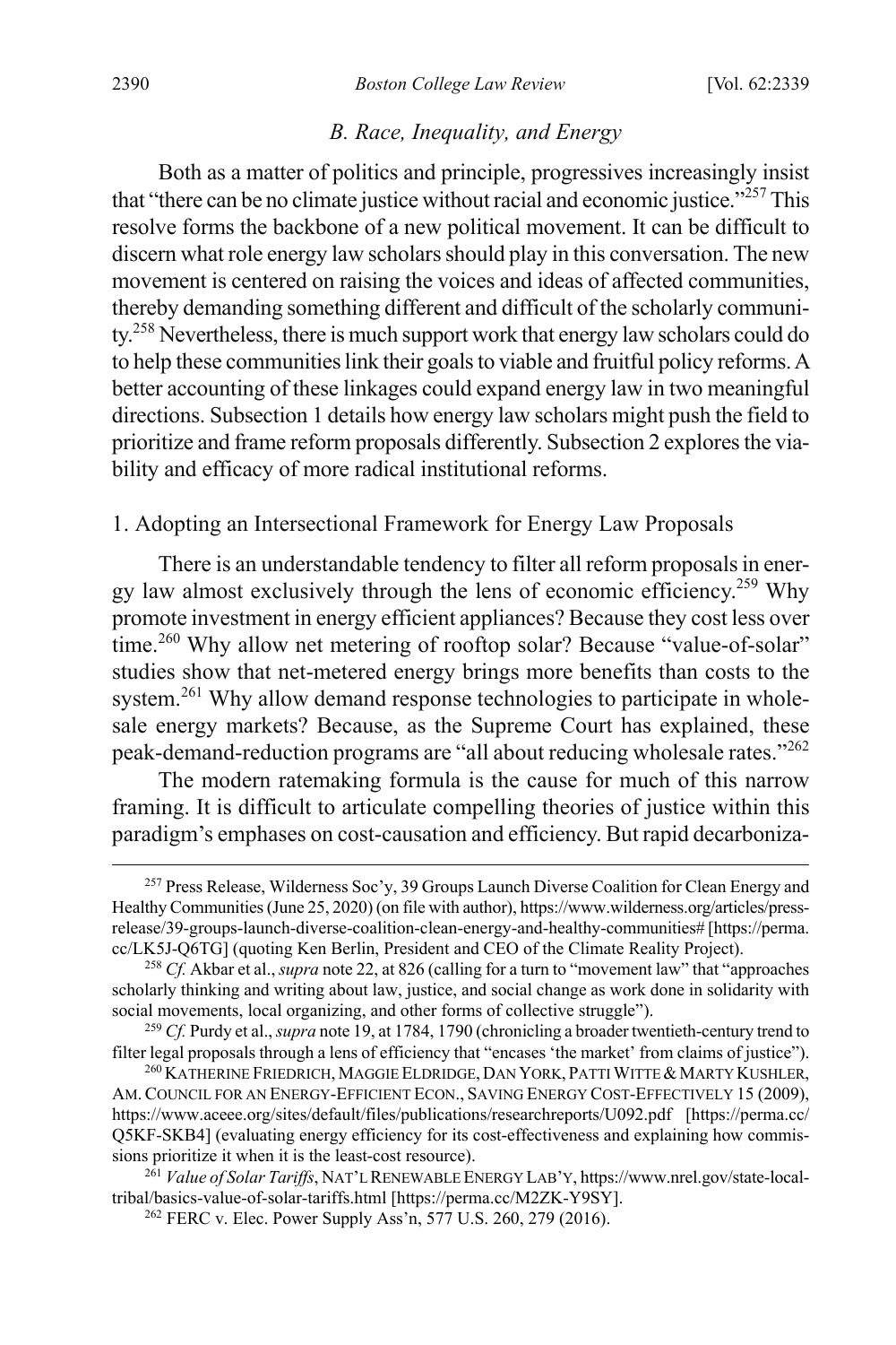### *B. Race, Inequality, and Energy*

Both as a matter of politics and principle, progressives increasingly insist that "there can be no climate justice without racial and economic justice."[257] This resolve forms the backbone of a new political movement. It can be difficult to discern what role energy law scholars should play in this conversation. The new movement is centered on raising the voices and ideas of affected communities, thereby demanding something different and difficult of the scholarly community.[258] Nevertheless, there is much support work that energy law scholars could do to help these communities link their goals to viable and fruitful policy reforms. A better accounting of these linkages could expand energy law in two meaningful directions. Subsection 1 details how energy law scholars might push the field to prioritize and frame reform proposals differently. Subsection 2 explores the viability and efficacy of more radical institutional reforms.

#### 1. Adopting an Intersectional Framework for Energy Law Proposals

There is an understandable tendency to filter all reform proposals in energy law almost exclusively through the lens of economic efficiency.[259] Why promote investment in energy efficient appliances? Because they cost less over time.[260] Why allow net metering of rooftop solar? Because "value-of-solar" studies show that net-metered energy brings more benefits than costs to the system.[261] Why allow demand response technologies to participate in wholesale energy markets? Because, as the Supreme Court has explained, these peak-demand-reduction programs are "all about reducing wholesale rates."[262]

The modern ratemaking formula is the cause for much of this narrow framing. It is difficult to articulate compelling theories of justice within this paradigm's emphases on cost-causation and efficiency. But rapid decarboniza-

---

[257] Press Release, Wilderness Soc'y, 39 Groups Launch Diverse Coalition for Clean Energy and Healthy Communities (June 25, 2020) (on file with author), https://www.wilderness.org/articles/press-release/39-groups-launch-diverse-coalition-clean-energy-and-healthy-communities# [https://perma.cc/LK5J-Q6TG] (quoting Ken Berlin, President and CEO of the Climate Reality Project).

[258] *Cf.* Akbar et al., *supra* note 22, at 826 (calling for a turn to "movement law" that "approaches scholarly thinking and writing about law, justice, and social change as work done in solidarity with social movements, local organizing, and other forms of collective struggle").

[259] *Cf.* Purdy et al., *supra* note 19, at 1784, 1790 (chronicling a broader twentieth-century trend to filter legal proposals through a lens of efficiency that "encases 'the market' from claims of justice").

[260] KATHERINE FRIEDRICH, MAGGIE ELDRIDGE, DAN YORK, PATTI WITTE & MARTY KUSHLER, AM. COUNCIL FOR AN ENERGY-EFFICIENT ECON., SAVING ENERGY COST-EFFECTIVELY 15 (2009), https://www.aceee.org/sites/default/files/publications/researchreports/U092.pdf [https://perma.cc/Q5KF-SKB4] (evaluating energy efficiency for its cost-effectiveness and explaining how commissions prioritize it when it is the least-cost resource).

[261] *Value of Solar Tariffs*, NAT'L RENEWABLE ENERGY LAB'Y, https://www.nrel.gov/state-local-tribal/basics-value-of-solar-tariffs.html [https://perma.cc/M2ZK-Y9SY].

[262] FERC v. Elec. Power Supply Ass'n, 577 U.S. 260, 279 (2016).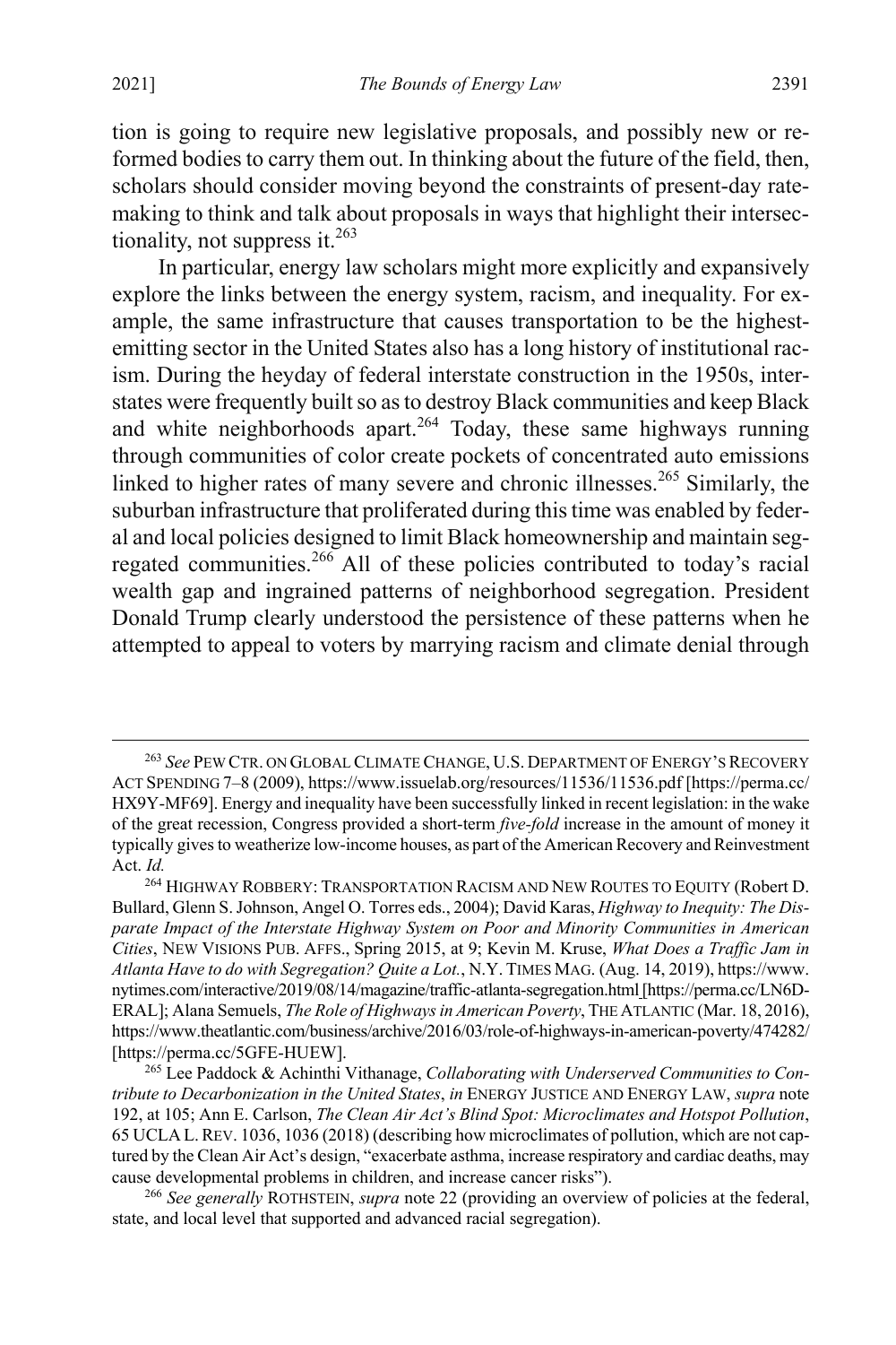tion is going to require new legislative proposals, and possibly new or reformed bodies to carry them out. In thinking about the future of the field, then, scholars should consider moving beyond the constraints of present-day ratemaking to think and talk about proposals in ways that highlight their intersectionality, not suppress it.[263]

In particular, energy law scholars might more explicitly and expansively explore the links between the energy system, racism, and inequality. For example, the same infrastructure that causes transportation to be the highest-emitting sector in the United States also has a long history of institutional racism. During the heyday of federal interstate construction in the 1950s, interstates were frequently built so as to destroy Black communities and keep Black and white neighborhoods apart.[264] Today, these same highways running through communities of color create pockets of concentrated auto emissions linked to higher rates of many severe and chronic illnesses.[265] Similarly, the suburban infrastructure that proliferated during this time was enabled by federal and local policies designed to limit Black homeownership and maintain segregated communities.[266] All of these policies contributed to today's racial wealth gap and ingrained patterns of neighborhood segregation. President Donald Trump clearly understood the persistence of these patterns when he attempted to appeal to voters by marrying racism and climate denial through

---

[263] *See* PEW CTR. ON GLOBAL CLIMATE CHANGE, U.S. DEPARTMENT OF ENERGY'S RECOVERY ACT SPENDING 7–8 (2009), https://www.issuelab.org/resources/11536/11536.pdf [https://perma.cc/HX9Y-MF69]. Energy and inequality have been successfully linked in recent legislation: in the wake of the great recession, Congress provided a short-term *five-fold* increase in the amount of money it typically gives to weatherize low-income houses, as part of the American Recovery and Reinvestment Act. *Id.*

[264] HIGHWAY ROBBERY: TRANSPORTATION RACISM AND NEW ROUTES TO EQUITY (Robert D. Bullard, Glenn S. Johnson, Angel O. Torres eds., 2004); David Karas, *Highway to Inequity: The Disparate Impact of the Interstate Highway System on Poor and Minority Communities in American Cities*, NEW VISIONS PUB. AFFS., Spring 2015, at 9; Kevin M. Kruse, *What Does a Traffic Jam in Atlanta Have to do with Segregation? Quite a Lot.*, N.Y. TIMES MAG. (Aug. 14, 2019), https://www.nytimes.com/interactive/2019/08/14/magazine/traffic-atlanta-segregation.html [https://perma.cc/LN6D-ERAL]; Alana Semuels, *The Role of Highways in American Poverty*, THE ATLANTIC (Mar. 18, 2016), https://www.theatlantic.com/business/archive/2016/03/role-of-highways-in-american-poverty/474282/ [https://perma.cc/5GFE-HUEW].

[265] Lee Paddock & Achinthi Vithanage, *Collaborating with Underserved Communities to Contribute to Decarbonization in the United States*, *in* ENERGY JUSTICE AND ENERGY LAW, *supra* note 192, at 105; Ann E. Carlson, *The Clean Air Act's Blind Spot: Microclimates and Hotspot Pollution*, 65 UCLA L. REV. 1036, 1036 (2018) (describing how microclimates of pollution, which are not captured by the Clean Air Act's design, "exacerbate asthma, increase respiratory and cardiac deaths, may cause developmental problems in children, and increase cancer risks").

[266] *See generally* ROTHSTEIN, *supra* note 22 (providing an overview of policies at the federal, state, and local level that supported and advanced racial segregation).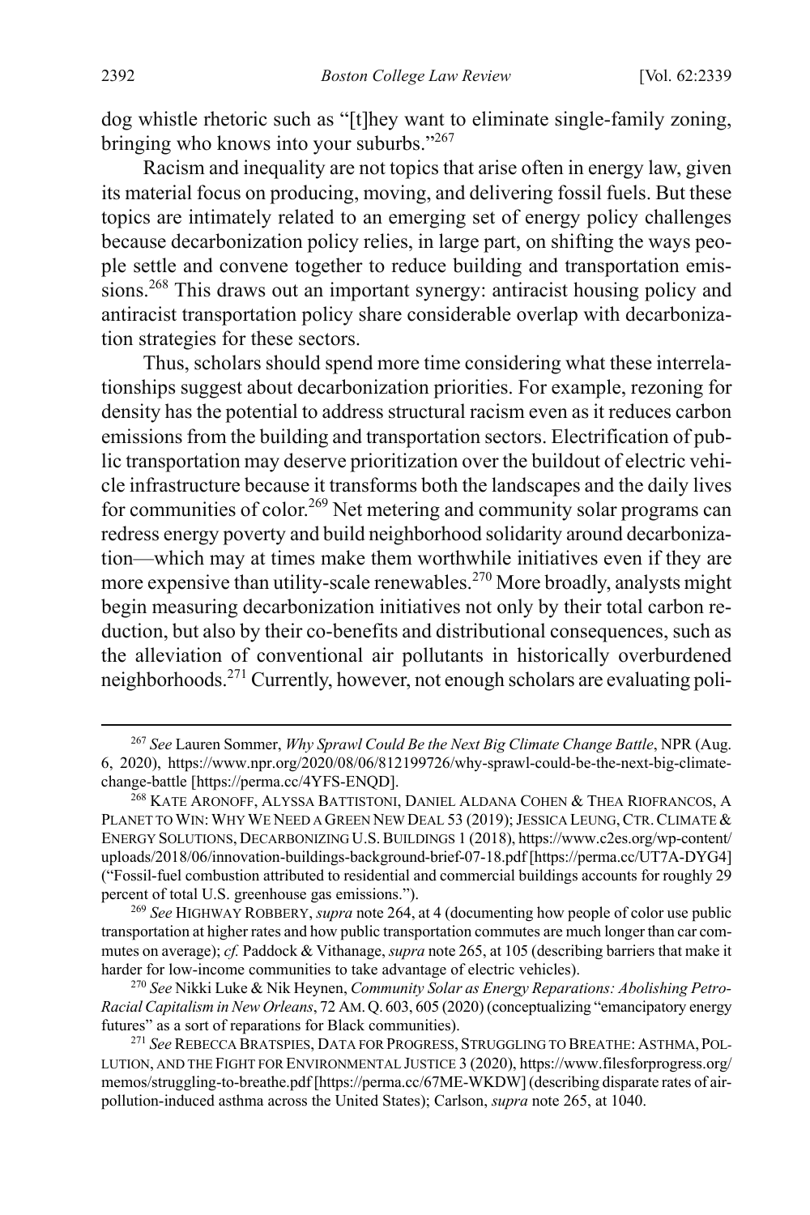dog whistle rhetoric such as "[t]hey want to eliminate single-family zoning, bringing who knows into your suburbs."[267]

Racism and inequality are not topics that arise often in energy law, given its material focus on producing, moving, and delivering fossil fuels. But these topics are intimately related to an emerging set of energy policy challenges because decarbonization policy relies, in large part, on shifting the ways people settle and convene together to reduce building and transportation emissions.[268] This draws out an important synergy: antiracist housing policy and antiracist transportation policy share considerable overlap with decarbonization strategies for these sectors.

Thus, scholars should spend more time considering what these interrelationships suggest about decarbonization priorities. For example, rezoning for density has the potential to address structural racism even as it reduces carbon emissions from the building and transportation sectors. Electrification of public transportation may deserve prioritization over the buildout of electric vehicle infrastructure because it transforms both the landscapes and the daily lives for communities of color.[269] Net metering and community solar programs can redress energy poverty and build neighborhood solidarity around decarbonization—which may at times make them worthwhile initiatives even if they are more expensive than utility-scale renewables.[270] More broadly, analysts might begin measuring decarbonization initiatives not only by their total carbon reduction, but also by their co-benefits and distributional consequences, such as the alleviation of conventional air pollutants in historically overburdened neighborhoods.[271] Currently, however, not enough scholars are evaluating poli-

[267] *See* Lauren Sommer, *Why Sprawl Could Be the Next Big Climate Change Battle*, NPR (Aug. 6, 2020), https://www.npr.org/2020/08/06/812199726/why-sprawl-could-be-the-next-big-climate-change-battle [https://perma.cc/4YFS-ENQD].

[268] KATE ARONOFF, ALYSSA BATTISTONI, DANIEL ALDANA COHEN & THEA RIOFRANCOS, A PLANET TO WIN: WHY WE NEED A GREEN NEW DEAL 53 (2019); JESSICA LEUNG, CTR. CLIMATE & ENERGY SOLUTIONS, DECARBONIZING U.S. BUILDINGS 1 (2018), https://www.c2es.org/wp-content/uploads/2018/06/innovation-buildings-background-brief-07-18.pdf [https://perma.cc/UT7A-DYG4] ("Fossil-fuel combustion attributed to residential and commercial buildings accounts for roughly 29 percent of total U.S. greenhouse gas emissions.").

[269] *See* HIGHWAY ROBBERY, *supra* note 264, at 4 (documenting how people of color use public transportation at higher rates and how public transportation commutes are much longer than car commutes on average); *cf.* Paddock & Vithanage, *supra* note 265, at 105 (describing barriers that make it harder for low-income communities to take advantage of electric vehicles).

[270] *See* Nikki Luke & Nik Heynen, *Community Solar as Energy Reparations: Abolishing Petro-Racial Capitalism in New Orleans*, 72 AM. Q. 603, 605 (2020) (conceptualizing "emancipatory energy futures" as a sort of reparations for Black communities).

[271] *See* REBECCA BRATSPIES, DATA FOR PROGRESS, STRUGGLING TO BREATHE: ASTHMA, POLLUTION, AND THE FIGHT FOR ENVIRONMENTAL JUSTICE 3 (2020), https://www.filesforprogress.org/memos/struggling-to-breathe.pdf [https://perma.cc/67ME-WKDW] (describing disparate rates of air-pollution-induced asthma across the United States); Carlson, *supra* note 265, at 1040.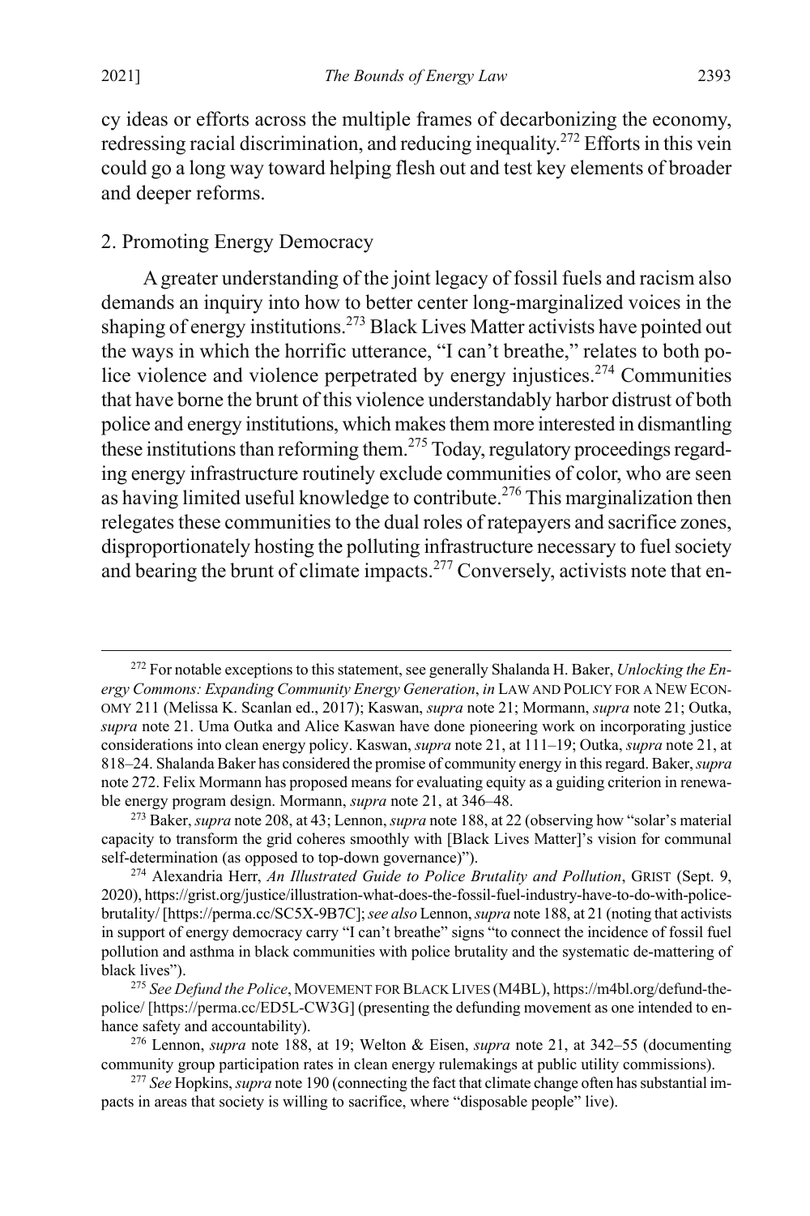cy ideas or efforts across the multiple frames of decarbonizing the economy, redressing racial discrimination, and reducing inequality.[272] Efforts in this vein could go a long way toward helping flesh out and test key elements of broader and deeper reforms.

### 2. Promoting Energy Democracy

A greater understanding of the joint legacy of fossil fuels and racism also demands an inquiry into how to better center long-marginalized voices in the shaping of energy institutions.[273] Black Lives Matter activists have pointed out the ways in which the horrific utterance, "I can't breathe," relates to both police violence and violence perpetrated by energy injustices.[274] Communities that have borne the brunt of this violence understandably harbor distrust of both police and energy institutions, which makes them more interested in dismantling these institutions than reforming them.[275] Today, regulatory proceedings regarding energy infrastructure routinely exclude communities of color, who are seen as having limited useful knowledge to contribute.[276] This marginalization then relegates these communities to the dual roles of ratepayers and sacrifice zones, disproportionately hosting the polluting infrastructure necessary to fuel society and bearing the brunt of climate impacts.[277] Conversely, activists note that en-

---

[272] For notable exceptions to this statement, see generally Shalanda H. Baker, *Unlocking the Energy Commons: Expanding Community Energy Generation*, *in* LAW AND POLICY FOR A NEW ECONOMY 211 (Melissa K. Scanlan ed., 2017); Kaswan, *supra* note 21; Mormann, *supra* note 21; Outka, *supra* note 21. Uma Outka and Alice Kaswan have done pioneering work on incorporating justice considerations into clean energy policy. Kaswan, *supra* note 21, at 111–19; Outka, *supra* note 21, at 818–24. Shalanda Baker has considered the promise of community energy in this regard. Baker, *supra* note 272. Felix Mormann has proposed means for evaluating equity as a guiding criterion in renewable energy program design. Mormann, *supra* note 21, at 346–48.

[273] Baker, *supra* note 208, at 43; Lennon, *supra* note 188, at 22 (observing how "solar's material capacity to transform the grid coheres smoothly with [Black Lives Matter]'s vision for communal self-determination (as opposed to top-down governance)").

[274] Alexandria Herr, *An Illustrated Guide to Police Brutality and Pollution*, GRIST (Sept. 9, 2020), https://grist.org/justice/illustration-what-does-the-fossil-fuel-industry-have-to-do-with-police-brutality/ [https://perma.cc/SC5X-9B7C]; *see also* Lennon, *supra* note 188, at 21 (noting that activists in support of energy democracy carry "I can't breathe" signs "to connect the incidence of fossil fuel pollution and asthma in black communities with police brutality and the systematic de-mattering of black lives").

[275] *See Defund the Police*, MOVEMENT FOR BLACK LIVES (M4BL), https://m4bl.org/defund-the-police/ [https://perma.cc/ED5L-CW3G] (presenting the defunding movement as one intended to enhance safety and accountability).

[276] Lennon, *supra* note 188, at 19; Welton & Eisen, *supra* note 21, at 342–55 (documenting community group participation rates in clean energy rulemakings at public utility commissions).

[277] *See* Hopkins, *supra* note 190 (connecting the fact that climate change often has substantial impacts in areas that society is willing to sacrifice, where "disposable people" live).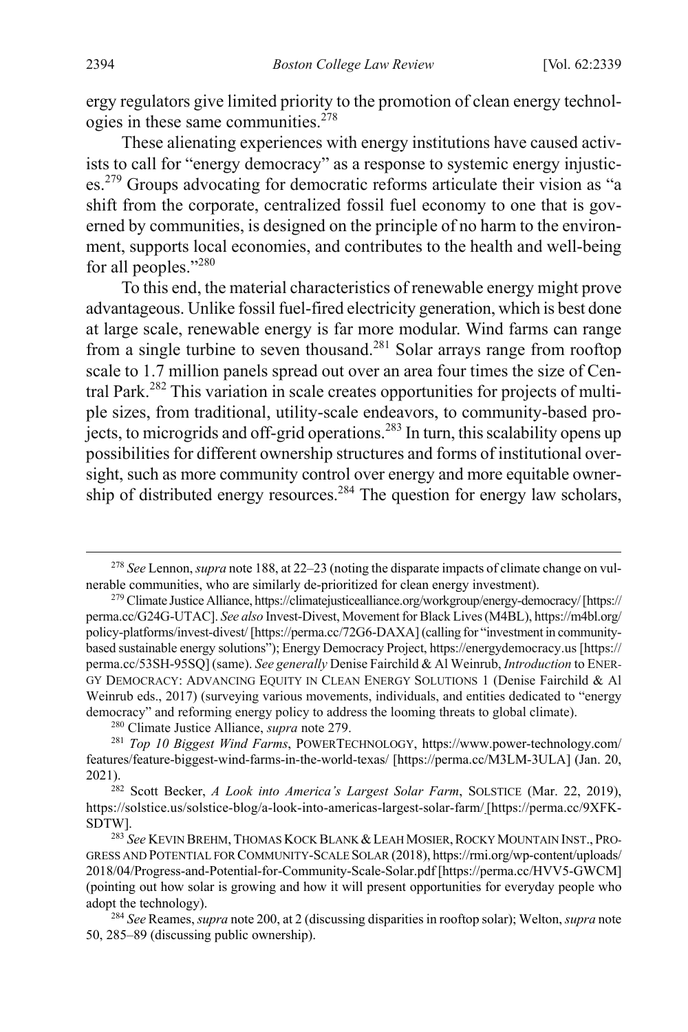ergy regulators give limited priority to the promotion of clean energy technologies in these same communities.[278]

These alienating experiences with energy institutions have caused activists to call for "energy democracy" as a response to systemic energy injustices.[279] Groups advocating for democratic reforms articulate their vision as "a shift from the corporate, centralized fossil fuel economy to one that is governed by communities, is designed on the principle of no harm to the environment, supports local economies, and contributes to the health and well-being for all peoples."[280]

To this end, the material characteristics of renewable energy might prove advantageous. Unlike fossil fuel-fired electricity generation, which is best done at large scale, renewable energy is far more modular. Wind farms can range from a single turbine to seven thousand.[281] Solar arrays range from rooftop scale to 1.7 million panels spread out over an area four times the size of Central Park.[282] This variation in scale creates opportunities for projects of multiple sizes, from traditional, utility-scale endeavors, to community-based projects, to microgrids and off-grid operations.[283] In turn, this scalability opens up possibilities for different ownership structures and forms of institutional oversight, such as more community control over energy and more equitable ownership of distributed energy resources.[284] The question for energy law scholars,

---

[278] *See* Lennon, *supra* note 188, at 22–23 (noting the disparate impacts of climate change on vulnerable communities, who are similarly de-prioritized for clean energy investment).

[279] Climate Justice Alliance, https://climatejusticealliance.org/workgroup/energy-democracy/ [https://perma.cc/G24G-UTAC]. *See also* Invest-Divest, Movement for Black Lives (M4BL), https://m4bl.org/policy-platforms/invest-divest/ [https://perma.cc/72G6-DAXA] (calling for "investment in community-based sustainable energy solutions"); Energy Democracy Project, https://energydemocracy.us [https://perma.cc/53SH-95SQ] (same). *See generally* Denise Fairchild & Al Weinrub, *Introduction* to ENERGY DEMOCRACY: ADVANCING EQUITY IN CLEAN ENERGY SOLUTIONS 1 (Denise Fairchild & Al Weinrub eds., 2017) (surveying various movements, individuals, and entities dedicated to "energy democracy" and reforming energy policy to address the looming threats to global climate).

[280] Climate Justice Alliance, *supra* note 279.

[281] *Top 10 Biggest Wind Farms*, POWERTECHNOLOGY, https://www.power-technology.com/features/feature-biggest-wind-farms-in-the-world-texas/ [https://perma.cc/M3LM-3ULA] (Jan. 20, 2021).

[282] Scott Becker, *A Look into America's Largest Solar Farm*, SOLSTICE (Mar. 22, 2019), https://solstice.us/solstice-blog/a-look-into-americas-largest-solar-farm/ [https://perma.cc/9XFK-SDTW].

[283] *See* KEVIN BREHM, THOMAS KOCK BLANK & LEAH MOSIER, ROCKY MOUNTAIN INST., PROGRESS AND POTENTIAL FOR COMMUNITY-SCALE SOLAR (2018), https://rmi.org/wp-content/uploads/2018/04/Progress-and-Potential-for-Community-Scale-Solar.pdf [https://perma.cc/HVV5-GWCM] (pointing out how solar is growing and how it will present opportunities for everyday people who adopt the technology).

[284] *See* Reames, *supra* note 200, at 2 (discussing disparities in rooftop solar); Welton, *supra* note 50, 285–89 (discussing public ownership).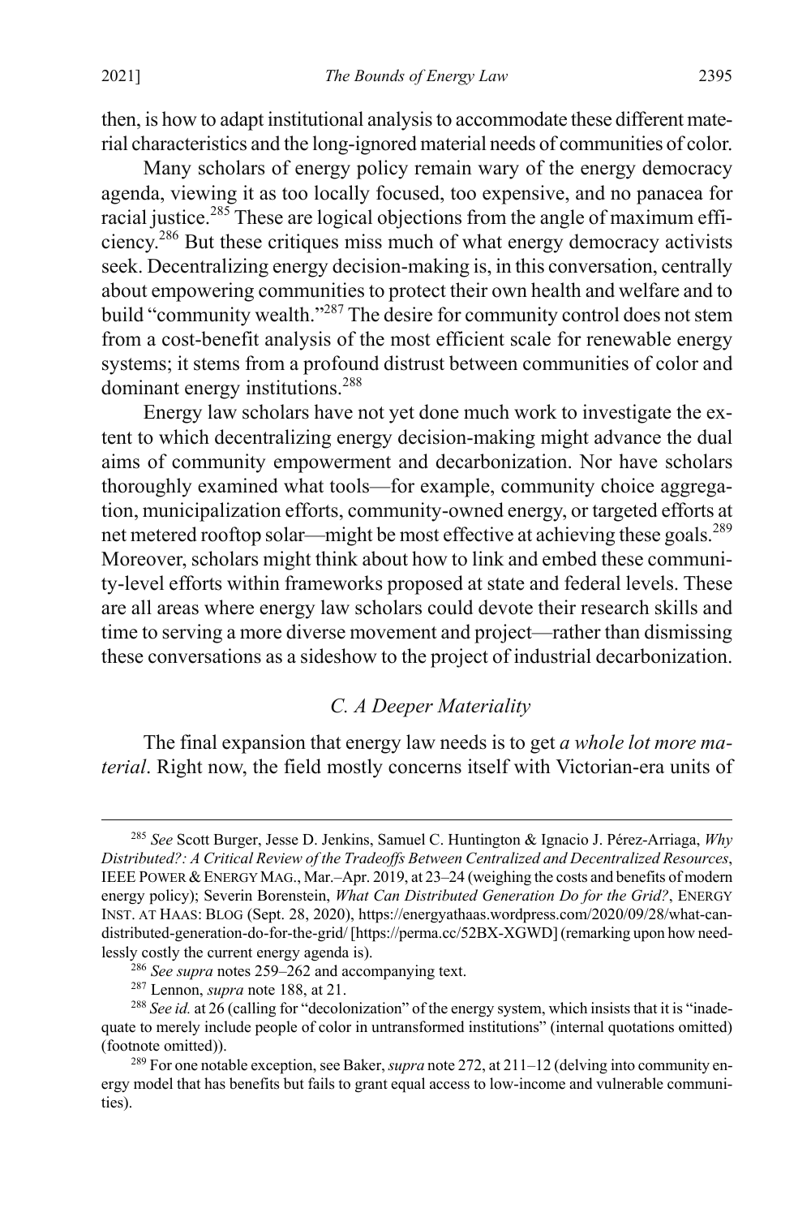then, is how to adapt institutional analysis to accommodate these different material characteristics and the long-ignored material needs of communities of color.

Many scholars of energy policy remain wary of the energy democracy agenda, viewing it as too locally focused, too expensive, and no panacea for racial justice.[285] These are logical objections from the angle of maximum efficiency.[286] But these critiques miss much of what energy democracy activists seek. Decentralizing energy decision-making is, in this conversation, centrally about empowering communities to protect their own health and welfare and to build "community wealth."[287] The desire for community control does not stem from a cost-benefit analysis of the most efficient scale for renewable energy systems; it stems from a profound distrust between communities of color and dominant energy institutions.[288]

Energy law scholars have not yet done much work to investigate the extent to which decentralizing energy decision-making might advance the dual aims of community empowerment and decarbonization. Nor have scholars thoroughly examined what tools—for example, community choice aggregation, municipalization efforts, community-owned energy, or targeted efforts at net metered rooftop solar—might be most effective at achieving these goals.[289] Moreover, scholars might think about how to link and embed these community-level efforts within frameworks proposed at state and federal levels. These are all areas where energy law scholars could devote their research skills and time to serving a more diverse movement and project—rather than dismissing these conversations as a sideshow to the project of industrial decarbonization.

### C. A Deeper Materiality

The final expansion that energy law needs is to get *a whole lot more material*. Right now, the field mostly concerns itself with Victorian-era units of

---

[285] *See* Scott Burger, Jesse D. Jenkins, Samuel C. Huntington & Ignacio J. Pérez-Arriaga, *Why Distributed?: A Critical Review of the Tradeoffs Between Centralized and Decentralized Resources*, IEEE POWER & ENERGY MAG., Mar.–Apr. 2019, at 23–24 (weighing the costs and benefits of modern energy policy); Severin Borenstein, *What Can Distributed Generation Do for the Grid?*, ENERGY INST. AT HAAS: BLOG (Sept. 28, 2020), https://energyathaas.wordpress.com/2020/09/28/what-can-distributed-generation-do-for-the-grid/ [https://perma.cc/52BX-XGWD] (remarking upon how needlessly costly the current energy agenda is).

[286] *See supra* notes 259–262 and accompanying text.

[287] Lennon, *supra* note 188, at 21.

[288] *See id.* at 26 (calling for "decolonization" of the energy system, which insists that it is "inadequate to merely include people of color in untransformed institutions" (internal quotations omitted) (footnote omitted)).

[289] For one notable exception, see Baker, *supra* note 272, at 211–12 (delving into community energy model that has benefits but fails to grant equal access to low-income and vulnerable communities).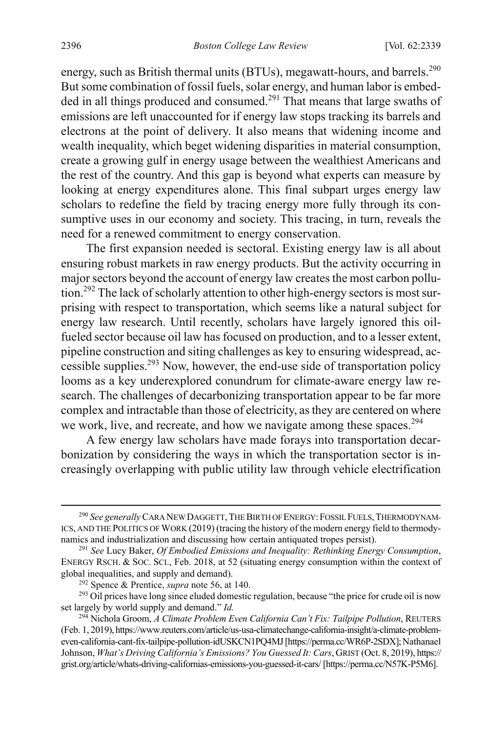energy, such as British thermal units (BTUs), megawatt-hours, and barrels.[290] But some combination of fossil fuels, solar energy, and human labor is embedded in all things produced and consumed.[291] That means that large swaths of emissions are left unaccounted for if energy law stops tracking its barrels and electrons at the point of delivery. It also means that widening income and wealth inequality, which beget widening disparities in material consumption, create a growing gulf in energy usage between the wealthiest Americans and the rest of the country. And this gap is beyond what experts can measure by looking at energy expenditures alone. This final subpart urges energy law scholars to redefine the field by tracing energy more fully through its consumptive uses in our economy and society. This tracing, in turn, reveals the need for a renewed commitment to energy conservation.

The first expansion needed is sectoral. Existing energy law is all about ensuring robust markets in raw energy products. But the activity occurring in major sectors beyond the account of energy law creates the most carbon pollution.[292] The lack of scholarly attention to other high-energy sectors is most surprising with respect to transportation, which seems like a natural subject for energy law research. Until recently, scholars have largely ignored this oil-fueled sector because oil law has focused on production, and to a lesser extent, pipeline construction and siting challenges as key to ensuring widespread, accessible supplies.[293] Now, however, the end-use side of transportation policy looms as a key underexplored conundrum for climate-aware energy law research. The challenges of decarbonizing transportation appear to be far more complex and intractable than those of electricity, as they are centered on where we work, live, and recreate, and how we navigate among these spaces.[294]

A few energy law scholars have made forays into transportation decarbonization by considering the ways in which the transportation sector is increasingly overlapping with public utility law through vehicle electrification

---

[290] *See generally* CARA NEW DAGGETT, THE BIRTH OF ENERGY: FOSSIL FUELS, THERMODYNAMICS, AND THE POLITICS OF WORK (2019) (tracing the history of the modern energy field to thermodynamics and industrialization and discussing how certain antiquated tropes persist).

[291] *See* Lucy Baker, *Of Embodied Emissions and Inequality: Rethinking Energy Consumption*, ENERGY RSCH. & SOC. SCI., Feb. 2018, at 52 (situating energy consumption within the context of global inequalities, and supply and demand).

[292] Spence & Prentice, *supra* note 56, at 140.

[293] Oil prices have long since eluded domestic regulation, because "the price for crude oil is now set largely by world supply and demand." *Id.*

[294] Nichola Groom, *A Climate Problem Even California Can't Fix: Tailpipe Pollution*, REUTERS (Feb. 1, 2019), https://www.reuters.com/article/us-usa-climatechange-california-insight/a-climate-problem-even-california-cant-fix-tailpipe-pollution-idUSKCN1PQ4MJ [https://perma.cc/WR6P-2SDX]; Nathanael Johnson, *What's Driving California's Emissions? You Guessed It: Cars*, GRIST (Oct. 8, 2019), https://grist.org/article/whats-driving-californias-emissions-you-guessed-it-cars/ [https://perma.cc/N57K-P5M6].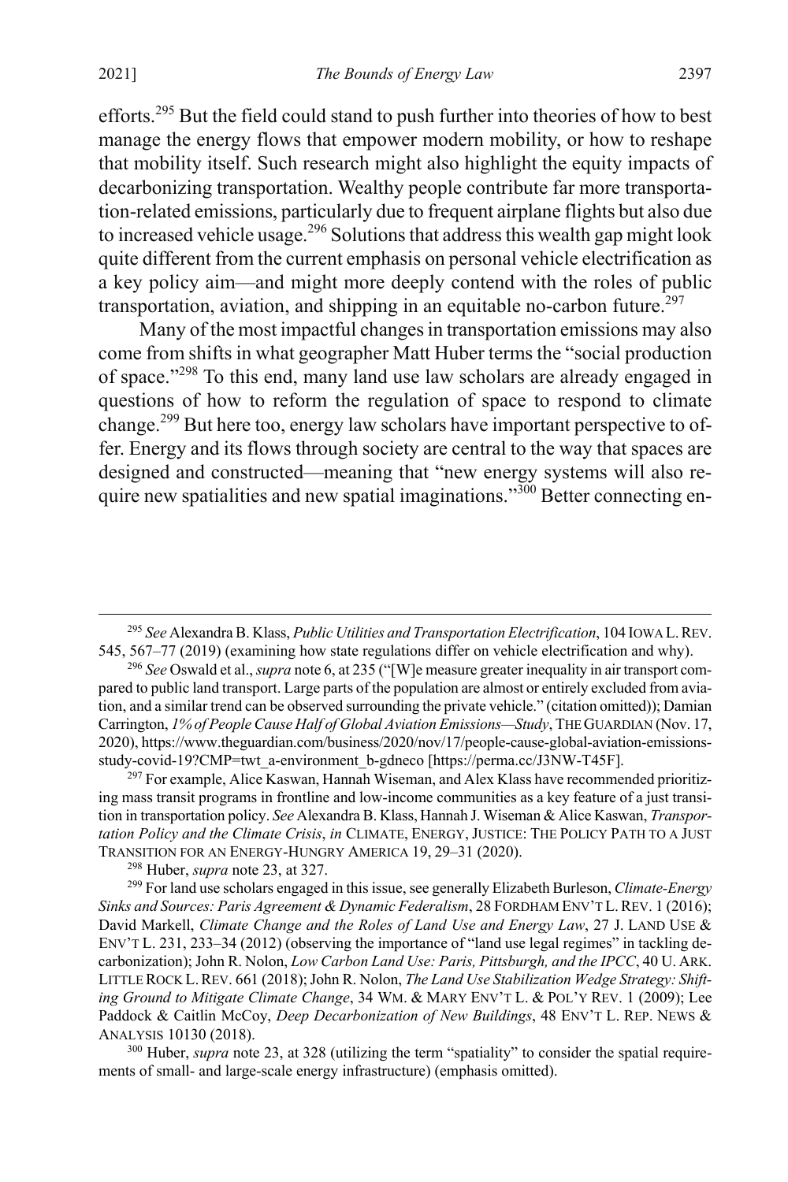efforts.[295] But the field could stand to push further into theories of how to best manage the energy flows that empower modern mobility, or how to reshape that mobility itself. Such research might also highlight the equity impacts of decarbonizing transportation. Wealthy people contribute far more transportation-related emissions, particularly due to frequent airplane flights but also due to increased vehicle usage.[296] Solutions that address this wealth gap might look quite different from the current emphasis on personal vehicle electrification as a key policy aim—and might more deeply contend with the roles of public transportation, aviation, and shipping in an equitable no-carbon future.[297]

Many of the most impactful changes in transportation emissions may also come from shifts in what geographer Matt Huber terms the "social production of space."[298] To this end, many land use law scholars are already engaged in questions of how to reform the regulation of space to respond to climate change.[299] But here too, energy law scholars have important perspective to offer. Energy and its flows through society are central to the way that spaces are designed and constructed—meaning that "new energy systems will also require new spatialities and new spatial imaginations."[300] Better connecting en-

[295] *See* Alexandra B. Klass, *Public Utilities and Transportation Electrification*, 104 IOWA L. REV. 545, 567–77 (2019) (examining how state regulations differ on vehicle electrification and why).

[296] *See* Oswald et al., *supra* note 6, at 235 ("[W]e measure greater inequality in air transport compared to public land transport. Large parts of the population are almost or entirely excluded from aviation, and a similar trend can be observed surrounding the private vehicle." (citation omitted)); Damian Carrington, *1% of People Cause Half of Global Aviation Emissions—Study*, THE GUARDIAN (Nov. 17, 2020), https://www.theguardian.com/business/2020/nov/17/people-cause-global-aviation-emissions-study-covid-19?CMP=twt_a-environment_b-gdneco [https://perma.cc/J3NW-T45F].

[297] For example, Alice Kaswan, Hannah Wiseman, and Alex Klass have recommended prioritizing mass transit programs in frontline and low-income communities as a key feature of a just transition in transportation policy. *See* Alexandra B. Klass, Hannah J. Wiseman & Alice Kaswan, *Transportation Policy and the Climate Crisis*, *in* CLIMATE, ENERGY, JUSTICE: THE POLICY PATH TO A JUST TRANSITION FOR AN ENERGY-HUNGRY AMERICA 19, 29–31 (2020).

[298] Huber, *supra* note 23, at 327.

[299] For land use scholars engaged in this issue, see generally Elizabeth Burleson, *Climate-Energy Sinks and Sources: Paris Agreement & Dynamic Federalism*, 28 FORDHAM ENV'T L. REV. 1 (2016); David Markell, *Climate Change and the Roles of Land Use and Energy Law*, 27 J. LAND USE & ENV'T L. 231, 233–34 (2012) (observing the importance of "land use legal regimes" in tackling decarbonization); John R. Nolon, *Low Carbon Land Use: Paris, Pittsburgh, and the IPCC*, 40 U. ARK. LITTLE ROCK L. REV. 661 (2018); John R. Nolon, *The Land Use Stabilization Wedge Strategy: Shifting Ground to Mitigate Climate Change*, 34 WM. & MARY ENV'T L. & POL'Y REV. 1 (2009); Lee Paddock & Caitlin McCoy, *Deep Decarbonization of New Buildings*, 48 ENV'T L. REP. NEWS & ANALYSIS 10130 (2018).

[300] Huber, *supra* note 23, at 328 (utilizing the term "spatiality" to consider the spatial requirements of small- and large-scale energy infrastructure) (emphasis omitted).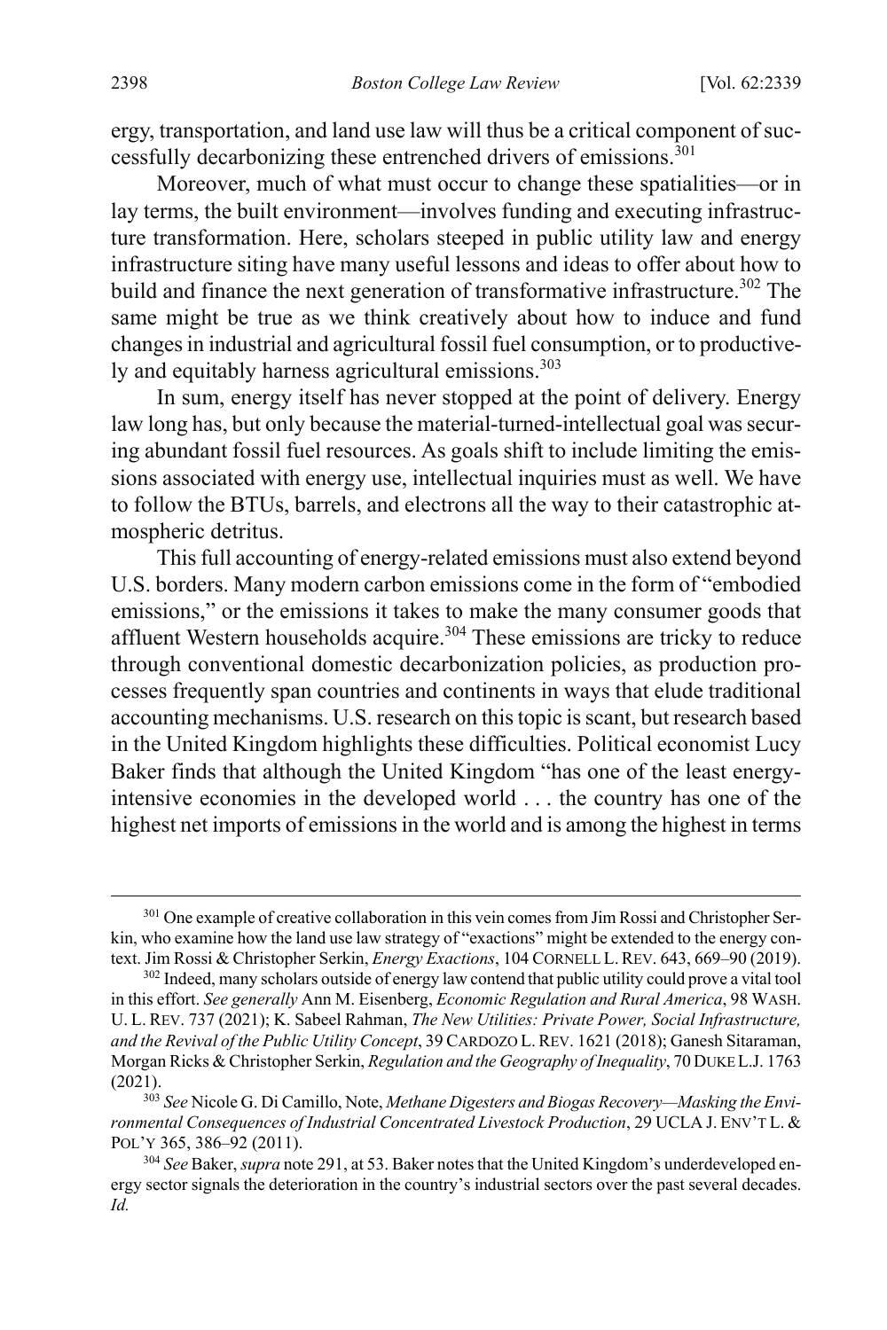ergy, transportation, and land use law will thus be a critical component of successfully decarbonizing these entrenched drivers of emissions.[301]

Moreover, much of what must occur to change these spatialities—or in lay terms, the built environment—involves funding and executing infrastructure transformation. Here, scholars steeped in public utility law and energy infrastructure siting have many useful lessons and ideas to offer about how to build and finance the next generation of transformative infrastructure.[302] The same might be true as we think creatively about how to induce and fund changes in industrial and agricultural fossil fuel consumption, or to productively and equitably harness agricultural emissions.[303]

In sum, energy itself has never stopped at the point of delivery. Energy law long has, but only because the material-turned-intellectual goal was securing abundant fossil fuel resources. As goals shift to include limiting the emissions associated with energy use, intellectual inquiries must as well. We have to follow the BTUs, barrels, and electrons all the way to their catastrophic atmospheric detritus.

This full accounting of energy-related emissions must also extend beyond U.S. borders. Many modern carbon emissions come in the form of "embodied emissions," or the emissions it takes to make the many consumer goods that affluent Western households acquire.[304] These emissions are tricky to reduce through conventional domestic decarbonization policies, as production processes frequently span countries and continents in ways that elude traditional accounting mechanisms. U.S. research on this topic is scant, but research based in the United Kingdom highlights these difficulties. Political economist Lucy Baker finds that although the United Kingdom "has one of the least energy-intensive economies in the developed world . . . the country has one of the highest net imports of emissions in the world and is among the highest in terms

---

[301] One example of creative collaboration in this vein comes from Jim Rossi and Christopher Serkin, who examine how the land use law strategy of "exactions" might be extended to the energy context. Jim Rossi & Christopher Serkin, *Energy Exactions*, 104 CORNELL L. REV. 643, 669–90 (2019).

[302] Indeed, many scholars outside of energy law contend that public utility could prove a vital tool in this effort. *See generally* Ann M. Eisenberg, *Economic Regulation and Rural America*, 98 WASH. U. L. REV. 737 (2021); K. Sabeel Rahman, *The New Utilities: Private Power, Social Infrastructure, and the Revival of the Public Utility Concept*, 39 CARDOZO L. REV. 1621 (2018); Ganesh Sitaraman, Morgan Ricks & Christopher Serkin, *Regulation and the Geography of Inequality*, 70 DUKE L.J. 1763 (2021).

[303] *See* Nicole G. Di Camillo, Note, *Methane Digesters and Biogas Recovery—Masking the Environmental Consequences of Industrial Concentrated Livestock Production*, 29 UCLA J. ENV'T L. & POL'Y 365, 386–92 (2011).

[304] *See* Baker, *supra* note 291, at 53. Baker notes that the United Kingdom's underdeveloped energy sector signals the deterioration in the country's industrial sectors over the past several decades. *Id.*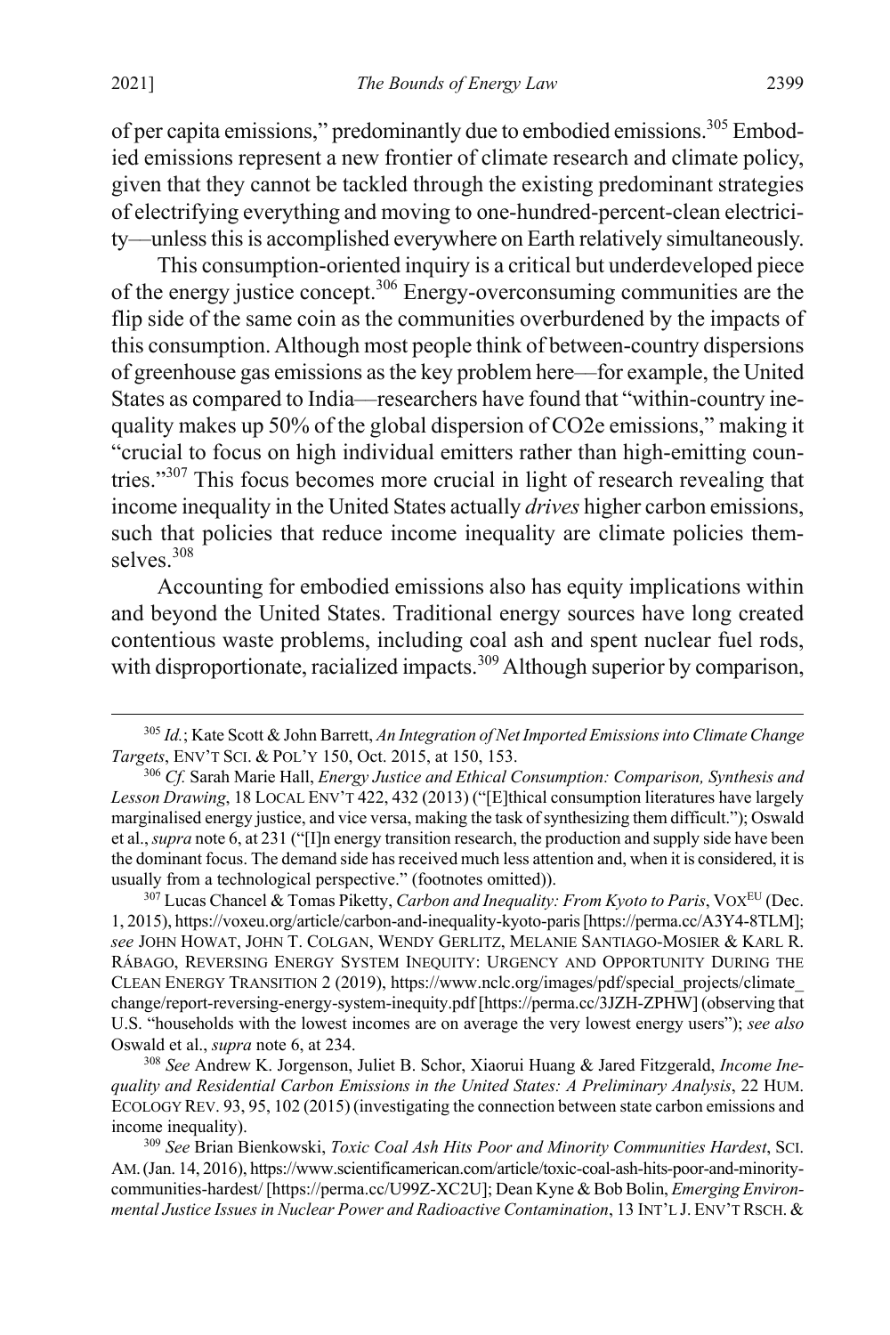of per capita emissions," predominantly due to embodied emissions.[305] Embodied emissions represent a new frontier of climate research and climate policy, given that they cannot be tackled through the existing predominant strategies of electrifying everything and moving to one-hundred-percent-clean electricity—unless this is accomplished everywhere on Earth relatively simultaneously.

This consumption-oriented inquiry is a critical but underdeveloped piece of the energy justice concept.[306] Energy-overconsuming communities are the flip side of the same coin as the communities overburdened by the impacts of this consumption. Although most people think of between-country dispersions of greenhouse gas emissions as the key problem here—for example, the United States as compared to India—researchers have found that "within-country inequality makes up 50% of the global dispersion of CO2e emissions," making it "crucial to focus on high individual emitters rather than high-emitting countries."[307] This focus becomes more crucial in light of research revealing that income inequality in the United States actually *drives* higher carbon emissions, such that policies that reduce income inequality are climate policies themselves.[308]

Accounting for embodied emissions also has equity implications within and beyond the United States. Traditional energy sources have long created contentious waste problems, including coal ash and spent nuclear fuel rods, with disproportionate, racialized impacts.[309] Although superior by comparison,

---

[305] *Id.*; Kate Scott & John Barrett, *An Integration of Net Imported Emissions into Climate Change Targets*, ENV'T SCI. & POL'Y 150, Oct. 2015, at 150, 153.

[306] *Cf.* Sarah Marie Hall, *Energy Justice and Ethical Consumption: Comparison, Synthesis and Lesson Drawing*, 18 LOCAL ENV'T 422, 432 (2013) ("[E]thical consumption literatures have largely marginalised energy justice, and vice versa, making the task of synthesizing them difficult."); Oswald et al., *supra* note 6, at 231 ("[I]n energy transition research, the production and supply side have been the dominant focus. The demand side has received much less attention and, when it is considered, it is usually from a technological perspective." (footnotes omitted)).

[307] Lucas Chancel & Tomas Piketty, *Carbon and Inequality: From Kyoto to Paris*, VOX[EU] (Dec. 1, 2015), https://voxeu.org/article/carbon-and-inequality-kyoto-paris [https://perma.cc/A3Y4-8TLM]; *see* JOHN HOWAT, JOHN T. COLGAN, WENDY GERLITZ, MELANIE SANTIAGO-MOSIER & KARL R. RÁBAGO, REVERSING ENERGY SYSTEM INEQUITY: URGENCY AND OPPORTUNITY DURING THE CLEAN ENERGY TRANSITION 2 (2019), https://www.nclc.org/images/pdf/special_projects/climate_change/report-reversing-energy-system-inequity.pdf [https://perma.cc/3JZH-ZPHW] (observing that U.S. "households with the lowest incomes are on average the very lowest energy users"); *see also* Oswald et al., *supra* note 6, at 234.

[308] *See* Andrew K. Jorgenson, Juliet B. Schor, Xiaorui Huang & Jared Fitzgerald, *Income Inequality and Residential Carbon Emissions in the United States: A Preliminary Analysis*, 22 HUM. ECOLOGY REV. 93, 95, 102 (2015) (investigating the connection between state carbon emissions and income inequality).

[309] *See* Brian Bienkowski, *Toxic Coal Ash Hits Poor and Minority Communities Hardest*, SCI. AM. (Jan. 14, 2016), https://www.scientificamerican.com/article/toxic-coal-ash-hits-poor-and-minority-communities-hardest/ [https://perma.cc/U99Z-XC2U]; Dean Kyne & Bob Bolin, *Emerging Environmental Justice Issues in Nuclear Power and Radioactive Contamination*, 13 INT'L J. ENV'T RSCH. &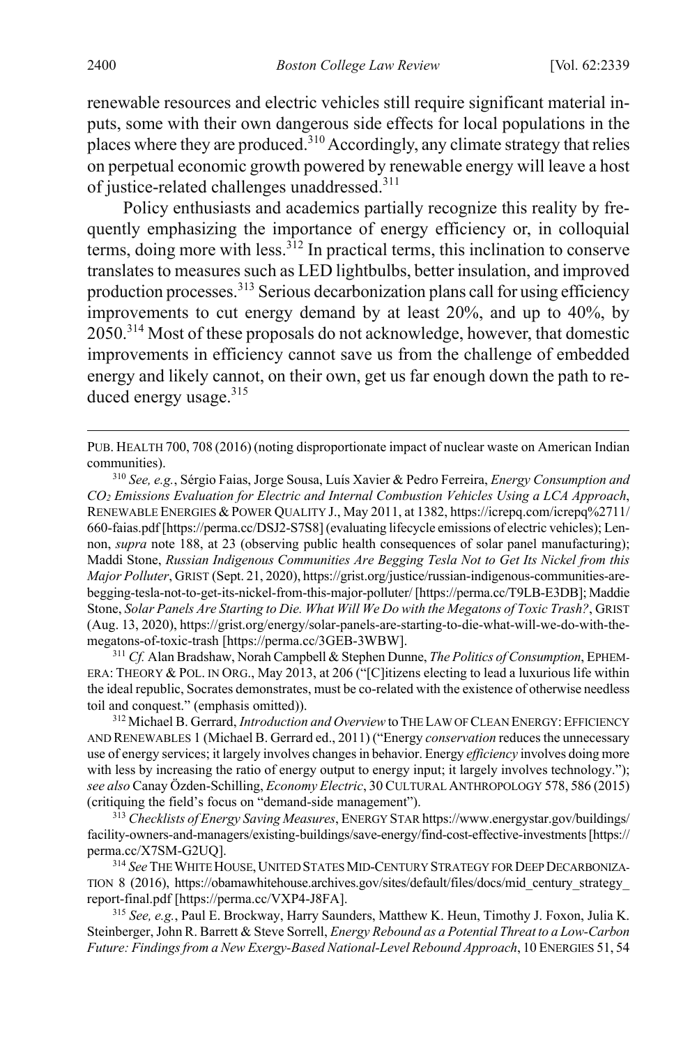renewable resources and electric vehicles still require significant material inputs, some with their own dangerous side effects for local populations in the places where they are produced.[310] Accordingly, any climate strategy that relies on perpetual economic growth powered by renewable energy will leave a host of justice-related challenges unaddressed.[311]

Policy enthusiasts and academics partially recognize this reality by frequently emphasizing the importance of energy efficiency or, in colloquial terms, doing more with less.[312] In practical terms, this inclination to conserve translates to measures such as LED lightbulbs, better insulation, and improved production processes.[313] Serious decarbonization plans call for using efficiency improvements to cut energy demand by at least 20%, and up to 40%, by 2050.[314] Most of these proposals do not acknowledge, however, that domestic improvements in efficiency cannot save us from the challenge of embedded energy and likely cannot, on their own, get us far enough down the path to reduced energy usage.[315]

---

PUB. HEALTH 700, 708 (2016) (noting disproportionate impact of nuclear waste on American Indian communities).

[310] *See, e.g.*, Sérgio Faias, Jorge Sousa, Luís Xavier & Pedro Ferreira, *Energy Consumption and $CO_2$ Emissions Evaluation for Electric and Internal Combustion Vehicles Using a LCA Approach*, RENEWABLE ENERGIES & POWER QUALITY J., May 2011, at 1382, https://icrepq.com/icrepq%2711/660-faias.pdf [https://perma.cc/DSJ2-S7S8] (evaluating lifecycle emissions of electric vehicles); Lennon, *supra* note 188, at 23 (observing public health consequences of solar panel manufacturing); Maddi Stone, *Russian Indigenous Communities Are Begging Tesla Not to Get Its Nickel from this Major Polluter*, GRIST (Sept. 21, 2020), https://grist.org/justice/russian-indigenous-communities-are-begging-tesla-not-to-get-its-nickel-from-this-major-polluter/ [https://perma.cc/T9LB-E3DB]; Maddie Stone, *Solar Panels Are Starting to Die. What Will We Do with the Megatons of Toxic Trash?*, GRIST (Aug. 13, 2020), https://grist.org/energy/solar-panels-are-starting-to-die-what-will-we-do-with-the-megatons-of-toxic-trash [https://perma.cc/3GEB-3WBW].

[311] *Cf.* Alan Bradshaw, Norah Campbell & Stephen Dunne, *The Politics of Consumption*, EPHEMERA: THEORY & POL. IN ORG., May 2013, at 206 ("[C]itizens electing to lead a luxurious life within the ideal republic, Socrates demonstrates, must be co-related with the existence of otherwise needless toil and conquest." (emphasis omitted)).

[312] Michael B. Gerrard, *Introduction and Overview* to THE LAW OF CLEAN ENERGY: EFFICIENCY AND RENEWABLES 1 (Michael B. Gerrard ed., 2011) ("Energy *conservation* reduces the unnecessary use of energy services; it largely involves changes in behavior. Energy *efficiency* involves doing more with less by increasing the ratio of energy output to energy input; it largely involves technology."); *see also* Canay Özden-Schilling, *Economy Electric*, 30 CULTURAL ANTHROPOLOGY 578, 586 (2015) (critiquing the field's focus on "demand-side management").

[313] *Checklists of Energy Saving Measures*, ENERGY STAR https://www.energystar.gov/buildings/facility-owners-and-managers/existing-buildings/save-energy/find-cost-effective-investments [https://perma.cc/X7SM-G2UQ].

[314] *See* THE WHITE HOUSE, UNITED STATES MID-CENTURY STRATEGY FOR DEEP DECARBONIZATION 8 (2016), https://obamawhitehouse.archives.gov/sites/default/files/docs/mid_century_strategy_report-final.pdf [https://perma.cc/VXP4-J8FA].

[315] *See, e.g.*, Paul E. Brockway, Harry Saunders, Matthew K. Heun, Timothy J. Foxon, Julia K. Steinberger, John R. Barrett & Steve Sorrell, *Energy Rebound as a Potential Threat to a Low-Carbon Future: Findings from a New Exergy-Based National-Level Rebound Approach*, 10 ENERGIES 51, 54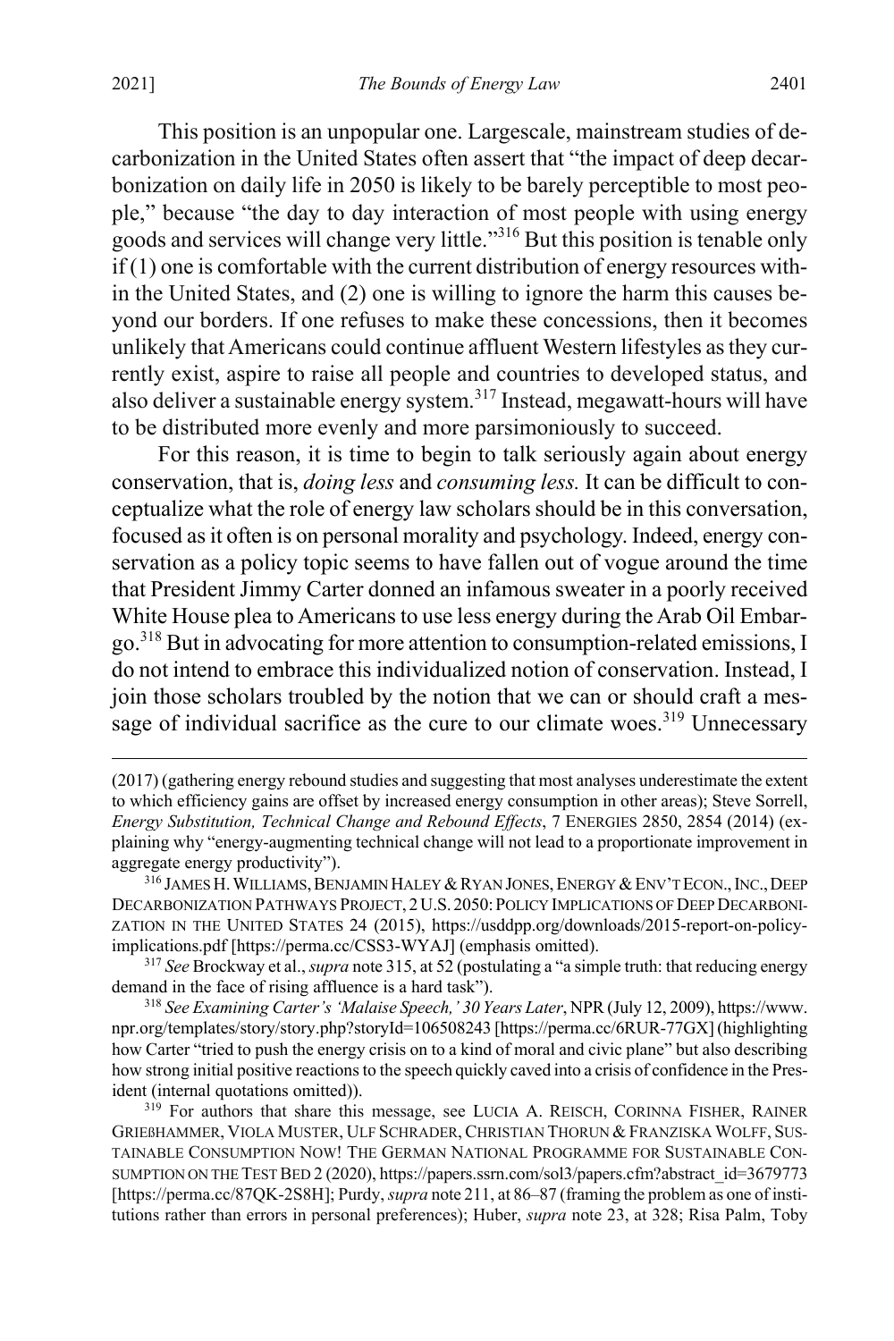This position is an unpopular one. Largescale, mainstream studies of decarbonization in the United States often assert that "the impact of deep decarbonization on daily life in 2050 is likely to be barely perceptible to most people," because "the day to day interaction of most people with using energy goods and services will change very little."[316] But this position is tenable only if (1) one is comfortable with the current distribution of energy resources within the United States, and (2) one is willing to ignore the harm this causes beyond our borders. If one refuses to make these concessions, then it becomes unlikely that Americans could continue affluent Western lifestyles as they currently exist, aspire to raise all people and countries to developed status, and also deliver a sustainable energy system.[317] Instead, megawatt-hours will have to be distributed more evenly and more parsimoniously to succeed.

For this reason, it is time to begin to talk seriously again about energy conservation, that is, *doing less* and *consuming less.* It can be difficult to conceptualize what the role of energy law scholars should be in this conversation, focused as it often is on personal morality and psychology. Indeed, energy conservation as a policy topic seems to have fallen out of vogue around the time that President Jimmy Carter donned an infamous sweater in a poorly received White House plea to Americans to use less energy during the Arab Oil Embargo.[318] But in advocating for more attention to consumption-related emissions, I do not intend to embrace this individualized notion of conservation. Instead, I join those scholars troubled by the notion that we can or should craft a message of individual sacrifice as the cure to our climate woes.[319] Unnecessary

---

(2017) (gathering energy rebound studies and suggesting that most analyses underestimate the extent to which efficiency gains are offset by increased energy consumption in other areas); Steve Sorrell, *Energy Substitution, Technical Change and Rebound Effects*, 7 ENERGIES 2850, 2854 (2014) (explaining why "energy-augmenting technical change will not lead to a proportionate improvement in aggregate energy productivity").

[316] JAMES H. WILLIAMS, BENJAMIN HALEY & RYAN JONES, ENERGY & ENV'T ECON., INC., DEEP DECARBONIZATION PATHWAYS PROJECT, 2 U.S. 2050: POLICY IMPLICATIONS OF DEEP DECARBONIZATION IN THE UNITED STATES 24 (2015), https://usddpp.org/downloads/2015-report-on-policy-implications.pdf [https://perma.cc/CSS3-WYAJ] (emphasis omitted).

[317] *See* Brockway et al., *supra* note 315, at 52 (postulating a "a simple truth: that reducing energy demand in the face of rising affluence is a hard task").

[318] *See Examining Carter's 'Malaise Speech,' 30 Years Later*, NPR (July 12, 2009), https://www.npr.org/templates/story/story.php?storyId=106508243 [https://perma.cc/6RUR-77GX] (highlighting how Carter "tried to push the energy crisis on to a kind of moral and civic plane" but also describing how strong initial positive reactions to the speech quickly caved into a crisis of confidence in the President (internal quotations omitted)).

[319] For authors that share this message, see LUCIA A. REISCH, CORINNA FISHER, RAINER GRIEßHAMMER, VIOLA MUSTER, ULF SCHRADER, CHRISTIAN THORUN & FRANZISKA WOLFF, SUSTAINABLE CONSUMPTION NOW! THE GERMAN NATIONAL PROGRAMME FOR SUSTAINABLE CONSUMPTION ON THE TEST BED 2 (2020), https://papers.ssrn.com/sol3/papers.cfm?abstract_id=3679773 [https://perma.cc/87QK-2S8H]; Purdy, *supra* note 211, at 86–87 (framing the problem as one of institutions rather than errors in personal preferences); Huber, *supra* note 23, at 328; Risa Palm, Toby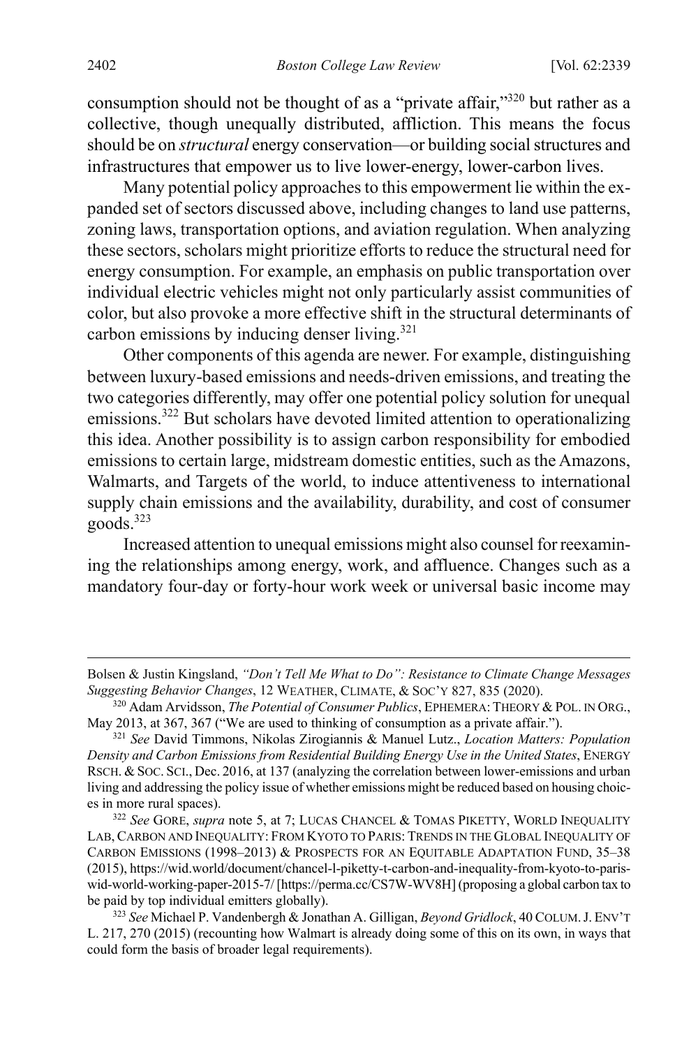consumption should not be thought of as a "private affair,"[320] but rather as a collective, though unequally distributed, affliction. This means the focus should be on *structural* energy conservation—or building social structures and infrastructures that empower us to live lower-energy, lower-carbon lives.

Many potential policy approaches to this empowerment lie within the expanded set of sectors discussed above, including changes to land use patterns, zoning laws, transportation options, and aviation regulation. When analyzing these sectors, scholars might prioritize efforts to reduce the structural need for energy consumption. For example, an emphasis on public transportation over individual electric vehicles might not only particularly assist communities of color, but also provoke a more effective shift in the structural determinants of carbon emissions by inducing denser living.[321]

Other components of this agenda are newer. For example, distinguishing between luxury-based emissions and needs-driven emissions, and treating the two categories differently, may offer one potential policy solution for unequal emissions.[322] But scholars have devoted limited attention to operationalizing this idea. Another possibility is to assign carbon responsibility for embodied emissions to certain large, midstream domestic entities, such as the Amazons, Walmarts, and Targets of the world, to induce attentiveness to international supply chain emissions and the availability, durability, and cost of consumer goods.[323]

Increased attention to unequal emissions might also counsel for reexamining the relationships among energy, work, and affluence. Changes such as a mandatory four-day or forty-hour work week or universal basic income may

---

Bolsen & Justin Kingsland, *"Don't Tell Me What to Do": Resistance to Climate Change Messages Suggesting Behavior Changes*, 12 WEATHER, CLIMATE, & SOC'Y 827, 835 (2020).

[320] Adam Arvidsson, *The Potential of Consumer Publics*, EPHEMERA: THEORY & POL. IN ORG., May 2013, at 367, 367 ("We are used to thinking of consumption as a private affair.").

[321] *See* David Timmons, Nikolas Zirogiannis & Manuel Lutz., *Location Matters: Population Density and Carbon Emissions from Residential Building Energy Use in the United States*, ENERGY RSCH. & SOC. SCI., Dec. 2016, at 137 (analyzing the correlation between lower-emissions and urban living and addressing the policy issue of whether emissions might be reduced based on housing choices in more rural spaces).

[322] *See* GORE, *supra* note 5, at 7; LUCAS CHANCEL & TOMAS PIKETTY, WORLD INEQUALITY LAB, CARBON AND INEQUALITY: FROM KYOTO TO PARIS: TRENDS IN THE GLOBAL INEQUALITY OF CARBON EMISSIONS (1998–2013) & PROSPECTS FOR AN EQUITABLE ADAPTATION FUND, 35–38 (2015), https://wid.world/document/chancel-l-piketty-t-carbon-and-inequality-from-kyoto-to-paris-wid-world-working-paper-2015-7/ [https://perma.cc/CS7W-WV8H] (proposing a global carbon tax to be paid by top individual emitters globally).

[323] *See* Michael P. Vandenbergh & Jonathan A. Gilligan, *Beyond Gridlock*, 40 COLUM. J. ENV'T L. 217, 270 (2015) (recounting how Walmart is already doing some of this on its own, in ways that could form the basis of broader legal requirements).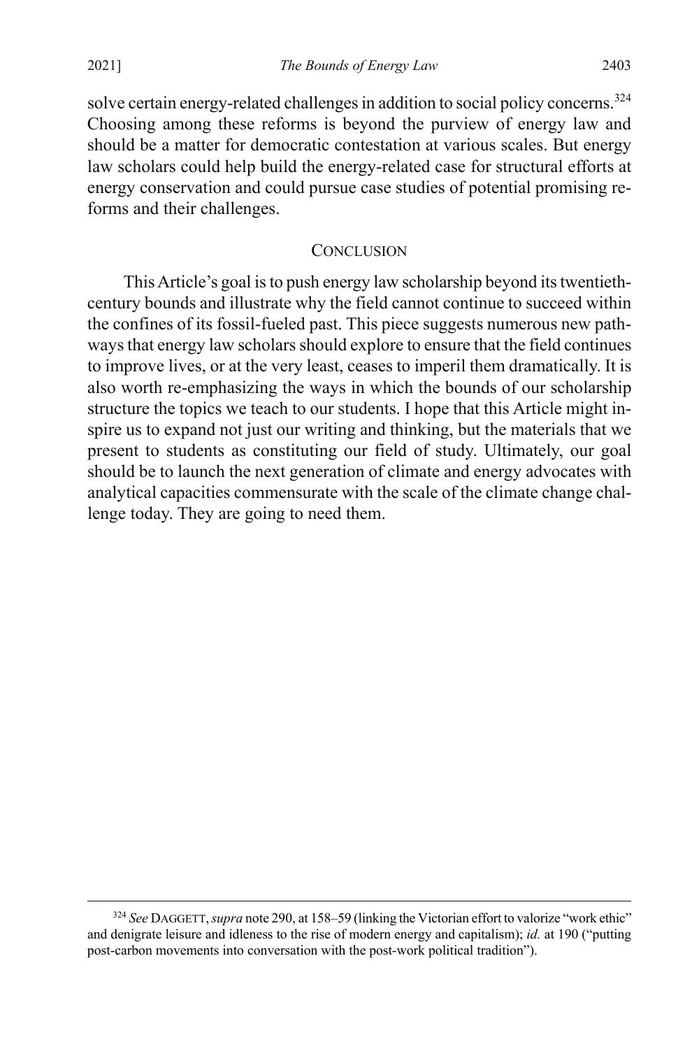solve certain energy-related challenges in addition to social policy concerns.[324] Choosing among these reforms is beyond the purview of energy law and should be a matter for democratic contestation at various scales. But energy law scholars could help build the energy-related case for structural efforts at energy conservation and could pursue case studies of potential promising reforms and their challenges.

## CONCLUSION

This Article's goal is to push energy law scholarship beyond its twentieth-century bounds and illustrate why the field cannot continue to succeed within the confines of its fossil-fueled past. This piece suggests numerous new pathways that energy law scholars should explore to ensure that the field continues to improve lives, or at the very least, ceases to imperil them dramatically. It is also worth re-emphasizing the ways in which the bounds of our scholarship structure the topics we teach to our students. I hope that this Article might inspire us to expand not just our writing and thinking, but the materials that we present to students as constituting our field of study. Ultimately, our goal should be to launch the next generation of climate and energy advocates with analytical capacities commensurate with the scale of the climate change challenge today. They are going to need them.

[324] *See* DAGGETT, *supra* note 290, at 158–59 (linking the Victorian effort to valorize "work ethic" and denigrate leisure and idleness to the rise of modern energy and capitalism); *id.* at 190 ("putting post-carbon movements into conversation with the post-work political tradition").